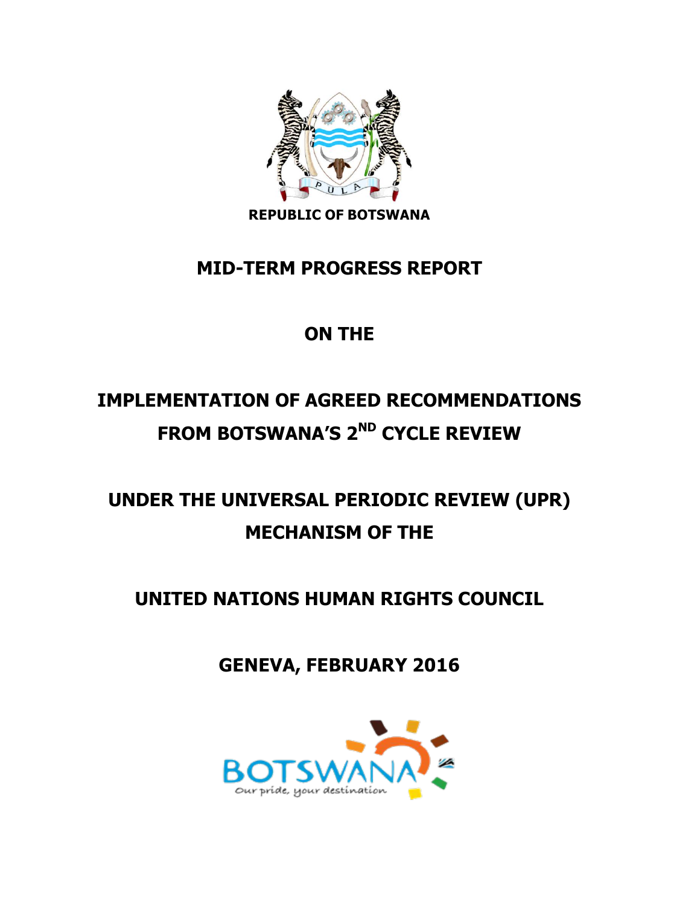REPUBLIC OF BOTSWANA

# MID-TERM PROGRESS REPORT

# ON THE

# IMPLEMENTATION OF AGREED RECOMMENDATIONS FROM BOTSWANA'S 2ND CYCLE REVIEW

# UNDER THE UNIVERSAL PERIODIC REVIEW (UPR) MECHANISM OF THE

# UNITED NATIONS HUMAN RIGHTS COUNCIL

**GENEVA, FEBRUARY 2016**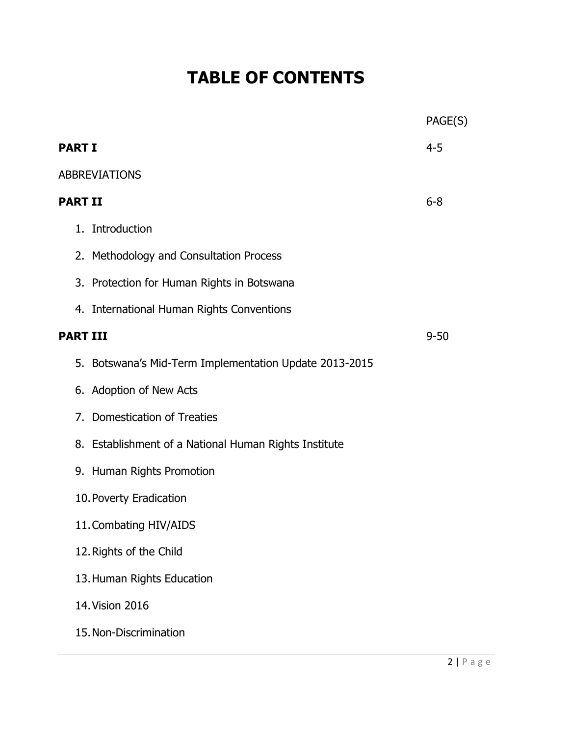# TABLE OF CONTENTS

| | PAGE(S) |
|---|---|
| **PART I** | 4-5 |
| ABBREVIATIONS | |
| **PART II** | 6-8 |
| 1. Introduction | |
| 2. Methodology and Consultation Process | |
| 3. Protection for Human Rights in Botswana | |
| 4. International Human Rights Conventions | |
| **PART III** | 9-50 |
| 5. Botswana's Mid-Term Implementation Update 2013-2015 | |
| 6. Adoption of New Acts | |
| 7. Domestication of Treaties | |
| 8. Establishment of a National Human Rights Institute | |
| 9. Human Rights Promotion | |
| 10. Poverty Eradication | |
| 11. Combating HIV/AIDS | |
| 12. Rights of the Child | |
| 13. Human Rights Education | |
| 14. Vision 2016 | |
| 15. Non-Discrimination | |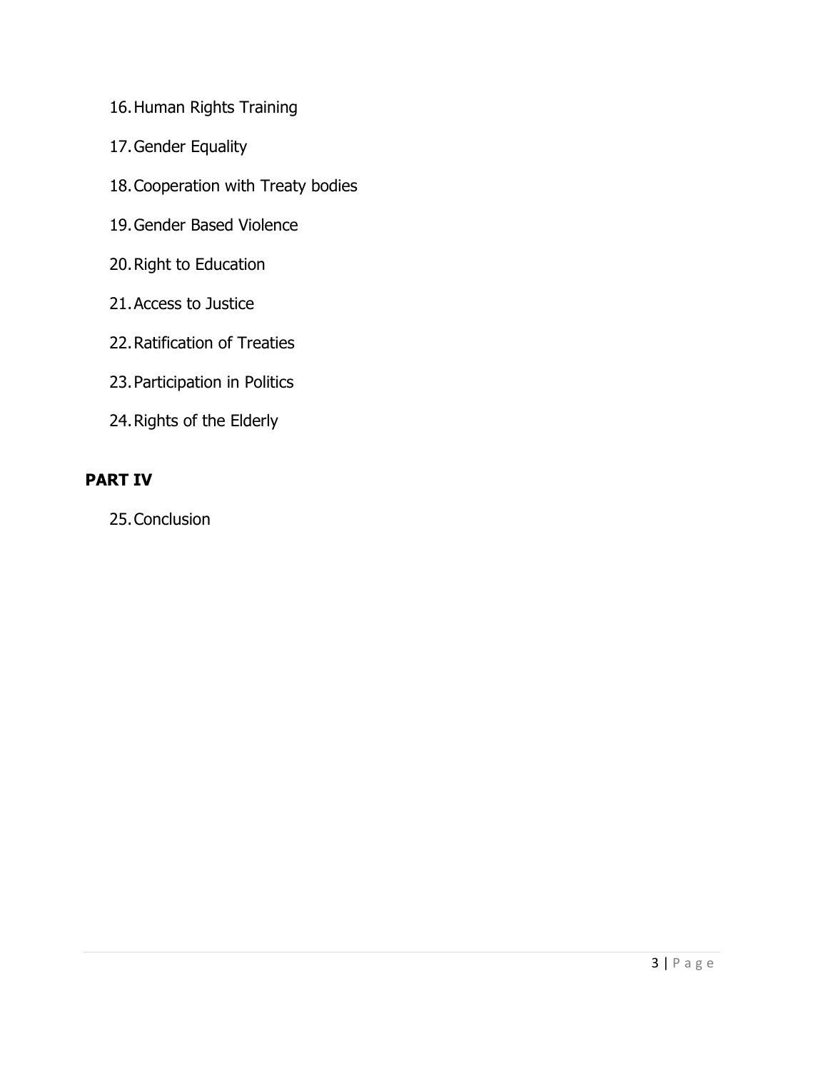16. Human Rights Training
17. Gender Equality
18. Cooperation with Treaty bodies
19. Gender Based Violence
20. Right to Education
21. Access to Justice
22. Ratification of Treaties
23. Participation in Politics
24. Rights of the Elderly

## PART IV

25. Conclusion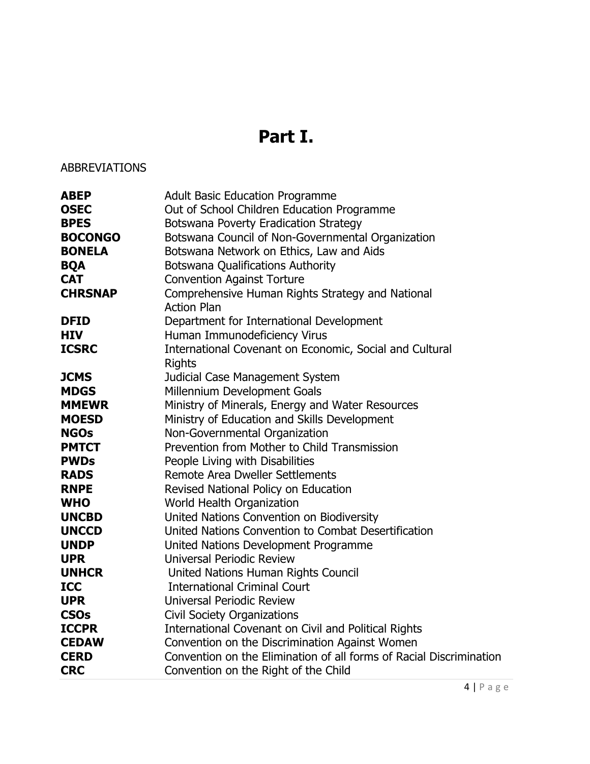# Part I.

ABBREVIATIONS

| | |
|---|---|
| **ABEP** | Adult Basic Education Programme |
| **OSEC** | Out of School Children Education Programme |
| **BPES** | Botswana Poverty Eradication Strategy |
| **BOCONGO** | Botswana Council of Non-Governmental Organization |
| **BONELA** | Botswana Network on Ethics, Law and Aids |
| **BQA** | Botswana Qualifications Authority |
| **CAT** | Convention Against Torture |
| **CHRSNAP** | Comprehensive Human Rights Strategy and National Action Plan |
| **DFID** | Department for International Development |
| **HIV** | Human Immunodeficiency Virus |
| **ICSRC** | International Covenant on Economic, Social and Cultural Rights |
| **JCMS** | Judicial Case Management System |
| **MDGS** | Millennium Development Goals |
| **MMEWR** | Ministry of Minerals, Energy and Water Resources |
| **MOESD** | Ministry of Education and Skills Development |
| **NGOs** | Non-Governmental Organization |
| **PMTCT** | Prevention from Mother to Child Transmission |
| **PWDs** | People Living with Disabilities |
| **RADS** | Remote Area Dweller Settlements |
| **RNPE** | Revised National Policy on Education |
| **WHO** | World Health Organization |
| **UNCBD** | United Nations Convention on Biodiversity |
| **UNCCD** | United Nations Convention to Combat Desertification |
| **UNDP** | United Nations Development Programme |
| **UPR** | Universal Periodic Review |
| **UNHCR** | United Nations Human Rights Council |
| **ICC** | International Criminal Court |
| **UPR** | Universal Periodic Review |
| **CSOs** | Civil Society Organizations |
| **ICCPR** | International Covenant on Civil and Political Rights |
| **CEDAW** | Convention on the Discrimination Against Women |
| **CERD** | Convention on the Elimination of all forms of Racial Discrimination |
| **CRC** | Convention on the Right of the Child |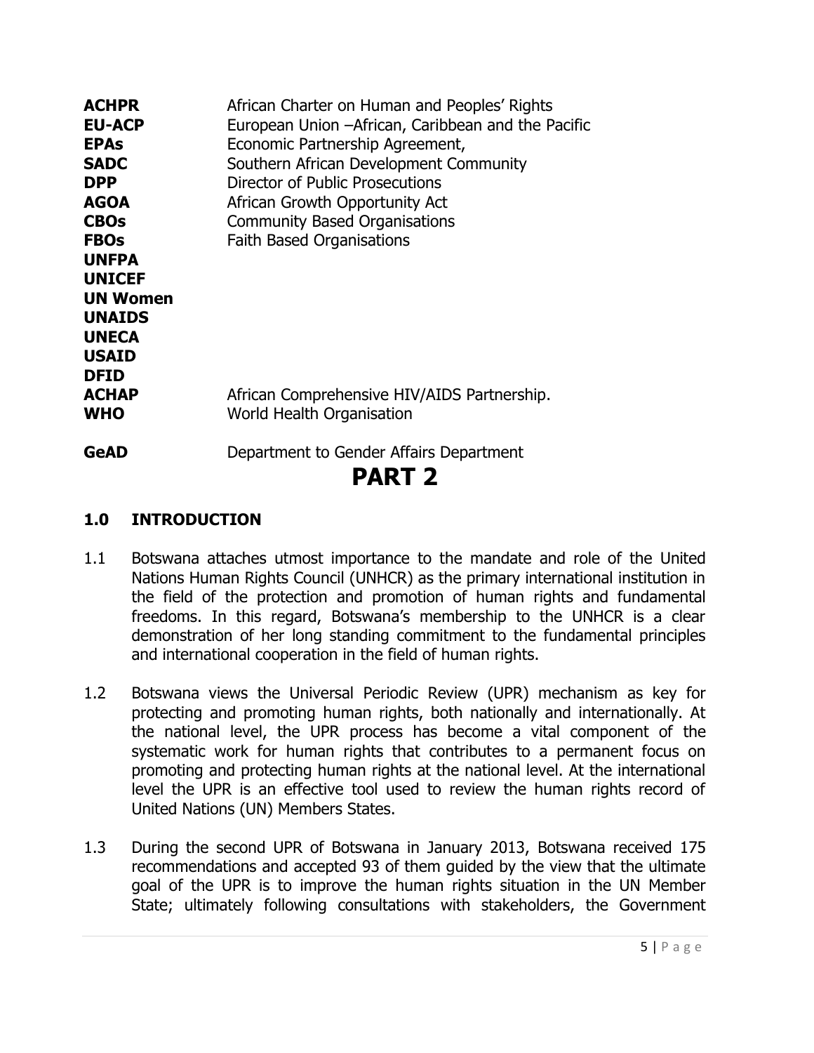| | |
|---|---|
| **ACHPR** | African Charter on Human and Peoples' Rights |
| **EU-ACP** | European Union –African, Caribbean and the Pacific |
| **EPAs** | Economic Partnership Agreement, |
| **SADC** | Southern African Development Community |
| **DPP** | Director of Public Prosecutions |
| **AGOA** | African Growth Opportunity Act |
| **CBOs** | Community Based Organisations |
| **FBOs** | Faith Based Organisations |
| **UNFPA** | |
| **UNICEF** | |
| **UN Women** | |
| **UNAIDS** | |
| **UNECA** | |
| **USAID** | |
| **DFID** | |
| **ACHAP** | African Comprehensive HIV/AIDS Partnership. |
| **WHO** | World Health Organisation |
| **GeAD** | Department to Gender Affairs Department |

# PART 2

## 1.0 INTRODUCTION

1.1 Botswana attaches utmost importance to the mandate and role of the United Nations Human Rights Council (UNHCR) as the primary international institution in the field of the protection and promotion of human rights and fundamental freedoms. In this regard, Botswana's membership to the UNHCR is a clear demonstration of her long standing commitment to the fundamental principles and international cooperation in the field of human rights.

1.2 Botswana views the Universal Periodic Review (UPR) mechanism as key for protecting and promoting human rights, both nationally and internationally. At the national level, the UPR process has become a vital component of the systematic work for human rights that contributes to a permanent focus on promoting and protecting human rights at the national level. At the international level the UPR is an effective tool used to review the human rights record of United Nations (UN) Members States.

1.3 During the second UPR of Botswana in January 2013, Botswana received 175 recommendations and accepted 93 of them guided by the view that the ultimate goal of the UPR is to improve the human rights situation in the UN Member State; ultimately following consultations with stakeholders, the Government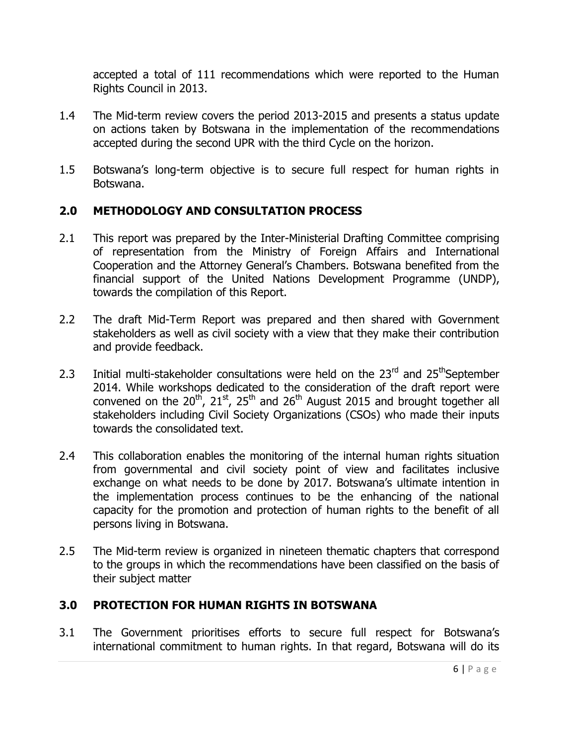accepted a total of 111 recommendations which were reported to the Human Rights Council in 2013.

1.4 The Mid-term review covers the period 2013-2015 and presents a status update on actions taken by Botswana in the implementation of the recommendations accepted during the second UPR with the third Cycle on the horizon.

1.5 Botswana's long-term objective is to secure full respect for human rights in Botswana.

## 2.0 METHODOLOGY AND CONSULTATION PROCESS

2.1 This report was prepared by the Inter-Ministerial Drafting Committee comprising of representation from the Ministry of Foreign Affairs and International Cooperation and the Attorney General's Chambers. Botswana benefited from the financial support of the United Nations Development Programme (UNDP), towards the compilation of this Report.

2.2 The draft Mid-Term Report was prepared and then shared with Government stakeholders as well as civil society with a view that they make their contribution and provide feedback.

2.3 Initial multi-stakeholder consultations were held on the 23rd and 25th September 2014. While workshops dedicated to the consideration of the draft report were convened on the 20th, 21st, 25th and 26th August 2015 and brought together all stakeholders including Civil Society Organizations (CSOs) who made their inputs towards the consolidated text.

2.4 This collaboration enables the monitoring of the internal human rights situation from governmental and civil society point of view and facilitates inclusive exchange on what needs to be done by 2017. Botswana's ultimate intention in the implementation process continues to be the enhancing of the national capacity for the promotion and protection of human rights to the benefit of all persons living in Botswana.

2.5 The Mid-term review is organized in nineteen thematic chapters that correspond to the groups in which the recommendations have been classified on the basis of their subject matter

## 3.0 PROTECTION FOR HUMAN RIGHTS IN BOTSWANA

3.1 The Government prioritises efforts to secure full respect for Botswana's international commitment to human rights. In that regard, Botswana will do its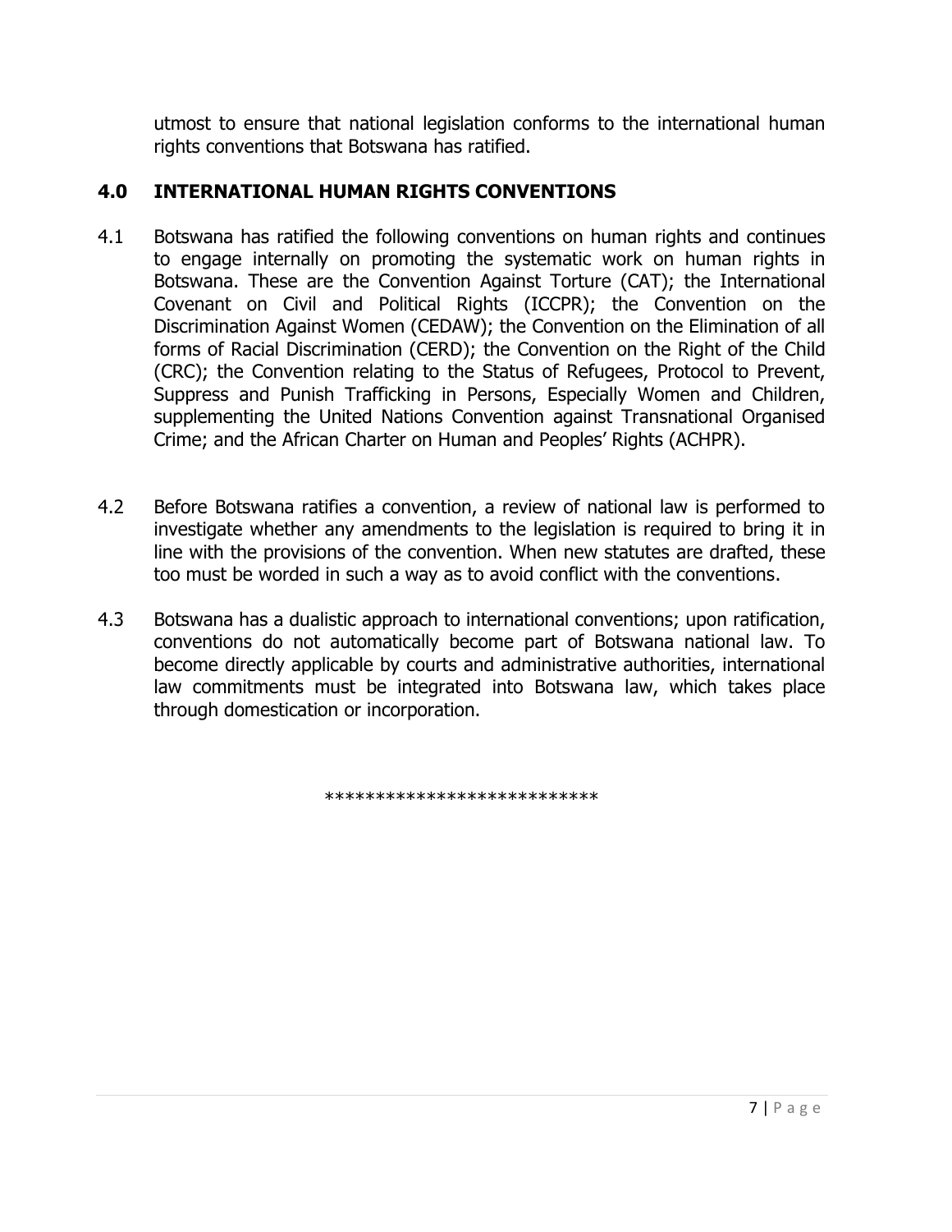utmost to ensure that national legislation conforms to the international human rights conventions that Botswana has ratified.

## 4.0 INTERNATIONAL HUMAN RIGHTS CONVENTIONS

4.1 Botswana has ratified the following conventions on human rights and continues to engage internally on promoting the systematic work on human rights in Botswana. These are the Convention Against Torture (CAT); the International Covenant on Civil and Political Rights (ICCPR); the Convention on the Discrimination Against Women (CEDAW); the Convention on the Elimination of all forms of Racial Discrimination (CERD); the Convention on the Right of the Child (CRC); the Convention relating to the Status of Refugees, Protocol to Prevent, Suppress and Punish Trafficking in Persons, Especially Women and Children, supplementing the United Nations Convention against Transnational Organised Crime; and the African Charter on Human and Peoples' Rights (ACHPR).

4.2 Before Botswana ratifies a convention, a review of national law is performed to investigate whether any amendments to the legislation is required to bring it in line with the provisions of the convention. When new statutes are drafted, these too must be worded in such a way as to avoid conflict with the conventions.

4.3 Botswana has a dualistic approach to international conventions; upon ratification, conventions do not automatically become part of Botswana national law. To become directly applicable by courts and administrative authorities, international law commitments must be integrated into Botswana law, which takes place through domestication or incorporation.

***************************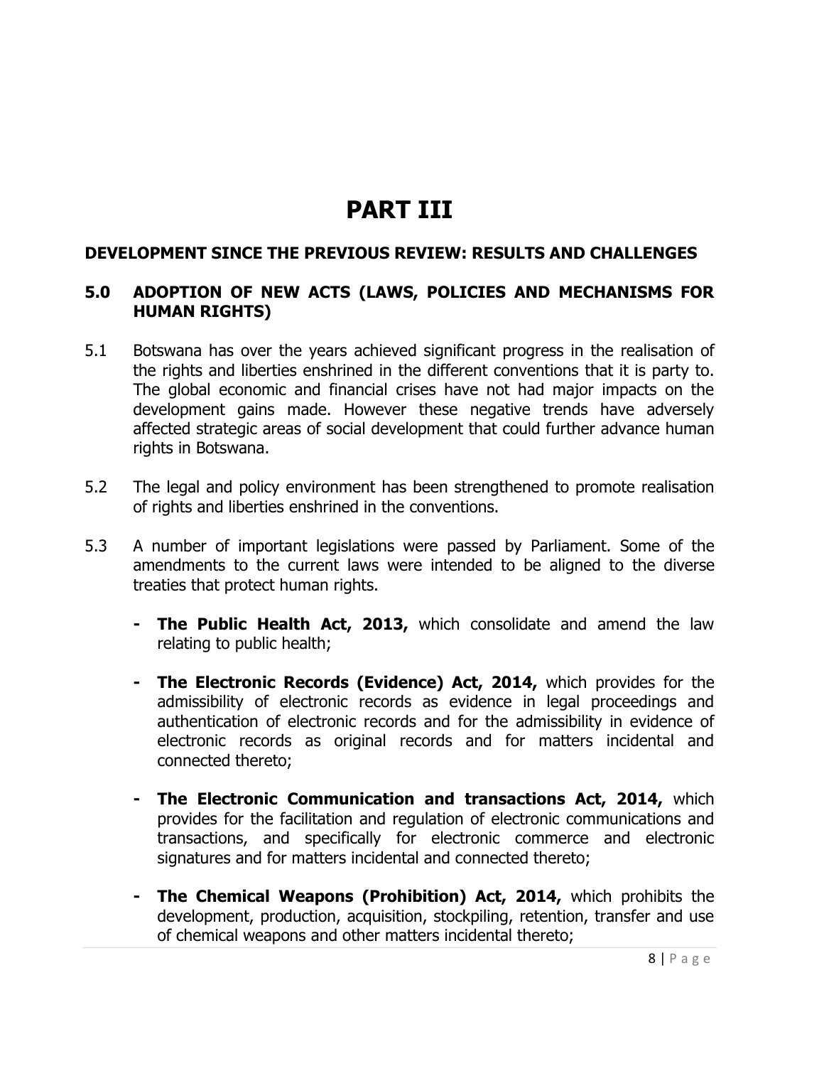# PART III

## DEVELOPMENT SINCE THE PREVIOUS REVIEW: RESULTS AND CHALLENGES

### 5.0 ADOPTION OF NEW ACTS (LAWS, POLICIES AND MECHANISMS FOR HUMAN RIGHTS)

5.1 Botswana has over the years achieved significant progress in the realisation of the rights and liberties enshrined in the different conventions that it is party to. The global economic and financial crises have not had major impacts on the development gains made. However these negative trends have adversely affected strategic areas of social development that could further advance human rights in Botswana.

5.2 The legal and policy environment has been strengthened to promote realisation of rights and liberties enshrined in the conventions.

5.3 A number of important legislations were passed by Parliament. Some of the amendments to the current laws were intended to be aligned to the diverse treaties that protect human rights.

- **The Public Health Act, 2013,** which consolidate and amend the law relating to public health;

- **The Electronic Records (Evidence) Act, 2014,** which provides for the admissibility of electronic records as evidence in legal proceedings and authentication of electronic records and for the admissibility in evidence of electronic records as original records and for matters incidental and connected thereto;

- **The Electronic Communication and transactions Act, 2014,** which provides for the facilitation and regulation of electronic communications and transactions, and specifically for electronic commerce and electronic signatures and for matters incidental and connected thereto;

- **The Chemical Weapons (Prohibition) Act, 2014,** which prohibits the development, production, acquisition, stockpiling, retention, transfer and use of chemical weapons and other matters incidental thereto;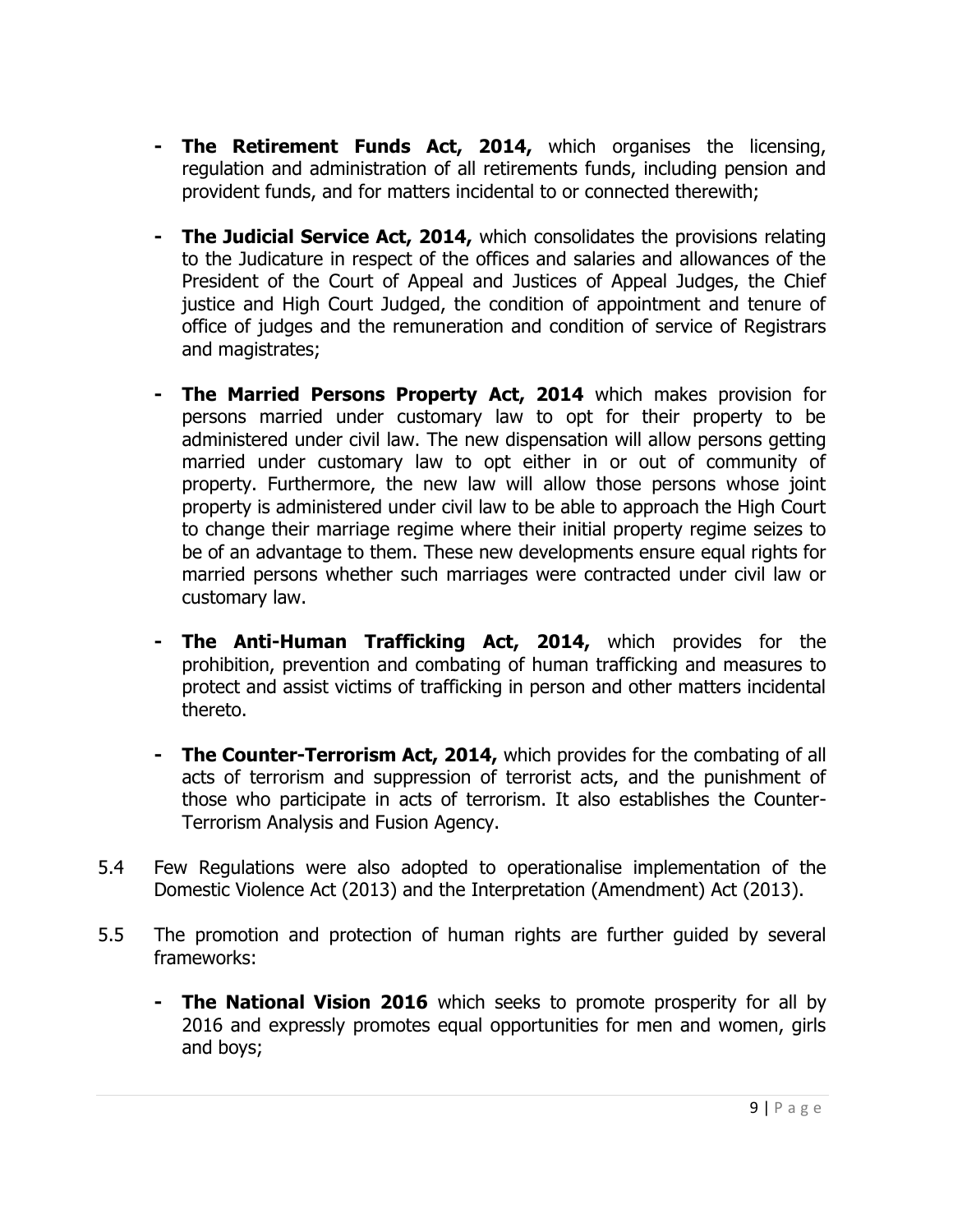- **The Retirement Funds Act, 2014,** which organises the licensing, regulation and administration of all retirements funds, including pension and provident funds, and for matters incidental to or connected therewith;

- **The Judicial Service Act, 2014,** which consolidates the provisions relating to the Judicature in respect of the offices and salaries and allowances of the President of the Court of Appeal and Justices of Appeal Judges, the Chief justice and High Court Judged, the condition of appointment and tenure of office of judges and the remuneration and condition of service of Registrars and magistrates;

- **The Married Persons Property Act, 2014** which makes provision for persons married under customary law to opt for their property to be administered under civil law. The new dispensation will allow persons getting married under customary law to opt either in or out of community of property. Furthermore, the new law will allow those persons whose joint property is administered under civil law to be able to approach the High Court to change their marriage regime where their initial property regime seizes to be of an advantage to them. These new developments ensure equal rights for married persons whether such marriages were contracted under civil law or customary law.

- **The Anti-Human Trafficking Act, 2014,** which provides for the prohibition, prevention and combating of human trafficking and measures to protect and assist victims of trafficking in person and other matters incidental thereto.

- **The Counter-Terrorism Act, 2014,** which provides for the combating of all acts of terrorism and suppression of terrorist acts, and the punishment of those who participate in acts of terrorism. It also establishes the Counter-Terrorism Analysis and Fusion Agency.

5.4 Few Regulations were also adopted to operationalise implementation of the Domestic Violence Act (2013) and the Interpretation (Amendment) Act (2013).

5.5 The promotion and protection of human rights are further guided by several frameworks:

- **The National Vision 2016** which seeks to promote prosperity for all by 2016 and expressly promotes equal opportunities for men and women, girls and boys;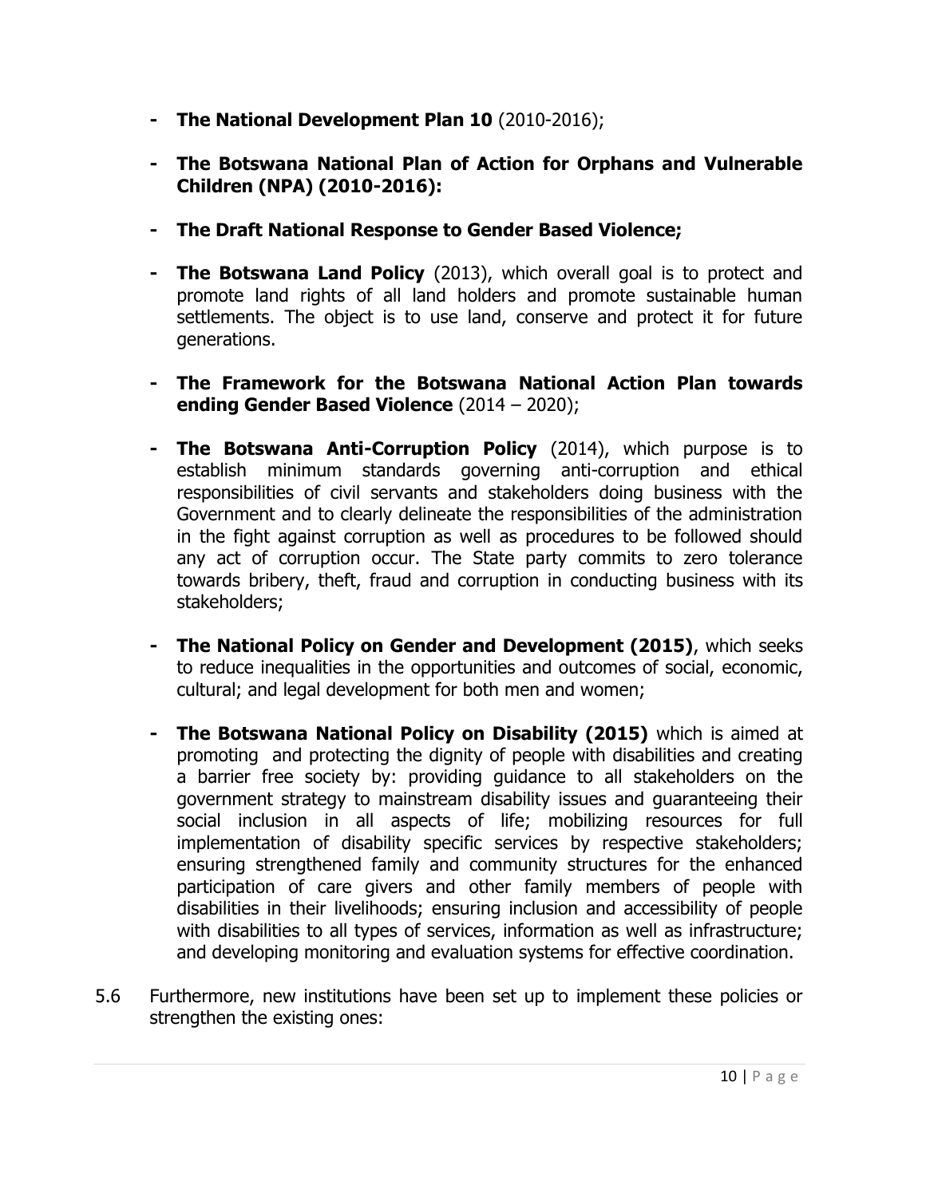- **The National Development Plan 10** (2010-2016);

- **The Botswana National Plan of Action for Orphans and Vulnerable Children (NPA) (2010-2016):**

- **The Draft National Response to Gender Based Violence;**

- **The Botswana Land Policy** (2013), which overall goal is to protect and promote land rights of all land holders and promote sustainable human settlements. The object is to use land, conserve and protect it for future generations.

- **The Framework for the Botswana National Action Plan towards ending Gender Based Violence** (2014 – 2020);

- **The Botswana Anti-Corruption Policy** (2014), which purpose is to establish minimum standards governing anti-corruption and ethical responsibilities of civil servants and stakeholders doing business with the Government and to clearly delineate the responsibilities of the administration in the fight against corruption as well as procedures to be followed should any act of corruption occur. The State party commits to zero tolerance towards bribery, theft, fraud and corruption in conducting business with its stakeholders;

- **The National Policy on Gender and Development (2015)**, which seeks to reduce inequalities in the opportunities and outcomes of social, economic, cultural; and legal development for both men and women;

- **The Botswana National Policy on Disability (2015)** which is aimed at promoting and protecting the dignity of people with disabilities and creating a barrier free society by: providing guidance to all stakeholders on the government strategy to mainstream disability issues and guaranteeing their social inclusion in all aspects of life; mobilizing resources for full implementation of disability specific services by respective stakeholders; ensuring strengthened family and community structures for the enhanced participation of care givers and other family members of people with disabilities in their livelihoods; ensuring inclusion and accessibility of people with disabilities to all types of services, information as well as infrastructure; and developing monitoring and evaluation systems for effective coordination.

5.6 Furthermore, new institutions have been set up to implement these policies or strengthen the existing ones: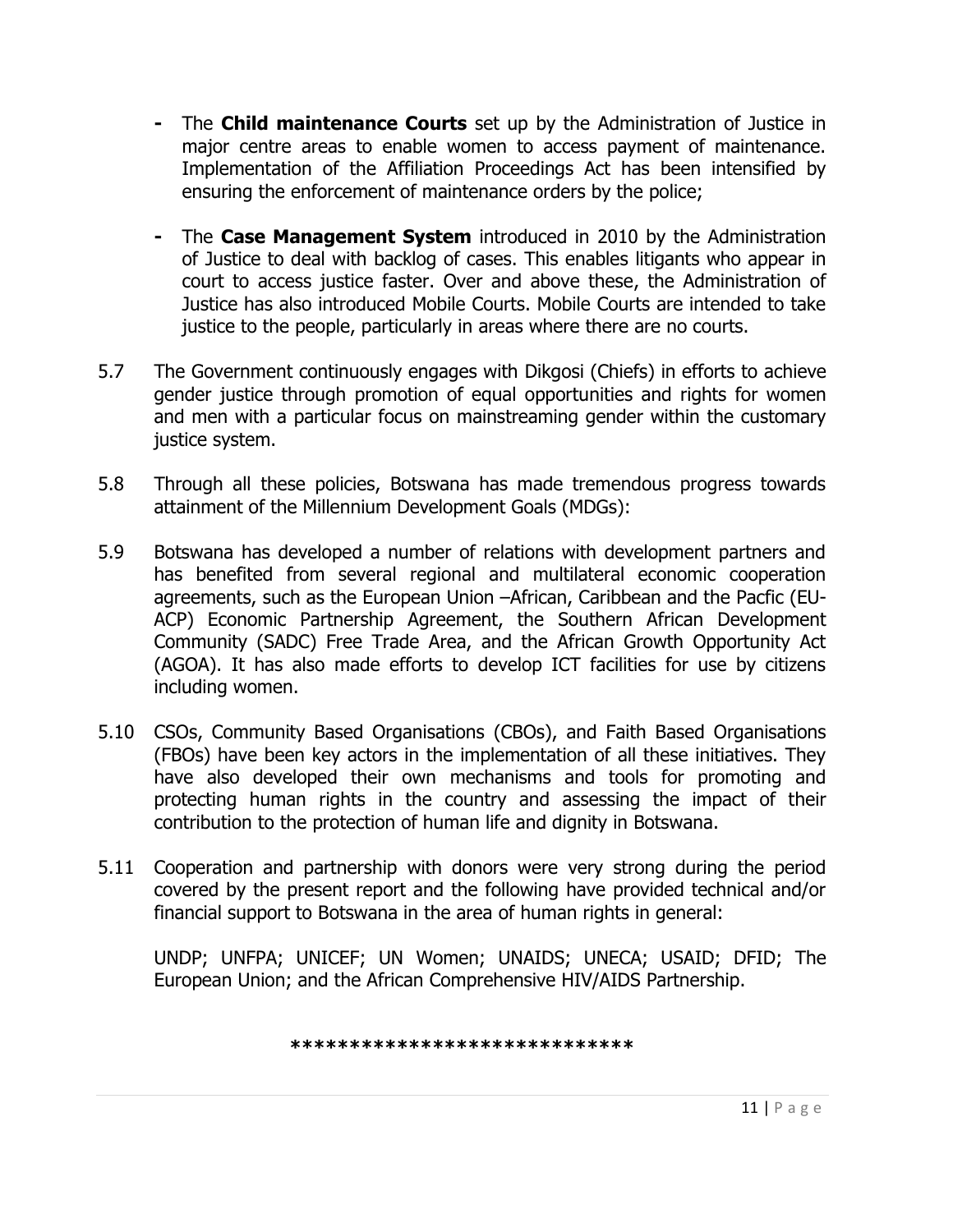- The **Child maintenance Courts** set up by the Administration of Justice in major centre areas to enable women to access payment of maintenance. Implementation of the Affiliation Proceedings Act has been intensified by ensuring the enforcement of maintenance orders by the police;

- The **Case Management System** introduced in 2010 by the Administration of Justice to deal with backlog of cases. This enables litigants who appear in court to access justice faster. Over and above these, the Administration of Justice has also introduced Mobile Courts. Mobile Courts are intended to take justice to the people, particularly in areas where there are no courts.

5.7 The Government continuously engages with Dikgosi (Chiefs) in efforts to achieve gender justice through promotion of equal opportunities and rights for women and men with a particular focus on mainstreaming gender within the customary justice system.

5.8 Through all these policies, Botswana has made tremendous progress towards attainment of the Millennium Development Goals (MDGs):

5.9 Botswana has developed a number of relations with development partners and has benefited from several regional and multilateral economic cooperation agreements, such as the European Union –African, Caribbean and the Pacfic (EU-ACP) Economic Partnership Agreement, the Southern African Development Community (SADC) Free Trade Area, and the African Growth Opportunity Act (AGOA). It has also made efforts to develop ICT facilities for use by citizens including women.

5.10 CSOs, Community Based Organisations (CBOs), and Faith Based Organisations (FBOs) have been key actors in the implementation of all these initiatives. They have also developed their own mechanisms and tools for promoting and protecting human rights in the country and assessing the impact of their contribution to the protection of human life and dignity in Botswana.

5.11 Cooperation and partnership with donors were very strong during the period covered by the present report and the following have provided technical and/or financial support to Botswana in the area of human rights in general:

UNDP; UNFPA; UNICEF; UN Women; UNAIDS; UNECA; USAID; DFID; The European Union; and the African Comprehensive HIV/AIDS Partnership.

****************************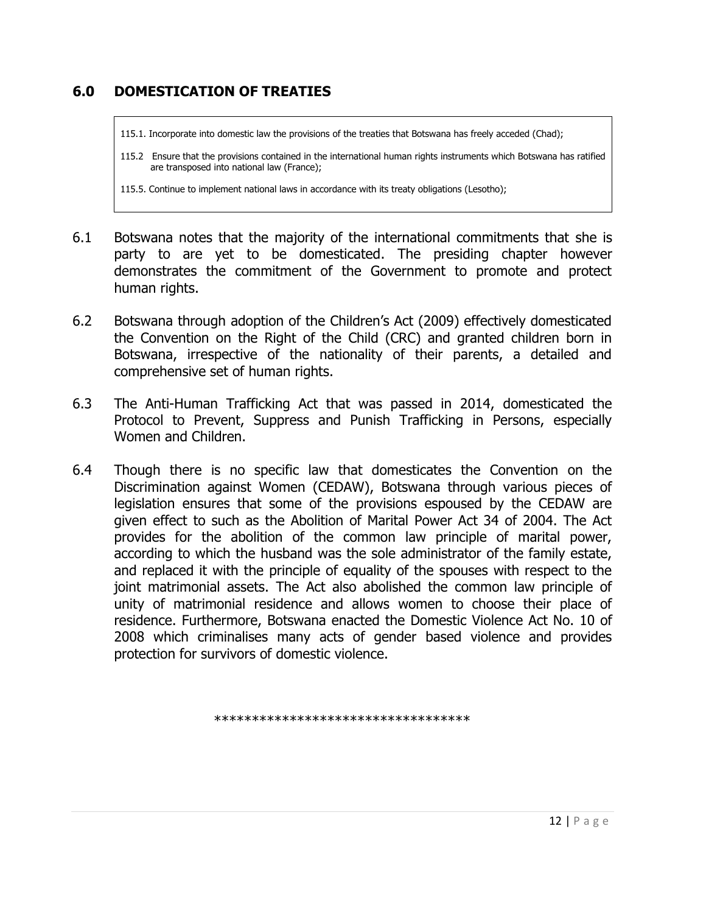## 6.0 DOMESTICATION OF TREATIES

> 115.1. Incorporate into domestic law the provisions of the treaties that Botswana has freely acceded (Chad);
>
> 115.2 Ensure that the provisions contained in the international human rights instruments which Botswana has ratified are transposed into national law (France);
>
> 115.5. Continue to implement national laws in accordance with its treaty obligations (Lesotho);

6.1 Botswana notes that the majority of the international commitments that she is party to are yet to be domesticated. The presiding chapter however demonstrates the commitment of the Government to promote and protect human rights.

6.2 Botswana through adoption of the Children's Act (2009) effectively domesticated the Convention on the Right of the Child (CRC) and granted children born in Botswana, irrespective of the nationality of their parents, a detailed and comprehensive set of human rights.

6.3 The Anti-Human Trafficking Act that was passed in 2014, domesticated the Protocol to Prevent, Suppress and Punish Trafficking in Persons, especially Women and Children.

6.4 Though there is no specific law that domesticates the Convention on the Discrimination against Women (CEDAW), Botswana through various pieces of legislation ensures that some of the provisions espoused by the CEDAW are given effect to such as the Abolition of Marital Power Act 34 of 2004. The Act provides for the abolition of the common law principle of marital power, according to which the husband was the sole administrator of the family estate, and replaced it with the principle of equality of the spouses with respect to the joint matrimonial assets. The Act also abolished the common law principle of unity of matrimonial residence and allows women to choose their place of residence. Furthermore, Botswana enacted the Domestic Violence Act No. 10 of 2008 which criminalises many acts of gender based violence and provides protection for survivors of domestic violence.

**********************************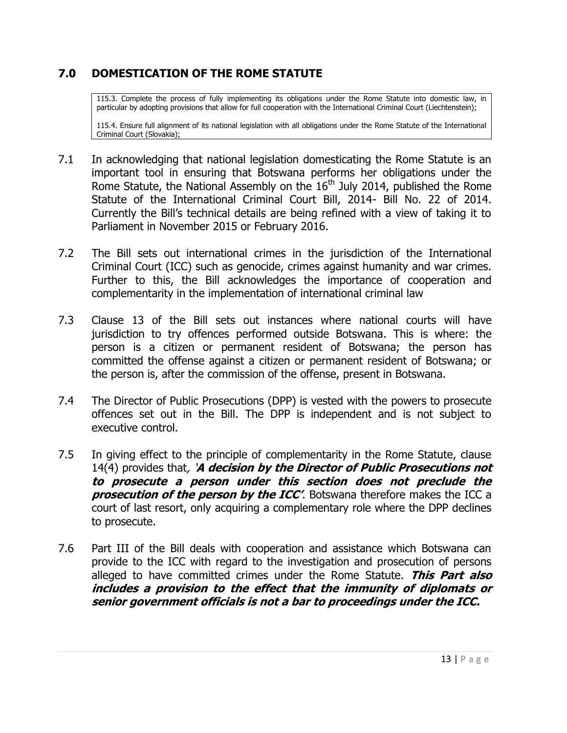## 7.0 DOMESTICATION OF THE ROME STATUTE

> 115.3. Complete the process of fully implementing its obligations under the Rome Statute into domestic law, in particular by adopting provisions that allow for full cooperation with the International Criminal Court (Liechtenstein);
>
> 115.4. Ensure full alignment of its national legislation with all obligations under the Rome Statute of the International Criminal Court (Slovakia);

7.1 In acknowledging that national legislation domesticating the Rome Statute is an important tool in ensuring that Botswana performs her obligations under the Rome Statute, the National Assembly on the 16th July 2014, published the Rome Statute of the International Criminal Court Bill, 2014- Bill No. 22 of 2014. Currently the Bill's technical details are being refined with a view of taking it to Parliament in November 2015 or February 2016.

7.2 The Bill sets out international crimes in the jurisdiction of the International Criminal Court (ICC) such as genocide, crimes against humanity and war crimes. Further to this, the Bill acknowledges the importance of cooperation and complementarity in the implementation of international criminal law

7.3 Clause 13 of the Bill sets out instances where national courts will have jurisdiction to try offences performed outside Botswana. This is where: the person is a citizen or permanent resident of Botswana; the person has committed the offense against a citizen or permanent resident of Botswana; or the person is, after the commission of the offense, present in Botswana.

7.4 The Director of Public Prosecutions (DPP) is vested with the powers to prosecute offences set out in the Bill. The DPP is independent and is not subject to executive control.

7.5 In giving effect to the principle of complementarity in the Rome Statute, clause 14(4) provides that, ***'A decision by the Director of Public Prosecutions not to prosecute a person under this section does not preclude the prosecution of the person by the ICC'***. Botswana therefore makes the ICC a court of last resort, only acquiring a complementary role where the DPP declines to prosecute.

7.6 Part III of the Bill deals with cooperation and assistance which Botswana can provide to the ICC with regard to the investigation and prosecution of persons alleged to have committed crimes under the Rome Statute. ***This Part also includes a provision to the effect that the immunity of diplomats or senior government officials is not a bar to proceedings under the ICC.***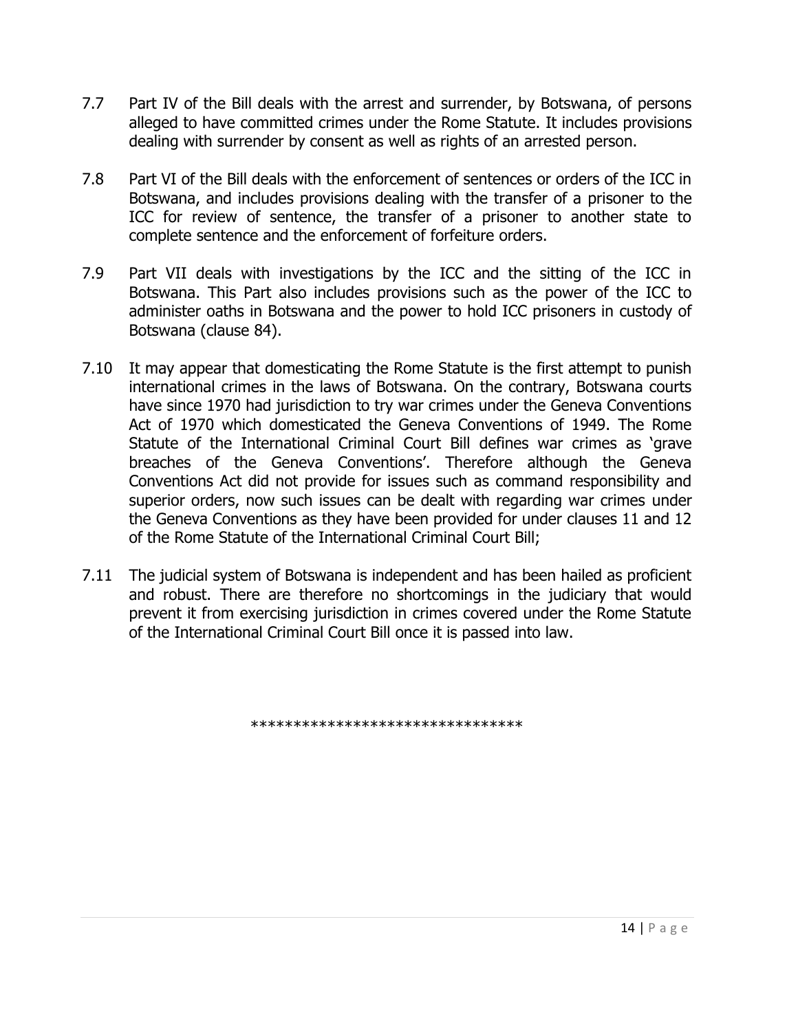7.7 Part IV of the Bill deals with the arrest and surrender, by Botswana, of persons alleged to have committed crimes under the Rome Statute. It includes provisions dealing with surrender by consent as well as rights of an arrested person.

7.8 Part VI of the Bill deals with the enforcement of sentences or orders of the ICC in Botswana, and includes provisions dealing with the transfer of a prisoner to the ICC for review of sentence, the transfer of a prisoner to another state to complete sentence and the enforcement of forfeiture orders.

7.9 Part VII deals with investigations by the ICC and the sitting of the ICC in Botswana. This Part also includes provisions such as the power of the ICC to administer oaths in Botswana and the power to hold ICC prisoners in custody of Botswana (clause 84).

7.10 It may appear that domesticating the Rome Statute is the first attempt to punish international crimes in the laws of Botswana. On the contrary, Botswana courts have since 1970 had jurisdiction to try war crimes under the Geneva Conventions Act of 1970 which domesticated the Geneva Conventions of 1949. The Rome Statute of the International Criminal Court Bill defines war crimes as 'grave breaches of the Geneva Conventions'. Therefore although the Geneva Conventions Act did not provide for issues such as command responsibility and superior orders, now such issues can be dealt with regarding war crimes under the Geneva Conventions as they have been provided for under clauses 11 and 12 of the Rome Statute of the International Criminal Court Bill;

7.11 The judicial system of Botswana is independent and has been hailed as proficient and robust. There are therefore no shortcomings in the judiciary that would prevent it from exercising jurisdiction in crimes covered under the Rome Statute of the International Criminal Court Bill once it is passed into law.

********************************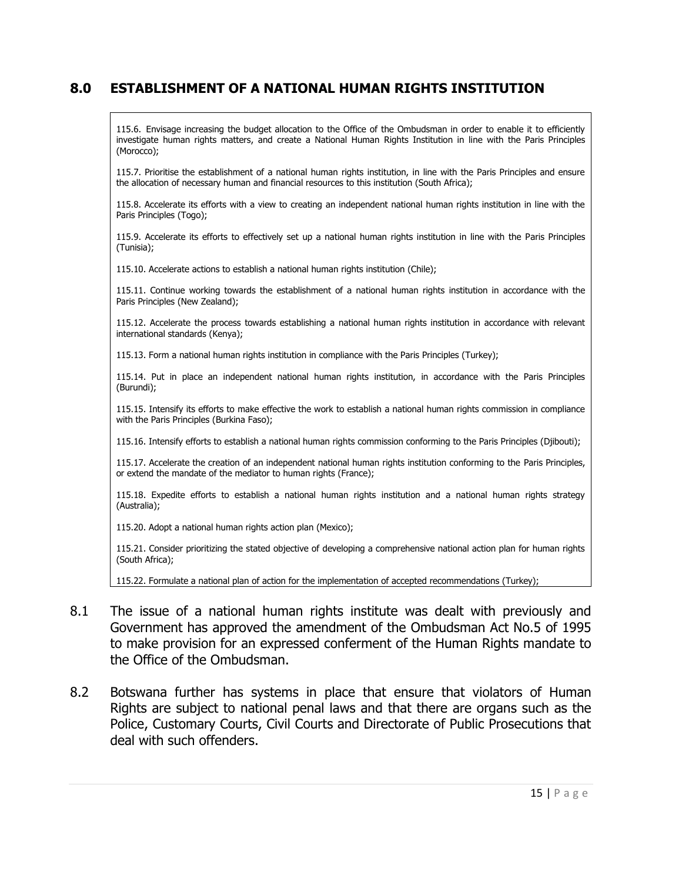## 8.0 ESTABLISHMENT OF A NATIONAL HUMAN RIGHTS INSTITUTION

> 115.6. Envisage increasing the budget allocation to the Office of the Ombudsman in order to enable it to efficiently investigate human rights matters, and create a National Human Rights Institution in line with the Paris Principles (Morocco);
>
> 115.7. Prioritise the establishment of a national human rights institution, in line with the Paris Principles and ensure the allocation of necessary human and financial resources to this institution (South Africa);
>
> 115.8. Accelerate its efforts with a view to creating an independent national human rights institution in line with the Paris Principles (Togo);
>
> 115.9. Accelerate its efforts to effectively set up a national human rights institution in line with the Paris Principles (Tunisia);
>
> 115.10. Accelerate actions to establish a national human rights institution (Chile);
>
> 115.11. Continue working towards the establishment of a national human rights institution in accordance with the Paris Principles (New Zealand);
>
> 115.12. Accelerate the process towards establishing a national human rights institution in accordance with relevant international standards (Kenya);
>
> 115.13. Form a national human rights institution in compliance with the Paris Principles (Turkey);
>
> 115.14. Put in place an independent national human rights institution, in accordance with the Paris Principles (Burundi);
>
> 115.15. Intensify its efforts to make effective the work to establish a national human rights commission in compliance with the Paris Principles (Burkina Faso);
>
> 115.16. Intensify efforts to establish a national human rights commission conforming to the Paris Principles (Djibouti);
>
> 115.17. Accelerate the creation of an independent national human rights institution conforming to the Paris Principles, or extend the mandate of the mediator to human rights (France);
>
> 115.18. Expedite efforts to establish a national human rights institution and a national human rights strategy (Australia);
>
> 115.20. Adopt a national human rights action plan (Mexico);
>
> 115.21. Consider prioritizing the stated objective of developing a comprehensive national action plan for human rights (South Africa);
>
> 115.22. Formulate a national plan of action for the implementation of accepted recommendations (Turkey);

8.1 The issue of a national human rights institute was dealt with previously and Government has approved the amendment of the Ombudsman Act No.5 of 1995 to make provision for an expressed conferment of the Human Rights mandate to the Office of the Ombudsman.

8.2 Botswana further has systems in place that ensure that violators of Human Rights are subject to national penal laws and that there are organs such as the Police, Customary Courts, Civil Courts and Directorate of Public Prosecutions that deal with such offenders.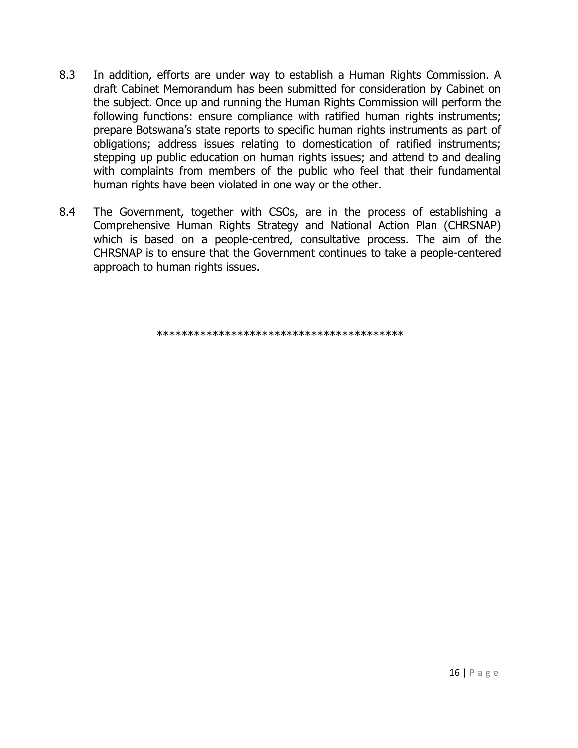8.3 In addition, efforts are under way to establish a Human Rights Commission. A draft Cabinet Memorandum has been submitted for consideration by Cabinet on the subject. Once up and running the Human Rights Commission will perform the following functions: ensure compliance with ratified human rights instruments; prepare Botswana's state reports to specific human rights instruments as part of obligations; address issues relating to domestication of ratified instruments; stepping up public education on human rights issues; and attend to and dealing with complaints from members of the public who feel that their fundamental human rights have been violated in one way or the other.

8.4 The Government, together with CSOs, are in the process of establishing a Comprehensive Human Rights Strategy and National Action Plan (CHRSNAP) which is based on a people-centred, consultative process. The aim of the CHRSNAP is to ensure that the Government continues to take a people-centered approach to human rights issues.

****************************************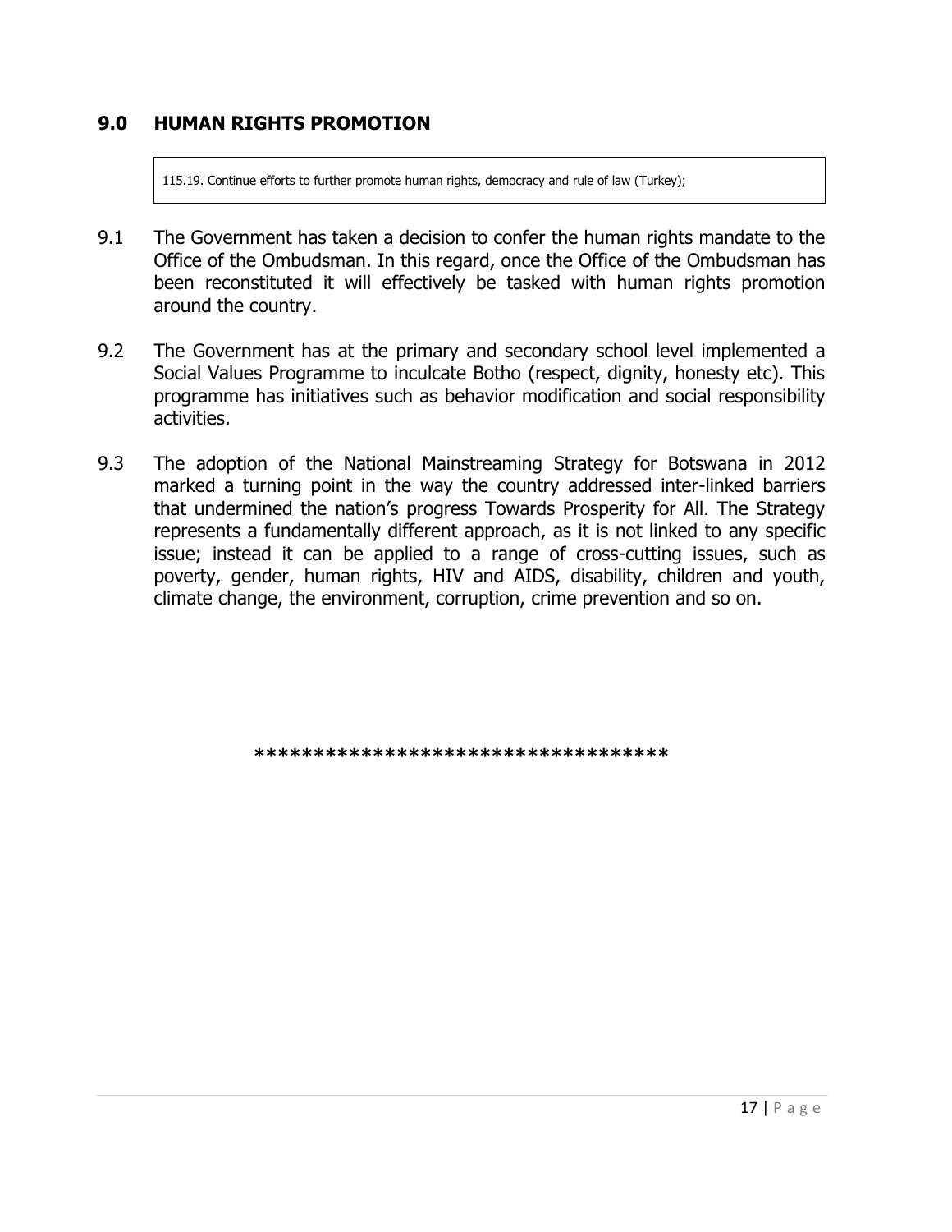## 9.0 HUMAN RIGHTS PROMOTION

> 115.19. Continue efforts to further promote human rights, democracy and rule of law (Turkey);

9.1 The Government has taken a decision to confer the human rights mandate to the Office of the Ombudsman. In this regard, once the Office of the Ombudsman has been reconstituted it will effectively be tasked with human rights promotion around the country.

9.2 The Government has at the primary and secondary school level implemented a Social Values Programme to inculcate Botho (respect, dignity, honesty etc). This programme has initiatives such as behavior modification and social responsibility activities.

9.3 The adoption of the National Mainstreaming Strategy for Botswana in 2012 marked a turning point in the way the country addressed inter-linked barriers that undermined the nation's progress Towards Prosperity for All. The Strategy represents a fundamentally different approach, as it is not linked to any specific issue; instead it can be applied to a range of cross-cutting issues, such as poverty, gender, human rights, HIV and AIDS, disability, children and youth, climate change, the environment, corruption, crime prevention and so on.

***********************************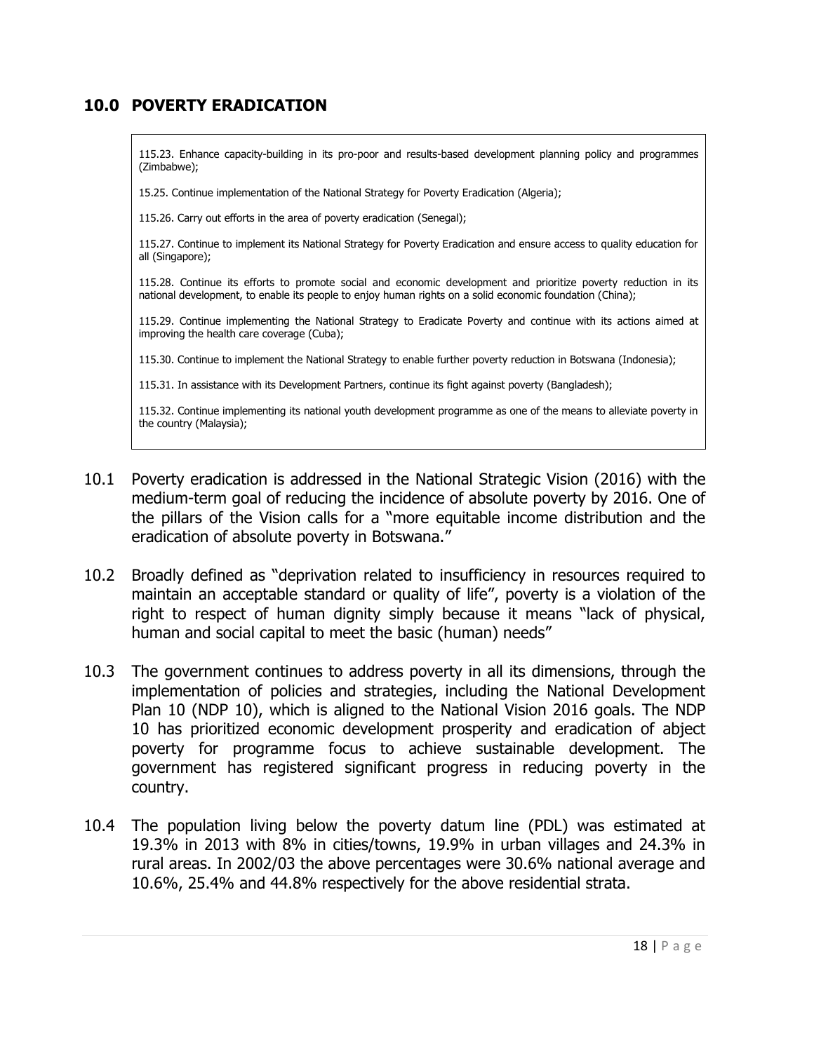## 10.0 POVERTY ERADICATION

> 115.23. Enhance capacity-building in its pro-poor and results-based development planning policy and programmes (Zimbabwe);
>
> 15.25. Continue implementation of the National Strategy for Poverty Eradication (Algeria);
>
> 115.26. Carry out efforts in the area of poverty eradication (Senegal);
>
> 115.27. Continue to implement its National Strategy for Poverty Eradication and ensure access to quality education for all (Singapore);
>
> 115.28. Continue its efforts to promote social and economic development and prioritize poverty reduction in its national development, to enable its people to enjoy human rights on a solid economic foundation (China);
>
> 115.29. Continue implementing the National Strategy to Eradicate Poverty and continue with its actions aimed at improving the health care coverage (Cuba);
>
> 115.30. Continue to implement the National Strategy to enable further poverty reduction in Botswana (Indonesia);
>
> 115.31. In assistance with its Development Partners, continue its fight against poverty (Bangladesh);
>
> 115.32. Continue implementing its national youth development programme as one of the means to alleviate poverty in the country (Malaysia);

10.1 Poverty eradication is addressed in the National Strategic Vision (2016) with the medium-term goal of reducing the incidence of absolute poverty by 2016. One of the pillars of the Vision calls for a "more equitable income distribution and the eradication of absolute poverty in Botswana."

10.2 Broadly defined as "deprivation related to insufficiency in resources required to maintain an acceptable standard or quality of life", poverty is a violation of the right to respect of human dignity simply because it means "lack of physical, human and social capital to meet the basic (human) needs"

10.3 The government continues to address poverty in all its dimensions, through the implementation of policies and strategies, including the National Development Plan 10 (NDP 10), which is aligned to the National Vision 2016 goals. The NDP 10 has prioritized economic development prosperity and eradication of abject poverty for programme focus to achieve sustainable development. The government has registered significant progress in reducing poverty in the country.

10.4 The population living below the poverty datum line (PDL) was estimated at 19.3% in 2013 with 8% in cities/towns, 19.9% in urban villages and 24.3% in rural areas. In 2002/03 the above percentages were 30.6% national average and 10.6%, 25.4% and 44.8% respectively for the above residential strata.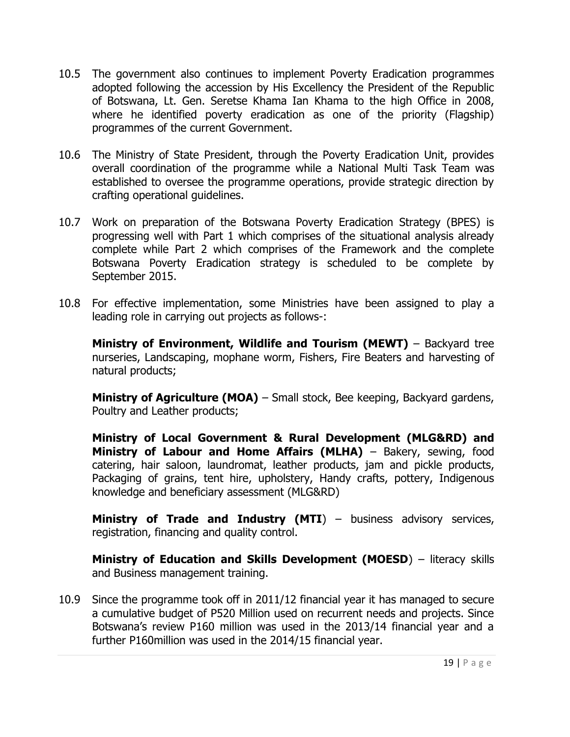10.5 The government also continues to implement Poverty Eradication programmes adopted following the accession by His Excellency the President of the Republic of Botswana, Lt. Gen. Seretse Khama Ian Khama to the high Office in 2008, where he identified poverty eradication as one of the priority (Flagship) programmes of the current Government.

10.6 The Ministry of State President, through the Poverty Eradication Unit, provides overall coordination of the programme while a National Multi Task Team was established to oversee the programme operations, provide strategic direction by crafting operational guidelines.

10.7 Work on preparation of the Botswana Poverty Eradication Strategy (BPES) is progressing well with Part 1 which comprises of the situational analysis already complete while Part 2 which comprises of the Framework and the complete Botswana Poverty Eradication strategy is scheduled to be complete by September 2015.

10.8 For effective implementation, some Ministries have been assigned to play a leading role in carrying out projects as follows-:

**Ministry of Environment, Wildlife and Tourism (MEWT)** – Backyard tree nurseries, Landscaping, mophane worm, Fishers, Fire Beaters and harvesting of natural products;

**Ministry of Agriculture (MOA)** – Small stock, Bee keeping, Backyard gardens, Poultry and Leather products;

**Ministry of Local Government & Rural Development (MLG&RD) and Ministry of Labour and Home Affairs (MLHA)** – Bakery, sewing, food catering, hair saloon, laundromat, leather products, jam and pickle products, Packaging of grains, tent hire, upholstery, Handy crafts, pottery, Indigenous knowledge and beneficiary assessment (MLG&RD)

**Ministry of Trade and Industry (MTI**) – business advisory services, registration, financing and quality control.

**Ministry of Education and Skills Development (MOESD**) – literacy skills and Business management training.

10.9 Since the programme took off in 2011/12 financial year it has managed to secure a cumulative budget of P520 Million used on recurrent needs and projects. Since Botswana's review P160 million was used in the 2013/14 financial year and a further P160million was used in the 2014/15 financial year.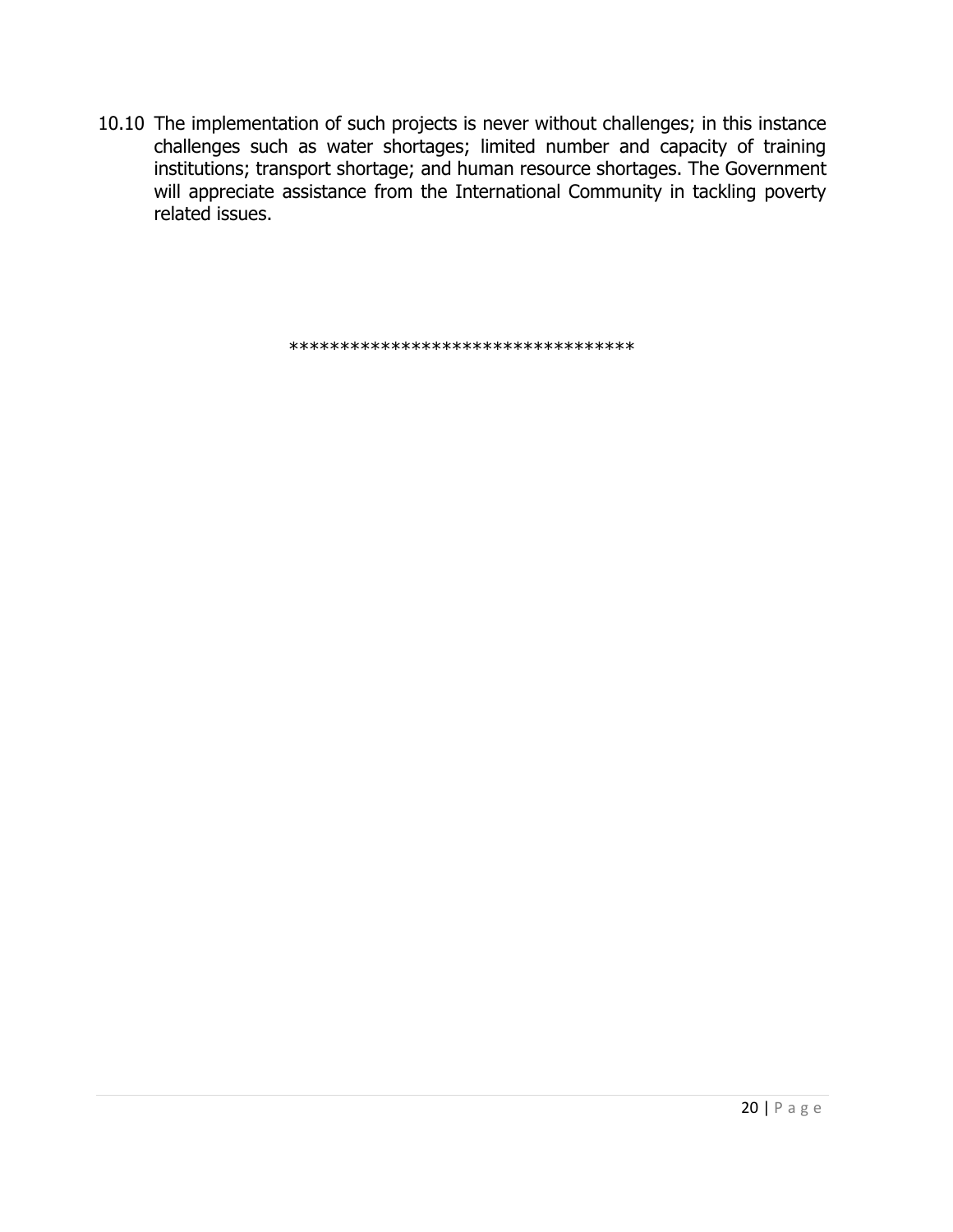10.10 The implementation of such projects is never without challenges; in this instance challenges such as water shortages; limited number and capacity of training institutions; transport shortage; and human resource shortages. The Government will appreciate assistance from the International Community in tackling poverty related issues.

**********************************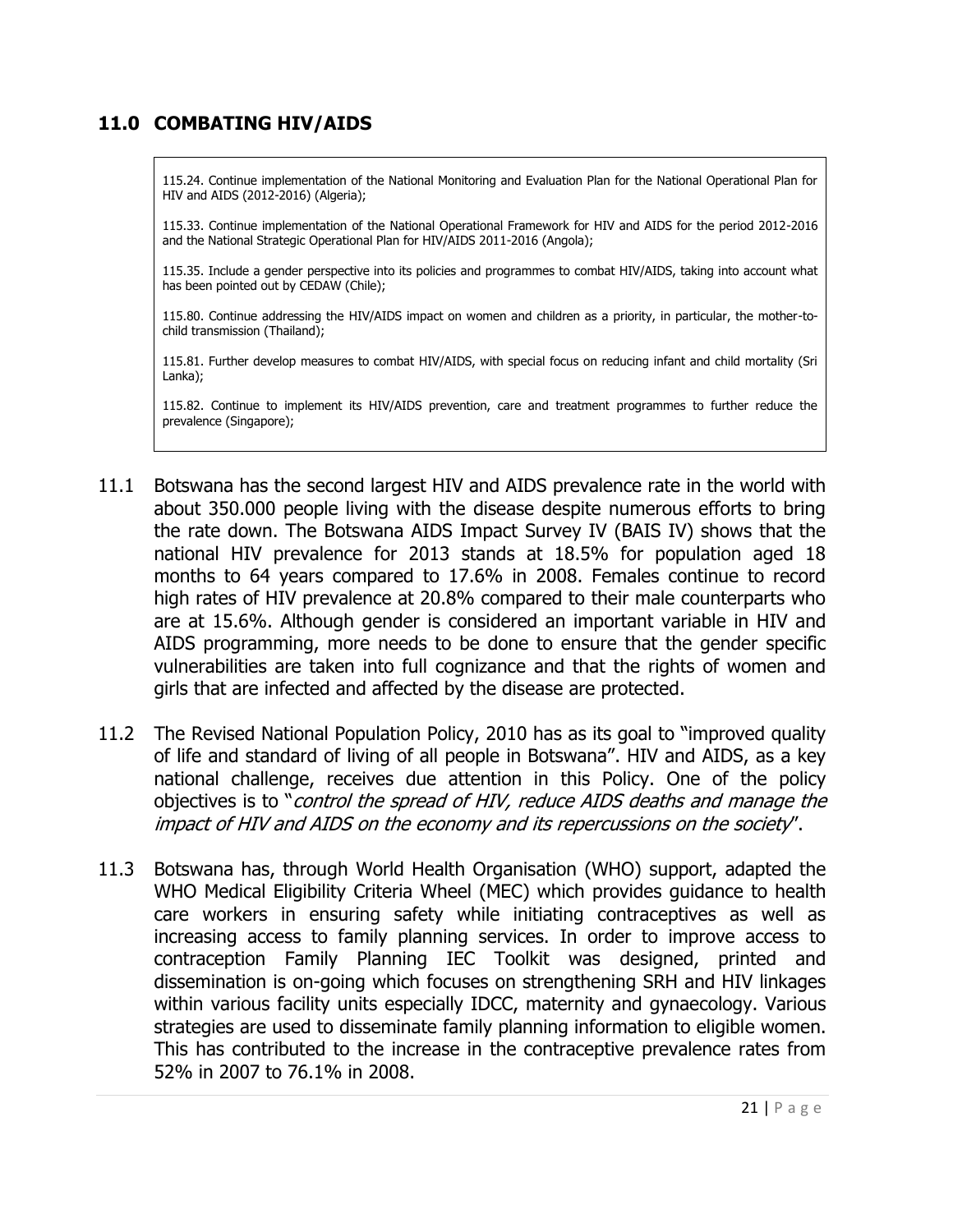## 11.0 COMBATING HIV/AIDS

> 115.24. Continue implementation of the National Monitoring and Evaluation Plan for the National Operational Plan for HIV and AIDS (2012-2016) (Algeria);
>
> 115.33. Continue implementation of the National Operational Framework for HIV and AIDS for the period 2012-2016 and the National Strategic Operational Plan for HIV/AIDS 2011-2016 (Angola);
>
> 115.35. Include a gender perspective into its policies and programmes to combat HIV/AIDS, taking into account what has been pointed out by CEDAW (Chile);
>
> 115.80. Continue addressing the HIV/AIDS impact on women and children as a priority, in particular, the mother-to-child transmission (Thailand);
>
> 115.81. Further develop measures to combat HIV/AIDS, with special focus on reducing infant and child mortality (Sri Lanka);
>
> 115.82. Continue to implement its HIV/AIDS prevention, care and treatment programmes to further reduce the prevalence (Singapore);

11.1 Botswana has the second largest HIV and AIDS prevalence rate in the world with about 350.000 people living with the disease despite numerous efforts to bring the rate down. The Botswana AIDS Impact Survey IV (BAIS IV) shows that the national HIV prevalence for 2013 stands at 18.5% for population aged 18 months to 64 years compared to 17.6% in 2008. Females continue to record high rates of HIV prevalence at 20.8% compared to their male counterparts who are at 15.6%. Although gender is considered an important variable in HIV and AIDS programming, more needs to be done to ensure that the gender specific vulnerabilities are taken into full cognizance and that the rights of women and girls that are infected and affected by the disease are protected.

11.2 The Revised National Population Policy, 2010 has as its goal to "improved quality of life and standard of living of all people in Botswana". HIV and AIDS, as a key national challenge, receives due attention in this Policy. One of the policy objectives is to "*control the spread of HIV, reduce AIDS deaths and manage the impact of HIV and AIDS on the economy and its repercussions on the society*".

11.3 Botswana has, through World Health Organisation (WHO) support, adapted the WHO Medical Eligibility Criteria Wheel (MEC) which provides guidance to health care workers in ensuring safety while initiating contraceptives as well as increasing access to family planning services. In order to improve access to contraception Family Planning IEC Toolkit was designed, printed and dissemination is on-going which focuses on strengthening SRH and HIV linkages within various facility units especially IDCC, maternity and gynaecology. Various strategies are used to disseminate family planning information to eligible women. This has contributed to the increase in the contraceptive prevalence rates from 52% in 2007 to 76.1% in 2008.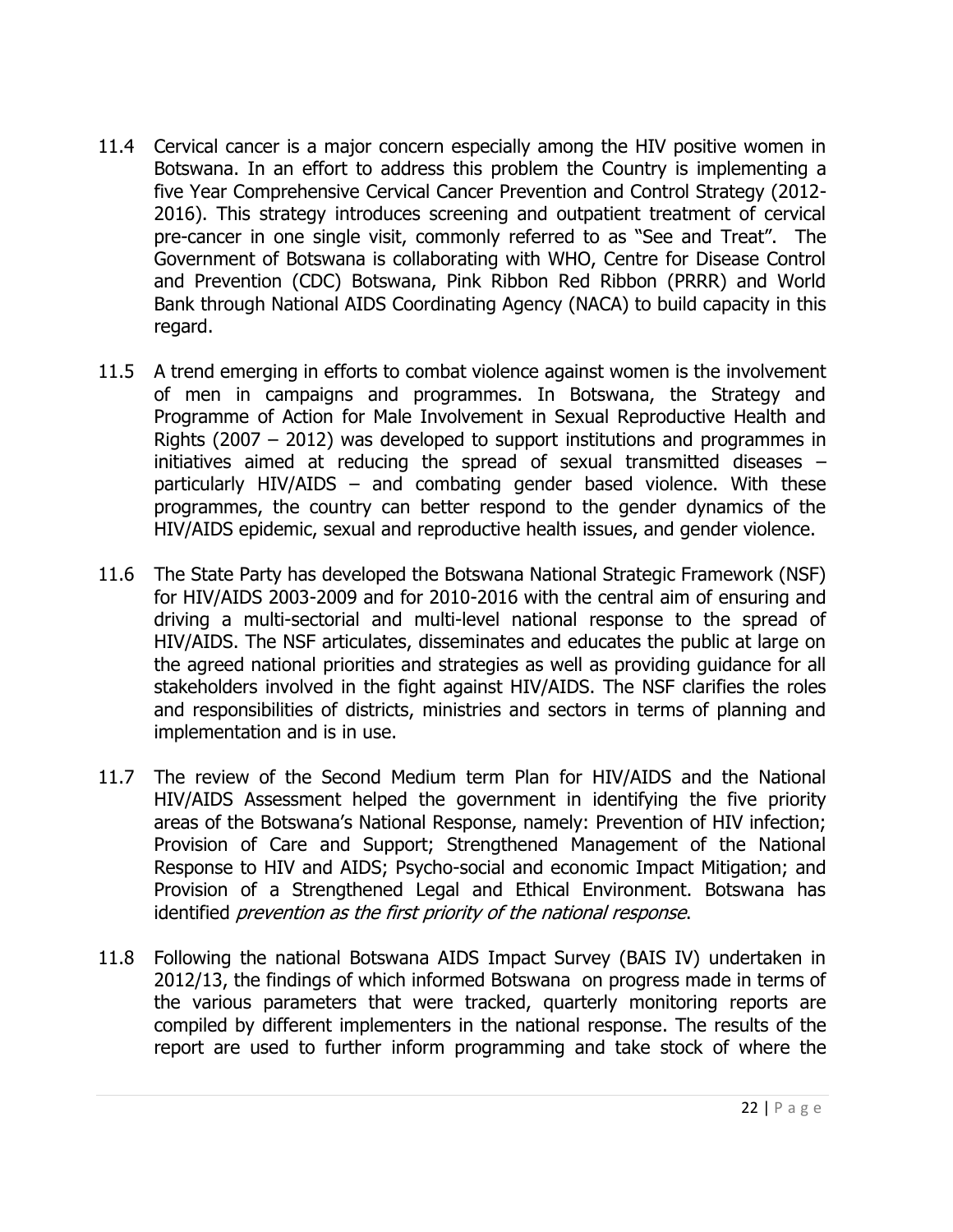11.4 Cervical cancer is a major concern especially among the HIV positive women in Botswana. In an effort to address this problem the Country is implementing a five Year Comprehensive Cervical Cancer Prevention and Control Strategy (2012-2016). This strategy introduces screening and outpatient treatment of cervical pre-cancer in one single visit, commonly referred to as "See and Treat". The Government of Botswana is collaborating with WHO, Centre for Disease Control and Prevention (CDC) Botswana, Pink Ribbon Red Ribbon (PRRR) and World Bank through National AIDS Coordinating Agency (NACA) to build capacity in this regard.

11.5 A trend emerging in efforts to combat violence against women is the involvement of men in campaigns and programmes. In Botswana, the Strategy and Programme of Action for Male Involvement in Sexual Reproductive Health and Rights (2007 – 2012) was developed to support institutions and programmes in initiatives aimed at reducing the spread of sexual transmitted diseases – particularly HIV/AIDS – and combating gender based violence. With these programmes, the country can better respond to the gender dynamics of the HIV/AIDS epidemic, sexual and reproductive health issues, and gender violence.

11.6 The State Party has developed the Botswana National Strategic Framework (NSF) for HIV/AIDS 2003-2009 and for 2010-2016 with the central aim of ensuring and driving a multi-sectorial and multi-level national response to the spread of HIV/AIDS. The NSF articulates, disseminates and educates the public at large on the agreed national priorities and strategies as well as providing guidance for all stakeholders involved in the fight against HIV/AIDS. The NSF clarifies the roles and responsibilities of districts, ministries and sectors in terms of planning and implementation and is in use.

11.7 The review of the Second Medium term Plan for HIV/AIDS and the National HIV/AIDS Assessment helped the government in identifying the five priority areas of the Botswana's National Response, namely: Prevention of HIV infection; Provision of Care and Support; Strengthened Management of the National Response to HIV and AIDS; Psycho-social and economic Impact Mitigation; and Provision of a Strengthened Legal and Ethical Environment. Botswana has identified *prevention as the first priority of the national response*.

11.8 Following the national Botswana AIDS Impact Survey (BAIS IV) undertaken in 2012/13, the findings of which informed Botswana on progress made in terms of the various parameters that were tracked, quarterly monitoring reports are compiled by different implementers in the national response. The results of the report are used to further inform programming and take stock of where the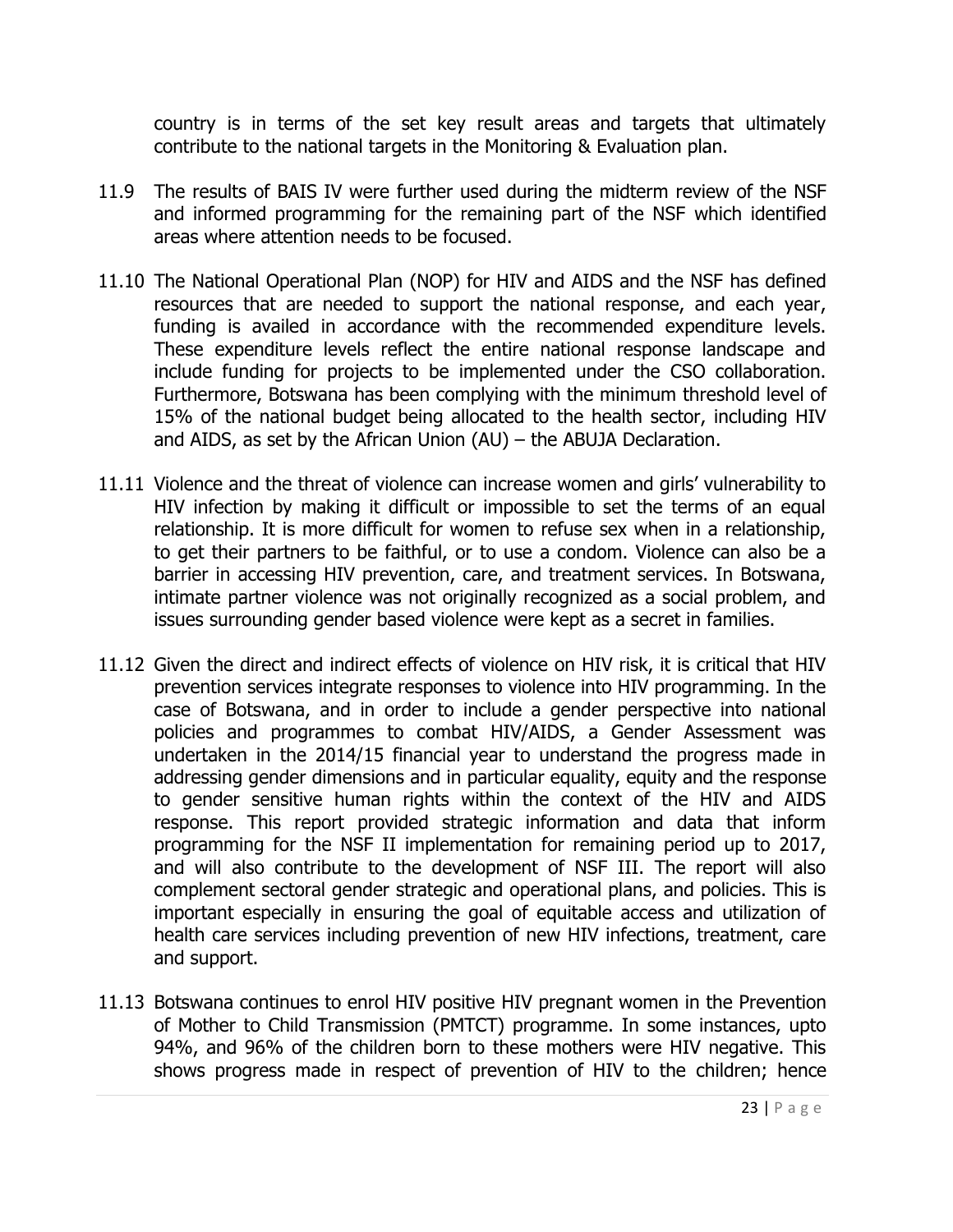country is in terms of the set key result areas and targets that ultimately contribute to the national targets in the Monitoring & Evaluation plan.

11.9 The results of BAIS IV were further used during the midterm review of the NSF and informed programming for the remaining part of the NSF which identified areas where attention needs to be focused.

11.10 The National Operational Plan (NOP) for HIV and AIDS and the NSF has defined resources that are needed to support the national response, and each year, funding is availed in accordance with the recommended expenditure levels. These expenditure levels reflect the entire national response landscape and include funding for projects to be implemented under the CSO collaboration. Furthermore, Botswana has been complying with the minimum threshold level of 15% of the national budget being allocated to the health sector, including HIV and AIDS, as set by the African Union (AU) – the ABUJA Declaration.

11.11 Violence and the threat of violence can increase women and girls' vulnerability to HIV infection by making it difficult or impossible to set the terms of an equal relationship. It is more difficult for women to refuse sex when in a relationship, to get their partners to be faithful, or to use a condom. Violence can also be a barrier in accessing HIV prevention, care, and treatment services. In Botswana, intimate partner violence was not originally recognized as a social problem, and issues surrounding gender based violence were kept as a secret in families.

11.12 Given the direct and indirect effects of violence on HIV risk, it is critical that HIV prevention services integrate responses to violence into HIV programming. In the case of Botswana, and in order to include a gender perspective into national policies and programmes to combat HIV/AIDS, a Gender Assessment was undertaken in the 2014/15 financial year to understand the progress made in addressing gender dimensions and in particular equality, equity and the response to gender sensitive human rights within the context of the HIV and AIDS response. This report provided strategic information and data that inform programming for the NSF II implementation for remaining period up to 2017, and will also contribute to the development of NSF III. The report will also complement sectoral gender strategic and operational plans, and policies. This is important especially in ensuring the goal of equitable access and utilization of health care services including prevention of new HIV infections, treatment, care and support.

11.13 Botswana continues to enrol HIV positive HIV pregnant women in the Prevention of Mother to Child Transmission (PMTCT) programme. In some instances, upto 94%, and 96% of the children born to these mothers were HIV negative. This shows progress made in respect of prevention of HIV to the children; hence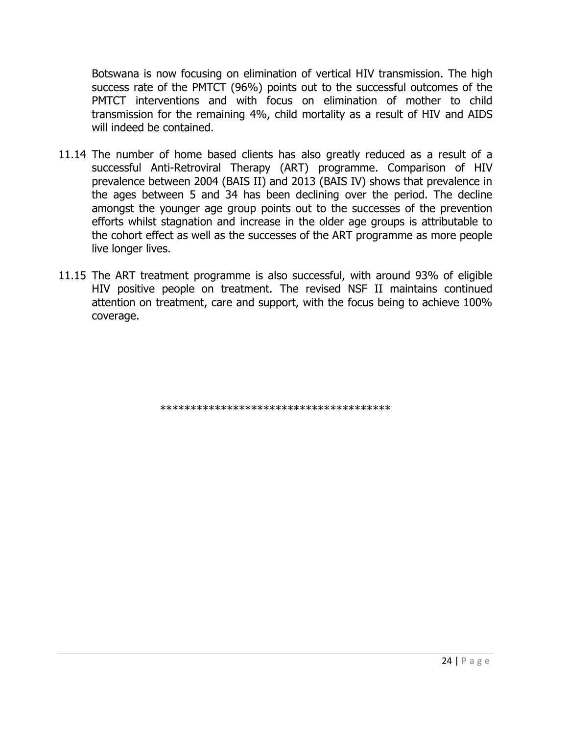Botswana is now focusing on elimination of vertical HIV transmission. The high success rate of the PMTCT (96%) points out to the successful outcomes of the PMTCT interventions and with focus on elimination of mother to child transmission for the remaining 4%, child mortality as a result of HIV and AIDS will indeed be contained.

11.14 The number of home based clients has also greatly reduced as a result of a successful Anti-Retroviral Therapy (ART) programme. Comparison of HIV prevalence between 2004 (BAIS II) and 2013 (BAIS IV) shows that prevalence in the ages between 5 and 34 has been declining over the period. The decline amongst the younger age group points out to the successes of the prevention efforts whilst stagnation and increase in the older age groups is attributable to the cohort effect as well as the successes of the ART programme as more people live longer lives.

11.15 The ART treatment programme is also successful, with around 93% of eligible HIV positive people on treatment. The revised NSF II maintains continued attention on treatment, care and support, with the focus being to achieve 100% coverage.

**************************************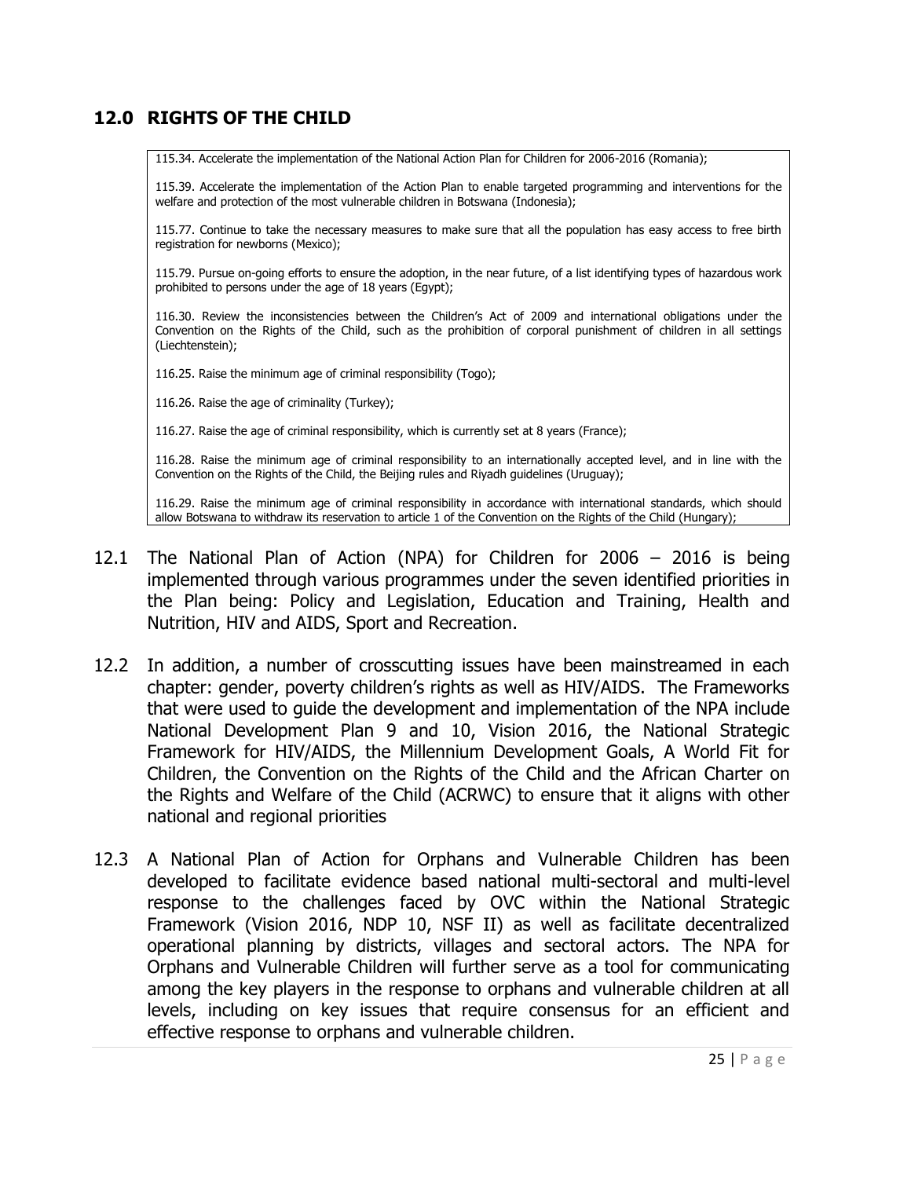## 12.0 RIGHTS OF THE CHILD

> 115.34. Accelerate the implementation of the National Action Plan for Children for 2006-2016 (Romania);
>
> 115.39. Accelerate the implementation of the Action Plan to enable targeted programming and interventions for the welfare and protection of the most vulnerable children in Botswana (Indonesia);
>
> 115.77. Continue to take the necessary measures to make sure that all the population has easy access to free birth registration for newborns (Mexico);
>
> 115.79. Pursue on-going efforts to ensure the adoption, in the near future, of a list identifying types of hazardous work prohibited to persons under the age of 18 years (Egypt);
>
> 116.30. Review the inconsistencies between the Children's Act of 2009 and international obligations under the Convention on the Rights of the Child, such as the prohibition of corporal punishment of children in all settings (Liechtenstein);
>
> 116.25. Raise the minimum age of criminal responsibility (Togo);
>
> 116.26. Raise the age of criminality (Turkey);
>
> 116.27. Raise the age of criminal responsibility, which is currently set at 8 years (France);
>
> 116.28. Raise the minimum age of criminal responsibility to an internationally accepted level, and in line with the Convention on the Rights of the Child, the Beijing rules and Riyadh guidelines (Uruguay);
>
> 116.29. Raise the minimum age of criminal responsibility in accordance with international standards, which should allow Botswana to withdraw its reservation to article 1 of the Convention on the Rights of the Child (Hungary);

12.1 The National Plan of Action (NPA) for Children for 2006 – 2016 is being implemented through various programmes under the seven identified priorities in the Plan being: Policy and Legislation, Education and Training, Health and Nutrition, HIV and AIDS, Sport and Recreation.

12.2 In addition, a number of crosscutting issues have been mainstreamed in each chapter: gender, poverty children's rights as well as HIV/AIDS. The Frameworks that were used to guide the development and implementation of the NPA include National Development Plan 9 and 10, Vision 2016, the National Strategic Framework for HIV/AIDS, the Millennium Development Goals, A World Fit for Children, the Convention on the Rights of the Child and the African Charter on the Rights and Welfare of the Child (ACRWC) to ensure that it aligns with other national and regional priorities

12.3 A National Plan of Action for Orphans and Vulnerable Children has been developed to facilitate evidence based national multi-sectoral and multi-level response to the challenges faced by OVC within the National Strategic Framework (Vision 2016, NDP 10, NSF II) as well as facilitate decentralized operational planning by districts, villages and sectoral actors. The NPA for Orphans and Vulnerable Children will further serve as a tool for communicating among the key players in the response to orphans and vulnerable children at all levels, including on key issues that require consensus for an efficient and effective response to orphans and vulnerable children.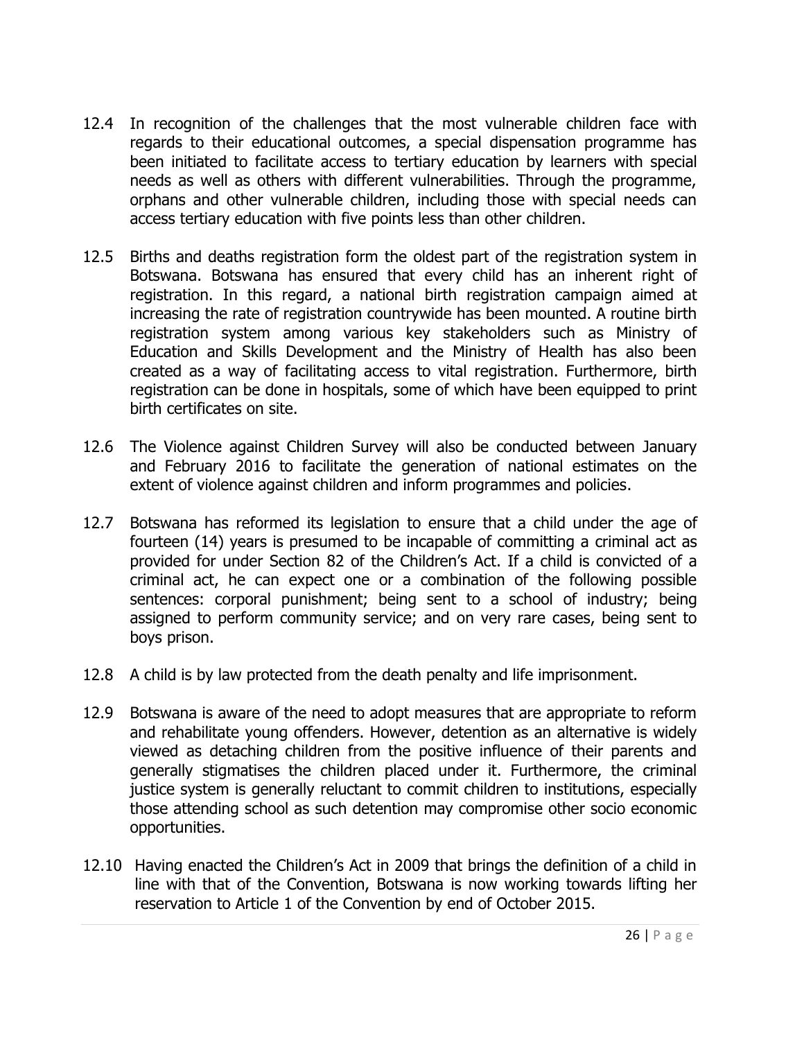12.4 In recognition of the challenges that the most vulnerable children face with regards to their educational outcomes, a special dispensation programme has been initiated to facilitate access to tertiary education by learners with special needs as well as others with different vulnerabilities. Through the programme, orphans and other vulnerable children, including those with special needs can access tertiary education with five points less than other children.

12.5 Births and deaths registration form the oldest part of the registration system in Botswana. Botswana has ensured that every child has an inherent right of registration. In this regard, a national birth registration campaign aimed at increasing the rate of registration countrywide has been mounted. A routine birth registration system among various key stakeholders such as Ministry of Education and Skills Development and the Ministry of Health has also been created as a way of facilitating access to vital registration. Furthermore, birth registration can be done in hospitals, some of which have been equipped to print birth certificates on site.

12.6 The Violence against Children Survey will also be conducted between January and February 2016 to facilitate the generation of national estimates on the extent of violence against children and inform programmes and policies.

12.7 Botswana has reformed its legislation to ensure that a child under the age of fourteen (14) years is presumed to be incapable of committing a criminal act as provided for under Section 82 of the Children's Act. If a child is convicted of a criminal act, he can expect one or a combination of the following possible sentences: corporal punishment; being sent to a school of industry; being assigned to perform community service; and on very rare cases, being sent to boys prison.

12.8 A child is by law protected from the death penalty and life imprisonment.

12.9 Botswana is aware of the need to adopt measures that are appropriate to reform and rehabilitate young offenders. However, detention as an alternative is widely viewed as detaching children from the positive influence of their parents and generally stigmatises the children placed under it. Furthermore, the criminal justice system is generally reluctant to commit children to institutions, especially those attending school as such detention may compromise other socio economic opportunities.

12.10 Having enacted the Children's Act in 2009 that brings the definition of a child in line with that of the Convention, Botswana is now working towards lifting her reservation to Article 1 of the Convention by end of October 2015.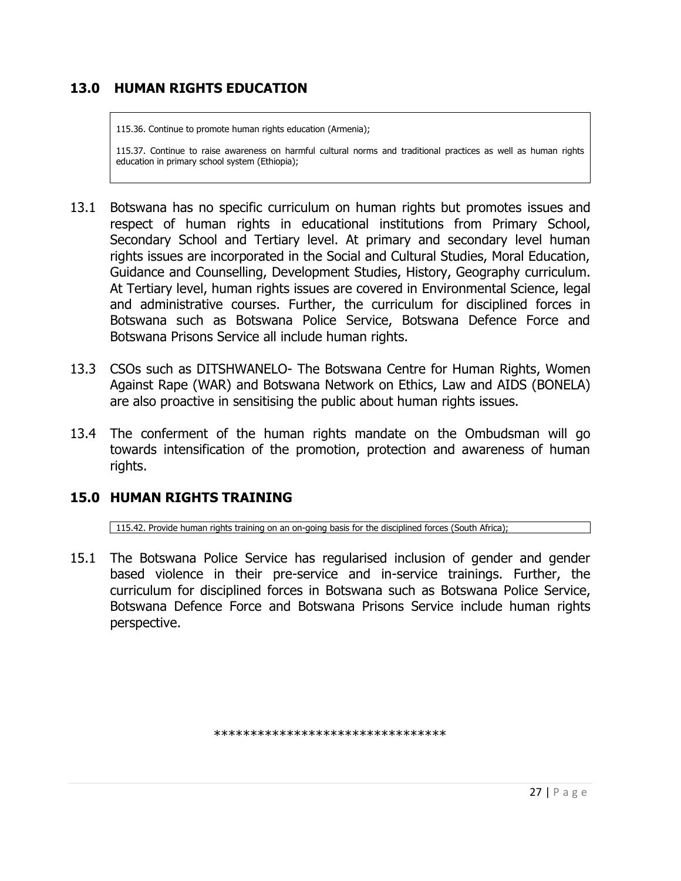## 13.0 HUMAN RIGHTS EDUCATION

> 115.36. Continue to promote human rights education (Armenia);
>
> 115.37. Continue to raise awareness on harmful cultural norms and traditional practices as well as human rights education in primary school system (Ethiopia);

13.1 Botswana has no specific curriculum on human rights but promotes issues and respect of human rights in educational institutions from Primary School, Secondary School and Tertiary level. At primary and secondary level human rights issues are incorporated in the Social and Cultural Studies, Moral Education, Guidance and Counselling, Development Studies, History, Geography curriculum. At Tertiary level, human rights issues are covered in Environmental Science, legal and administrative courses. Further, the curriculum for disciplined forces in Botswana such as Botswana Police Service, Botswana Defence Force and Botswana Prisons Service all include human rights.

13.3 CSOs such as DITSHWANELO- The Botswana Centre for Human Rights, Women Against Rape (WAR) and Botswana Network on Ethics, Law and AIDS (BONELA) are also proactive in sensitising the public about human rights issues.

13.4 The conferment of the human rights mandate on the Ombudsman will go towards intensification of the promotion, protection and awareness of human rights.

## 15.0 HUMAN RIGHTS TRAINING

> 115.42. Provide human rights training on an on-going basis for the disciplined forces (South Africa);

15.1 The Botswana Police Service has regularised inclusion of gender and gender based violence in their pre-service and in-service trainings. Further, the curriculum for disciplined forces in Botswana such as Botswana Police Service, Botswana Defence Force and Botswana Prisons Service include human rights perspective.

********************************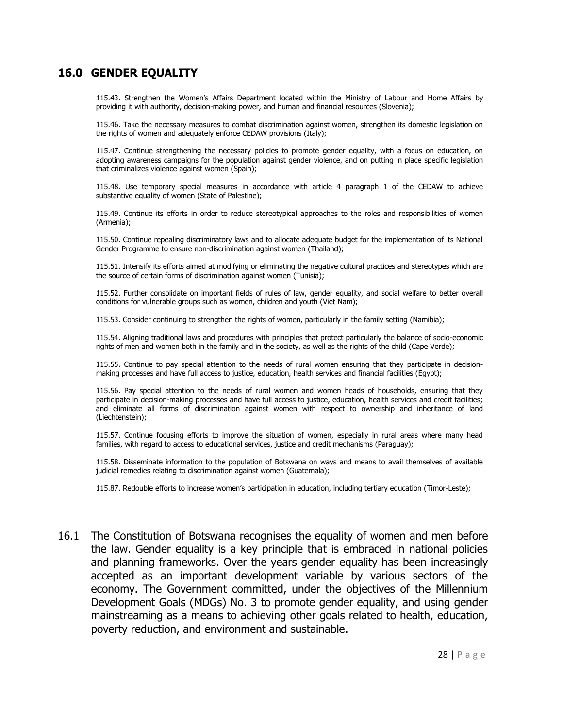## 16.0 GENDER EQUALITY

> 115.43. Strengthen the Women's Affairs Department located within the Ministry of Labour and Home Affairs by providing it with authority, decision-making power, and human and financial resources (Slovenia);
>
> 115.46. Take the necessary measures to combat discrimination against women, strengthen its domestic legislation on the rights of women and adequately enforce CEDAW provisions (Italy);
>
> 115.47. Continue strengthening the necessary policies to promote gender equality, with a focus on education, on adopting awareness campaigns for the population against gender violence, and on putting in place specific legislation that criminalizes violence against women (Spain);
>
> 115.48. Use temporary special measures in accordance with article 4 paragraph 1 of the CEDAW to achieve substantive equality of women (State of Palestine);
>
> 115.49. Continue its efforts in order to reduce stereotypical approaches to the roles and responsibilities of women (Armenia);
>
> 115.50. Continue repealing discriminatory laws and to allocate adequate budget for the implementation of its National Gender Programme to ensure non-discrimination against women (Thailand);
>
> 115.51. Intensify its efforts aimed at modifying or eliminating the negative cultural practices and stereotypes which are the source of certain forms of discrimination against women (Tunisia);
>
> 115.52. Further consolidate on important fields of rules of law, gender equality, and social welfare to better overall conditions for vulnerable groups such as women, children and youth (Viet Nam);
>
> 115.53. Consider continuing to strengthen the rights of women, particularly in the family setting (Namibia);
>
> 115.54. Aligning traditional laws and procedures with principles that protect particularly the balance of socio-economic rights of men and women both in the family and in the society, as well as the rights of the child (Cape Verde);
>
> 115.55. Continue to pay special attention to the needs of rural women ensuring that they participate in decision-making processes and have full access to justice, education, health services and financial facilities (Egypt);
>
> 115.56. Pay special attention to the needs of rural women and women heads of households, ensuring that they participate in decision-making processes and have full access to justice, education, health services and credit facilities; and eliminate all forms of discrimination against women with respect to ownership and inheritance of land (Liechtenstein);
>
> 115.57. Continue focusing efforts to improve the situation of women, especially in rural areas where many head families, with regard to access to educational services, justice and credit mechanisms (Paraguay);
>
> 115.58. Disseminate information to the population of Botswana on ways and means to avail themselves of available judicial remedies relating to discrimination against women (Guatemala);
>
> 115.87. Redouble efforts to increase women's participation in education, including tertiary education (Timor-Leste);

16.1 The Constitution of Botswana recognises the equality of women and men before the law. Gender equality is a key principle that is embraced in national policies and planning frameworks. Over the years gender equality has been increasingly accepted as an important development variable by various sectors of the economy. The Government committed, under the objectives of the Millennium Development Goals (MDGs) No. 3 to promote gender equality, and using gender mainstreaming as a means to achieving other goals related to health, education, poverty reduction, and environment and sustainable.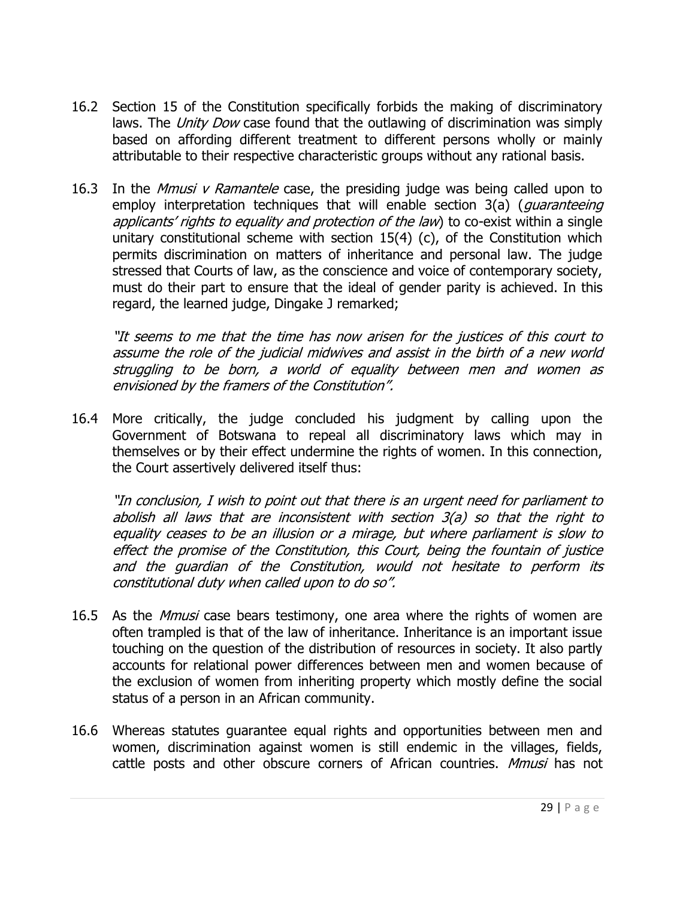16.2 Section 15 of the Constitution specifically forbids the making of discriminatory laws. The *Unity Dow* case found that the outlawing of discrimination was simply based on affording different treatment to different persons wholly or mainly attributable to their respective characteristic groups without any rational basis.

16.3 In the *Mmusi v Ramantele* case, the presiding judge was being called upon to employ interpretation techniques that will enable section 3(a) (*guaranteeing applicants' rights to equality and protection of the law*) to co-exist within a single unitary constitutional scheme with section 15(4) (c), of the Constitution which permits discrimination on matters of inheritance and personal law. The judge stressed that Courts of law, as the conscience and voice of contemporary society, must do their part to ensure that the ideal of gender parity is achieved. In this regard, the learned judge, Dingake J remarked;

> *"It seems to me that the time has now arisen for the justices of this court to assume the role of the judicial midwives and assist in the birth of a new world struggling to be born, a world of equality between men and women as envisioned by the framers of the Constitution".*

16.4 More critically, the judge concluded his judgment by calling upon the Government of Botswana to repeal all discriminatory laws which may in themselves or by their effect undermine the rights of women. In this connection, the Court assertively delivered itself thus:

> *"In conclusion, I wish to point out that there is an urgent need for parliament to abolish all laws that are inconsistent with section 3(a) so that the right to equality ceases to be an illusion or a mirage, but where parliament is slow to effect the promise of the Constitution, this Court, being the fountain of justice and the guardian of the Constitution, would not hesitate to perform its constitutional duty when called upon to do so".*

16.5 As the *Mmusi* case bears testimony, one area where the rights of women are often trampled is that of the law of inheritance. Inheritance is an important issue touching on the question of the distribution of resources in society. It also partly accounts for relational power differences between men and women because of the exclusion of women from inheriting property which mostly define the social status of a person in an African community.

16.6 Whereas statutes guarantee equal rights and opportunities between men and women, discrimination against women is still endemic in the villages, fields, cattle posts and other obscure corners of African countries. *Mmusi* has not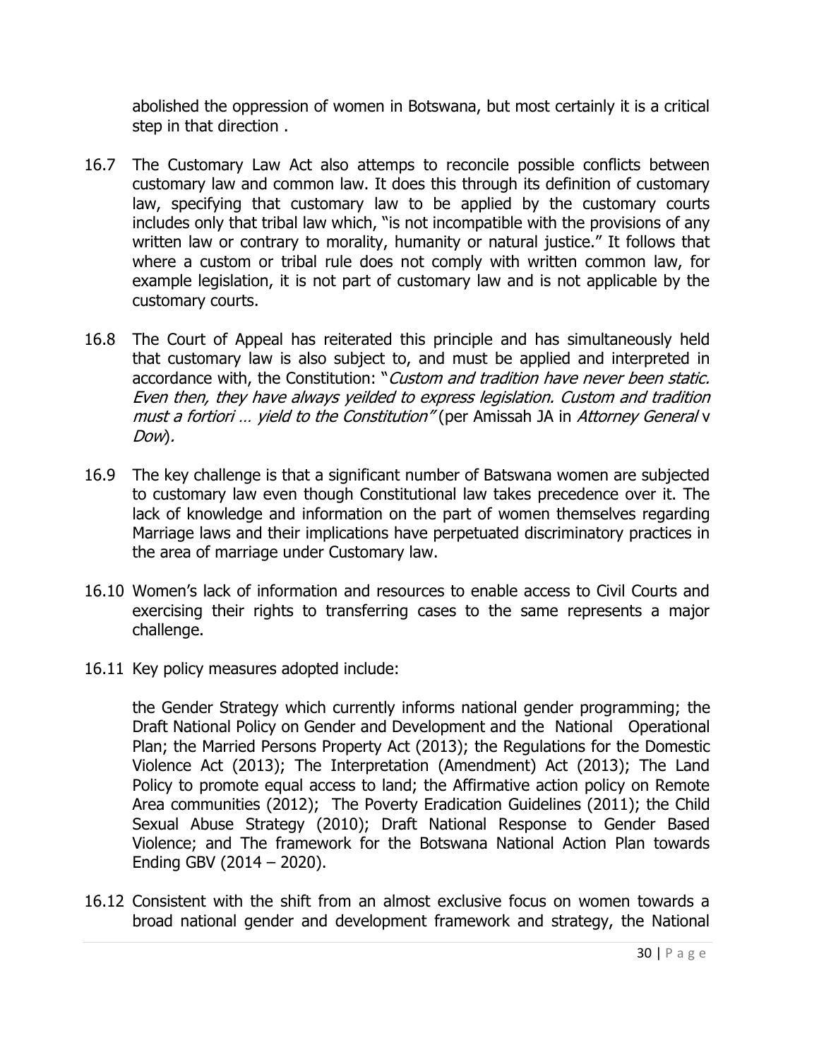abolished the oppression of women in Botswana, but most certainly it is a critical step in that direction .

16.7 The Customary Law Act also attemps to reconcile possible conflicts between customary law and common law. It does this through its definition of customary law, specifying that customary law to be applied by the customary courts includes only that tribal law which, "is not incompatible with the provisions of any written law or contrary to morality, humanity or natural justice." It follows that where a custom or tribal rule does not comply with written common law, for example legislation, it is not part of customary law and is not applicable by the customary courts.

16.8 The Court of Appeal has reiterated this principle and has simultaneously held that customary law is also subject to, and must be applied and interpreted in accordance with, the Constitution: "*Custom and tradition have never been static. Even then, they have always yeilded to express legislation. Custom and tradition must a fortiori … yield to the Constitution"* (per Amissah JA in *Attorney General* v *Dow*).

16.9 The key challenge is that a significant number of Batswana women are subjected to customary law even though Constitutional law takes precedence over it. The lack of knowledge and information on the part of women themselves regarding Marriage laws and their implications have perpetuated discriminatory practices in the area of marriage under Customary law.

16.10 Women's lack of information and resources to enable access to Civil Courts and exercising their rights to transferring cases to the same represents a major challenge.

16.11 Key policy measures adopted include:

the Gender Strategy which currently informs national gender programming; the Draft National Policy on Gender and Development and the National Operational Plan; the Married Persons Property Act (2013); the Regulations for the Domestic Violence Act (2013); The Interpretation (Amendment) Act (2013); The Land Policy to promote equal access to land; the Affirmative action policy on Remote Area communities (2012); The Poverty Eradication Guidelines (2011); the Child Sexual Abuse Strategy (2010); Draft National Response to Gender Based Violence; and The framework for the Botswana National Action Plan towards Ending GBV (2014 – 2020).

16.12 Consistent with the shift from an almost exclusive focus on women towards a broad national gender and development framework and strategy, the National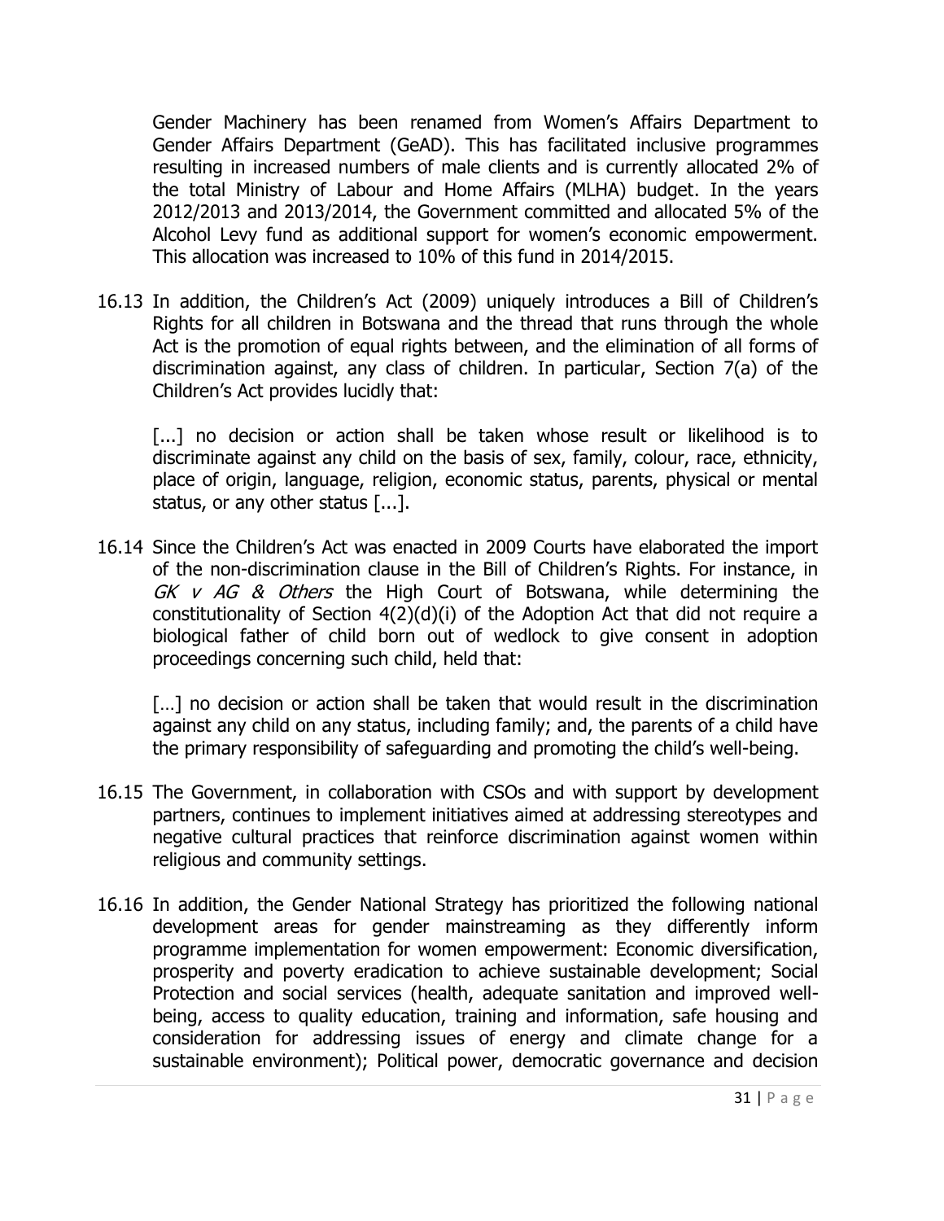Gender Machinery has been renamed from Women's Affairs Department to Gender Affairs Department (GeAD). This has facilitated inclusive programmes resulting in increased numbers of male clients and is currently allocated 2% of the total Ministry of Labour and Home Affairs (MLHA) budget. In the years 2012/2013 and 2013/2014, the Government committed and allocated 5% of the Alcohol Levy fund as additional support for women's economic empowerment. This allocation was increased to 10% of this fund in 2014/2015.

16.13 In addition, the Children's Act (2009) uniquely introduces a Bill of Children's Rights for all children in Botswana and the thread that runs through the whole Act is the promotion of equal rights between, and the elimination of all forms of discrimination against, any class of children. In particular, Section 7(a) of the Children's Act provides lucidly that:

> [...] no decision or action shall be taken whose result or likelihood is to discriminate against any child on the basis of sex, family, colour, race, ethnicity, place of origin, language, religion, economic status, parents, physical or mental status, or any other status [...].

16.14 Since the Children's Act was enacted in 2009 Courts have elaborated the import of the non-discrimination clause in the Bill of Children's Rights. For instance, in *GK v AG & Others* the High Court of Botswana, while determining the constitutionality of Section 4(2)(d)(i) of the Adoption Act that did not require a biological father of child born out of wedlock to give consent in adoption proceedings concerning such child, held that:

> […] no decision or action shall be taken that would result in the discrimination against any child on any status, including family; and, the parents of a child have the primary responsibility of safeguarding and promoting the child's well-being.

16.15 The Government, in collaboration with CSOs and with support by development partners, continues to implement initiatives aimed at addressing stereotypes and negative cultural practices that reinforce discrimination against women within religious and community settings.

16.16 In addition, the Gender National Strategy has prioritized the following national development areas for gender mainstreaming as they differently inform programme implementation for women empowerment: Economic diversification, prosperity and poverty eradication to achieve sustainable development; Social Protection and social services (health, adequate sanitation and improved well-being, access to quality education, training and information, safe housing and consideration for addressing issues of energy and climate change for a sustainable environment); Political power, democratic governance and decision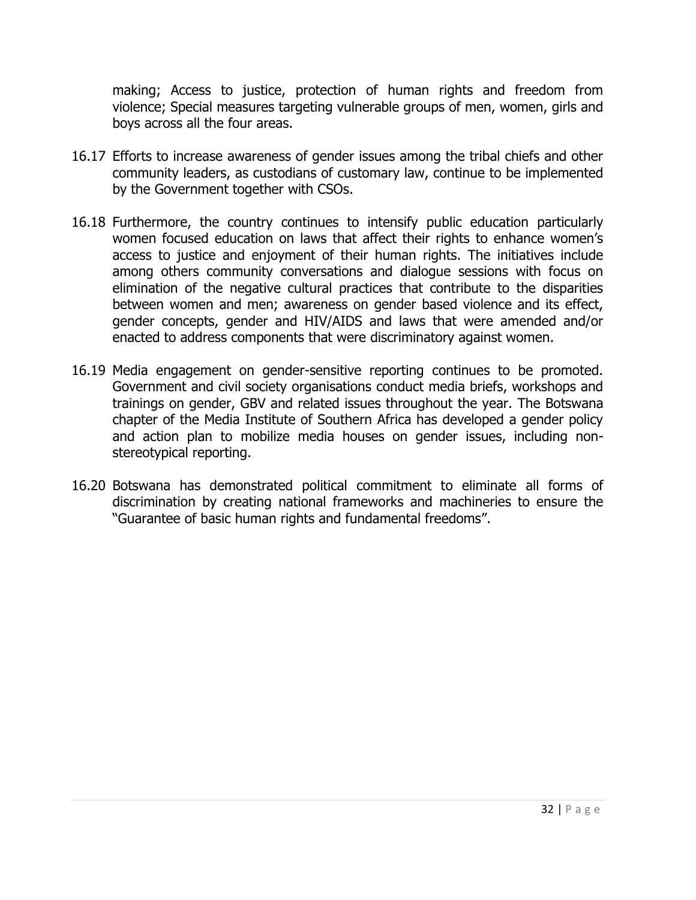making; Access to justice, protection of human rights and freedom from violence; Special measures targeting vulnerable groups of men, women, girls and boys across all the four areas.

16.17 Efforts to increase awareness of gender issues among the tribal chiefs and other community leaders, as custodians of customary law, continue to be implemented by the Government together with CSOs.

16.18 Furthermore, the country continues to intensify public education particularly women focused education on laws that affect their rights to enhance women's access to justice and enjoyment of their human rights. The initiatives include among others community conversations and dialogue sessions with focus on elimination of the negative cultural practices that contribute to the disparities between women and men; awareness on gender based violence and its effect, gender concepts, gender and HIV/AIDS and laws that were amended and/or enacted to address components that were discriminatory against women.

16.19 Media engagement on gender-sensitive reporting continues to be promoted. Government and civil society organisations conduct media briefs, workshops and trainings on gender, GBV and related issues throughout the year. The Botswana chapter of the Media Institute of Southern Africa has developed a gender policy and action plan to mobilize media houses on gender issues, including non-stereotypical reporting.

16.20 Botswana has demonstrated political commitment to eliminate all forms of discrimination by creating national frameworks and machineries to ensure the "Guarantee of basic human rights and fundamental freedoms".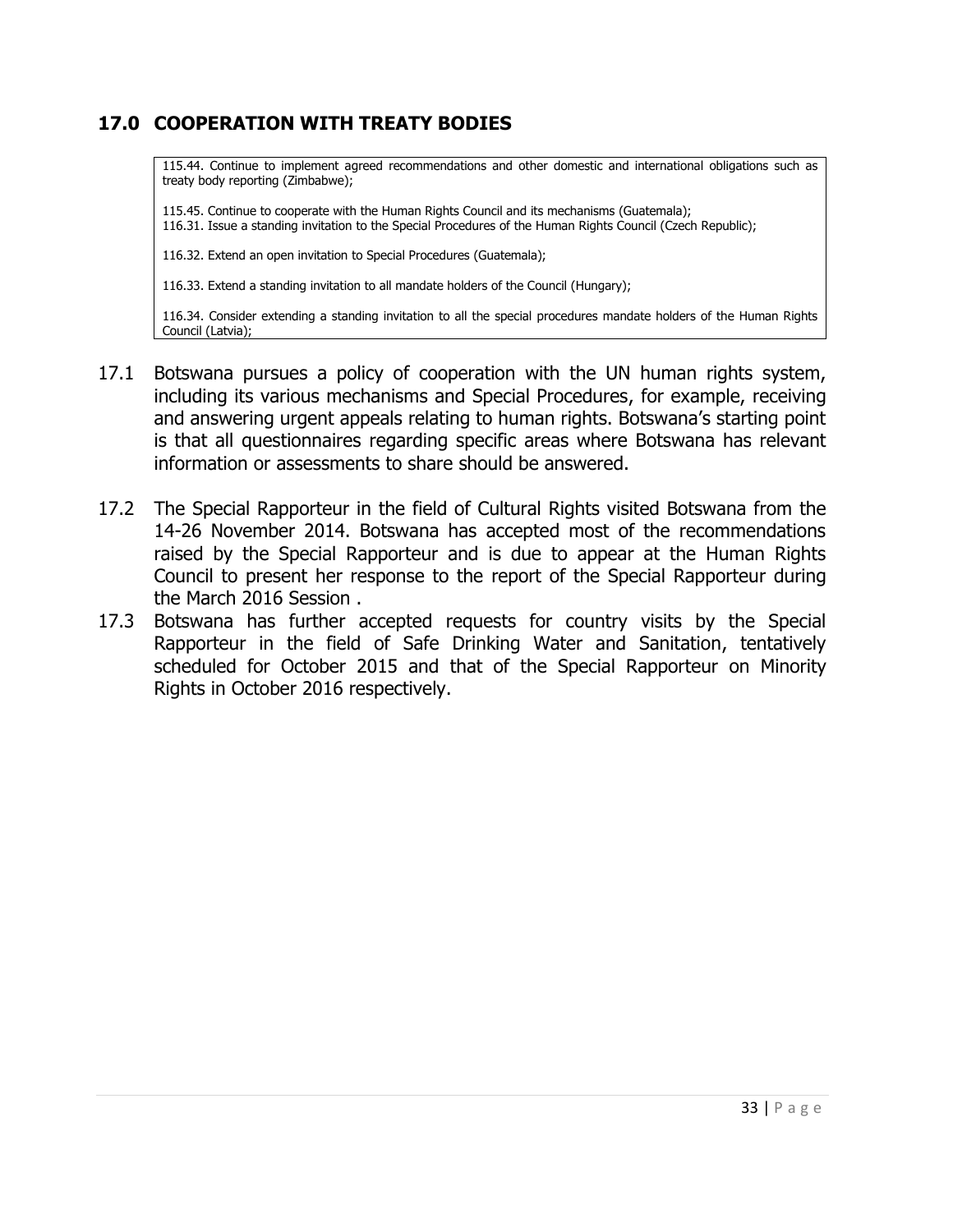## 17.0 COOPERATION WITH TREATY BODIES

> 115.44. Continue to implement agreed recommendations and other domestic and international obligations such as treaty body reporting (Zimbabwe);
>
> 115.45. Continue to cooperate with the Human Rights Council and its mechanisms (Guatemala);
> 116.31. Issue a standing invitation to the Special Procedures of the Human Rights Council (Czech Republic);
>
> 116.32. Extend an open invitation to Special Procedures (Guatemala);
>
> 116.33. Extend a standing invitation to all mandate holders of the Council (Hungary);
>
> 116.34. Consider extending a standing invitation to all the special procedures mandate holders of the Human Rights Council (Latvia);

17.1 Botswana pursues a policy of cooperation with the UN human rights system, including its various mechanisms and Special Procedures, for example, receiving and answering urgent appeals relating to human rights. Botswana's starting point is that all questionnaires regarding specific areas where Botswana has relevant information or assessments to share should be answered.

17.2 The Special Rapporteur in the field of Cultural Rights visited Botswana from the 14-26 November 2014. Botswana has accepted most of the recommendations raised by the Special Rapporteur and is due to appear at the Human Rights Council to present her response to the report of the Special Rapporteur during the March 2016 Session .

17.3 Botswana has further accepted requests for country visits by the Special Rapporteur in the field of Safe Drinking Water and Sanitation, tentatively scheduled for October 2015 and that of the Special Rapporteur on Minority Rights in October 2016 respectively.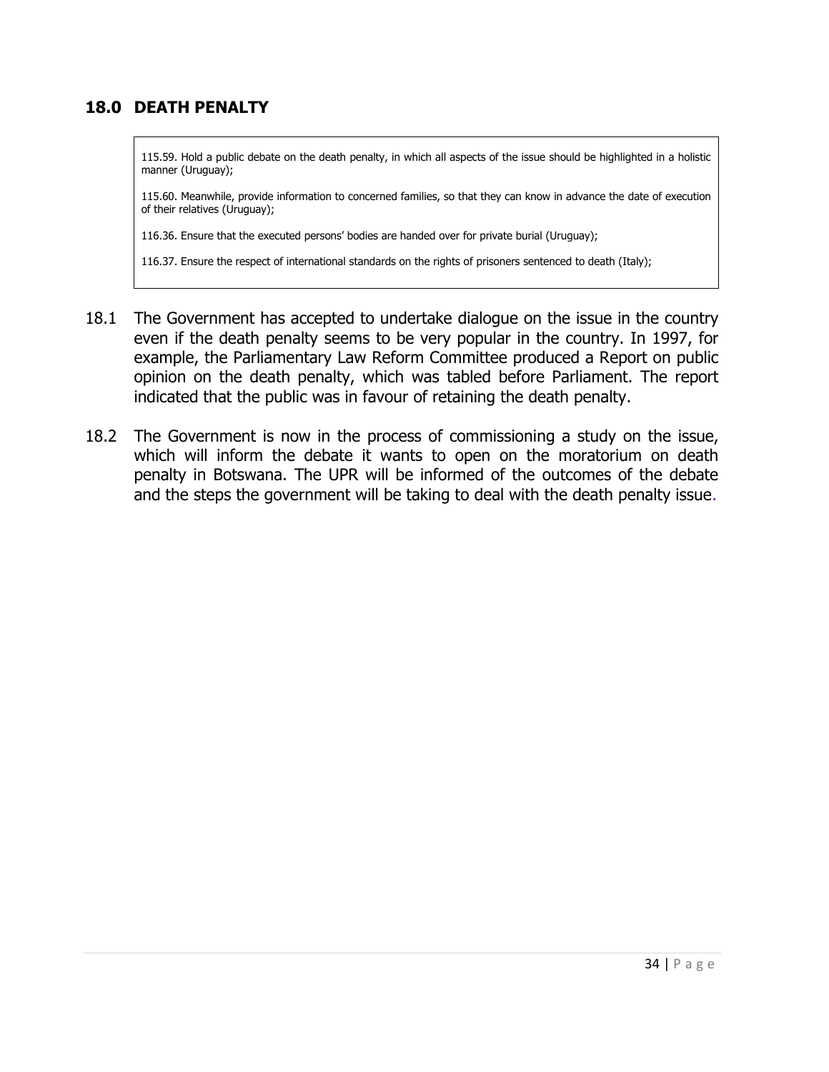## 18.0 DEATH PENALTY

> 115.59. Hold a public debate on the death penalty, in which all aspects of the issue should be highlighted in a holistic manner (Uruguay);
>
> 115.60. Meanwhile, provide information to concerned families, so that they can know in advance the date of execution of their relatives (Uruguay);
>
> 116.36. Ensure that the executed persons' bodies are handed over for private burial (Uruguay);
>
> 116.37. Ensure the respect of international standards on the rights of prisoners sentenced to death (Italy);

18.1 The Government has accepted to undertake dialogue on the issue in the country even if the death penalty seems to be very popular in the country. In 1997, for example, the Parliamentary Law Reform Committee produced a Report on public opinion on the death penalty, which was tabled before Parliament. The report indicated that the public was in favour of retaining the death penalty.

18.2 The Government is now in the process of commissioning a study on the issue, which will inform the debate it wants to open on the moratorium on death penalty in Botswana. The UPR will be informed of the outcomes of the debate and the steps the government will be taking to deal with the death penalty issue.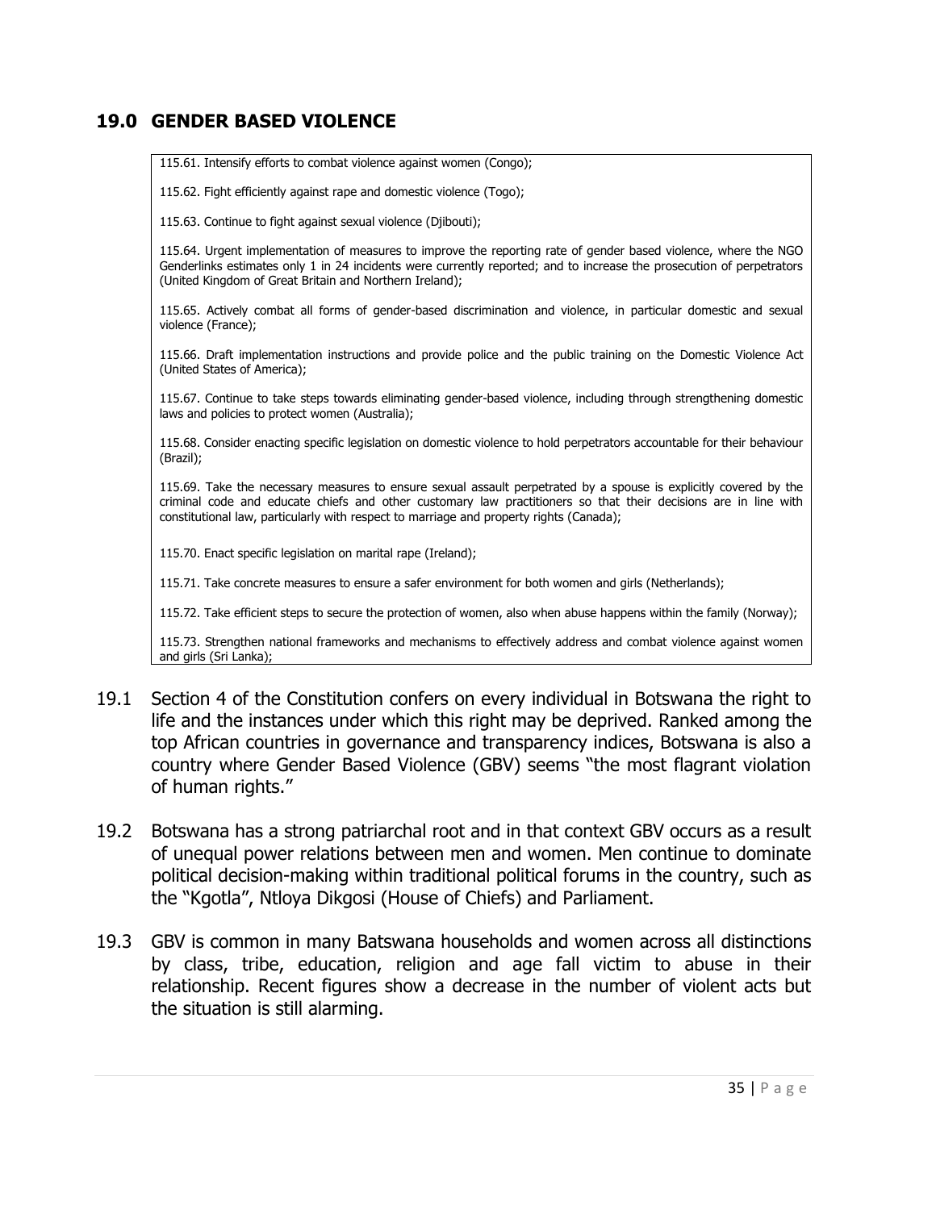## 19.0 GENDER BASED VIOLENCE

> 115.61. Intensify efforts to combat violence against women (Congo);
>
> 115.62. Fight efficiently against rape and domestic violence (Togo);
>
> 115.63. Continue to fight against sexual violence (Djibouti);
>
> 115.64. Urgent implementation of measures to improve the reporting rate of gender based violence, where the NGO Genderlinks estimates only 1 in 24 incidents were currently reported; and to increase the prosecution of perpetrators (United Kingdom of Great Britain and Northern Ireland);
>
> 115.65. Actively combat all forms of gender-based discrimination and violence, in particular domestic and sexual violence (France);
>
> 115.66. Draft implementation instructions and provide police and the public training on the Domestic Violence Act (United States of America);
>
> 115.67. Continue to take steps towards eliminating gender-based violence, including through strengthening domestic laws and policies to protect women (Australia);
>
> 115.68. Consider enacting specific legislation on domestic violence to hold perpetrators accountable for their behaviour (Brazil);
>
> 115.69. Take the necessary measures to ensure sexual assault perpetrated by a spouse is explicitly covered by the criminal code and educate chiefs and other customary law practitioners so that their decisions are in line with constitutional law, particularly with respect to marriage and property rights (Canada);
>
> 115.70. Enact specific legislation on marital rape (Ireland);
>
> 115.71. Take concrete measures to ensure a safer environment for both women and girls (Netherlands);
>
> 115.72. Take efficient steps to secure the protection of women, also when abuse happens within the family (Norway);
>
> 115.73. Strengthen national frameworks and mechanisms to effectively address and combat violence against women and girls (Sri Lanka);

19.1 Section 4 of the Constitution confers on every individual in Botswana the right to life and the instances under which this right may be deprived. Ranked among the top African countries in governance and transparency indices, Botswana is also a country where Gender Based Violence (GBV) seems "the most flagrant violation of human rights."

19.2 Botswana has a strong patriarchal root and in that context GBV occurs as a result of unequal power relations between men and women. Men continue to dominate political decision-making within traditional political forums in the country, such as the "Kgotla", Ntloya Dikgosi (House of Chiefs) and Parliament.

19.3 GBV is common in many Batswana households and women across all distinctions by class, tribe, education, religion and age fall victim to abuse in their relationship. Recent figures show a decrease in the number of violent acts but the situation is still alarming.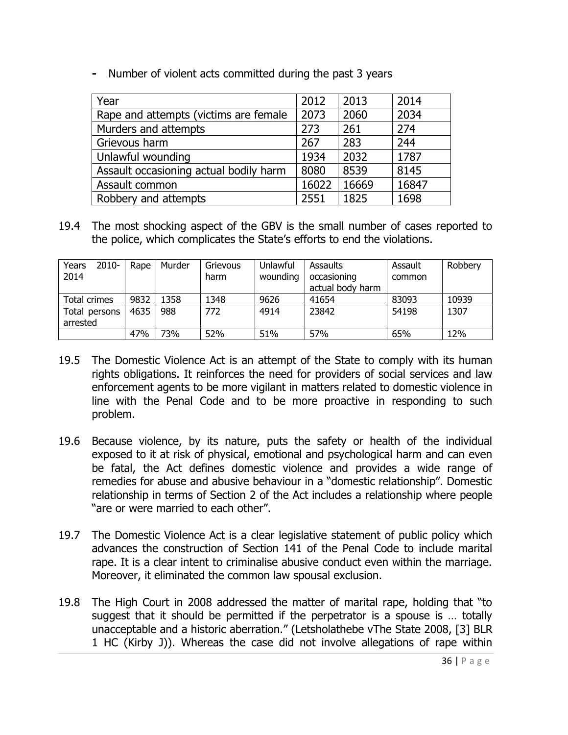- Number of violent acts committed during the past 3 years

| Year | 2012 | 2013 | 2014 |
|---|---|---|---|
| Rape and attempts (victims are female | 2073 | 2060 | 2034 |
| Murders and attempts | 273 | 261 | 274 |
| Grievous harm | 267 | 283 | 244 |
| Unlawful wounding | 1934 | 2032 | 1787 |
| Assault occasioning actual bodily harm | 8080 | 8539 | 8145 |
| Assault common | 16022 | 16669 | 16847 |
| Robbery and attempts | 2551 | 1825 | 1698 |

19.4 The most shocking aspect of the GBV is the small number of cases reported to the police, which complicates the State's efforts to end the violations.

| Years 2010-2014 | Rape | Murder | Grievous harm | Unlawful wounding | Assaults occasioning actual body harm | Assault common | Robbery |
|---|---|---|---|---|---|---|---|
| Total crimes | 9832 | 1358 | 1348 | 9626 | 41654 | 83093 | 10939 |
| Total persons arrested | 4635 | 988 | 772 | 4914 | 23842 | 54198 | 1307 |
| | 47% | 73% | 52% | 51% | 57% | 65% | 12% |

19.5 The Domestic Violence Act is an attempt of the State to comply with its human rights obligations. It reinforces the need for providers of social services and law enforcement agents to be more vigilant in matters related to domestic violence in line with the Penal Code and to be more proactive in responding to such problem.

19.6 Because violence, by its nature, puts the safety or health of the individual exposed to it at risk of physical, emotional and psychological harm and can even be fatal, the Act defines domestic violence and provides a wide range of remedies for abuse and abusive behaviour in a "domestic relationship". Domestic relationship in terms of Section 2 of the Act includes a relationship where people "are or were married to each other".

19.7 The Domestic Violence Act is a clear legislative statement of public policy which advances the construction of Section 141 of the Penal Code to include marital rape. It is a clear intent to criminalise abusive conduct even within the marriage. Moreover, it eliminated the common law spousal exclusion.

19.8 The High Court in 2008 addressed the matter of marital rape, holding that "to suggest that it should be permitted if the perpetrator is a spouse is … totally unacceptable and a historic aberration." (Letsholathebe vThe State 2008, [3] BLR 1 HC (Kirby J)). Whereas the case did not involve allegations of rape within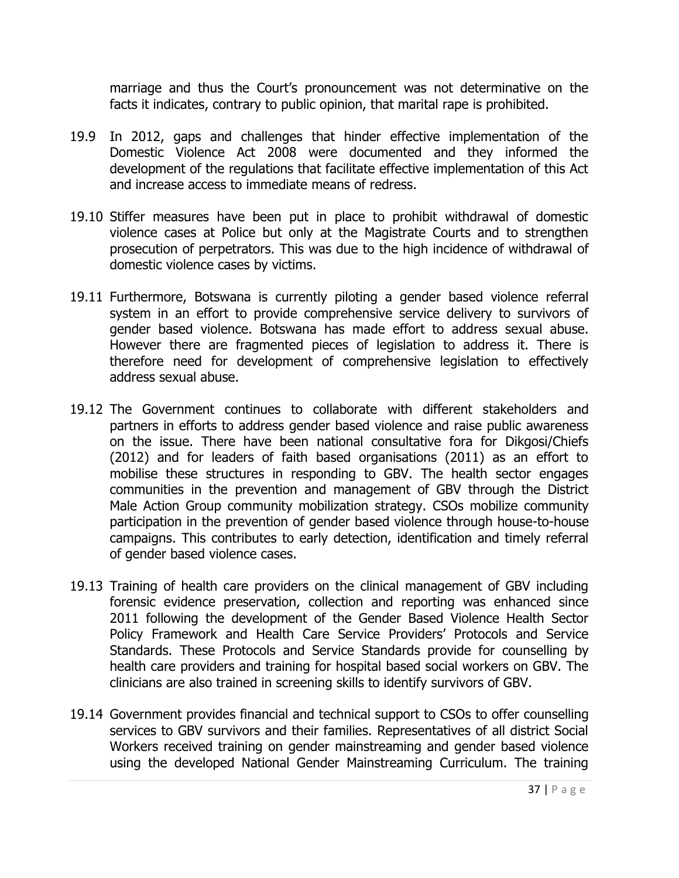marriage and thus the Court's pronouncement was not determinative on the facts it indicates, contrary to public opinion, that marital rape is prohibited.

19.9 In 2012, gaps and challenges that hinder effective implementation of the Domestic Violence Act 2008 were documented and they informed the development of the regulations that facilitate effective implementation of this Act and increase access to immediate means of redress.

19.10 Stiffer measures have been put in place to prohibit withdrawal of domestic violence cases at Police but only at the Magistrate Courts and to strengthen prosecution of perpetrators. This was due to the high incidence of withdrawal of domestic violence cases by victims.

19.11 Furthermore, Botswana is currently piloting a gender based violence referral system in an effort to provide comprehensive service delivery to survivors of gender based violence. Botswana has made effort to address sexual abuse. However there are fragmented pieces of legislation to address it. There is therefore need for development of comprehensive legislation to effectively address sexual abuse.

19.12 The Government continues to collaborate with different stakeholders and partners in efforts to address gender based violence and raise public awareness on the issue. There have been national consultative fora for Dikgosi/Chiefs (2012) and for leaders of faith based organisations (2011) as an effort to mobilise these structures in responding to GBV. The health sector engages communities in the prevention and management of GBV through the District Male Action Group community mobilization strategy. CSOs mobilize community participation in the prevention of gender based violence through house-to-house campaigns. This contributes to early detection, identification and timely referral of gender based violence cases.

19.13 Training of health care providers on the clinical management of GBV including forensic evidence preservation, collection and reporting was enhanced since 2011 following the development of the Gender Based Violence Health Sector Policy Framework and Health Care Service Providers' Protocols and Service Standards. These Protocols and Service Standards provide for counselling by health care providers and training for hospital based social workers on GBV. The clinicians are also trained in screening skills to identify survivors of GBV.

19.14 Government provides financial and technical support to CSOs to offer counselling services to GBV survivors and their families. Representatives of all district Social Workers received training on gender mainstreaming and gender based violence using the developed National Gender Mainstreaming Curriculum. The training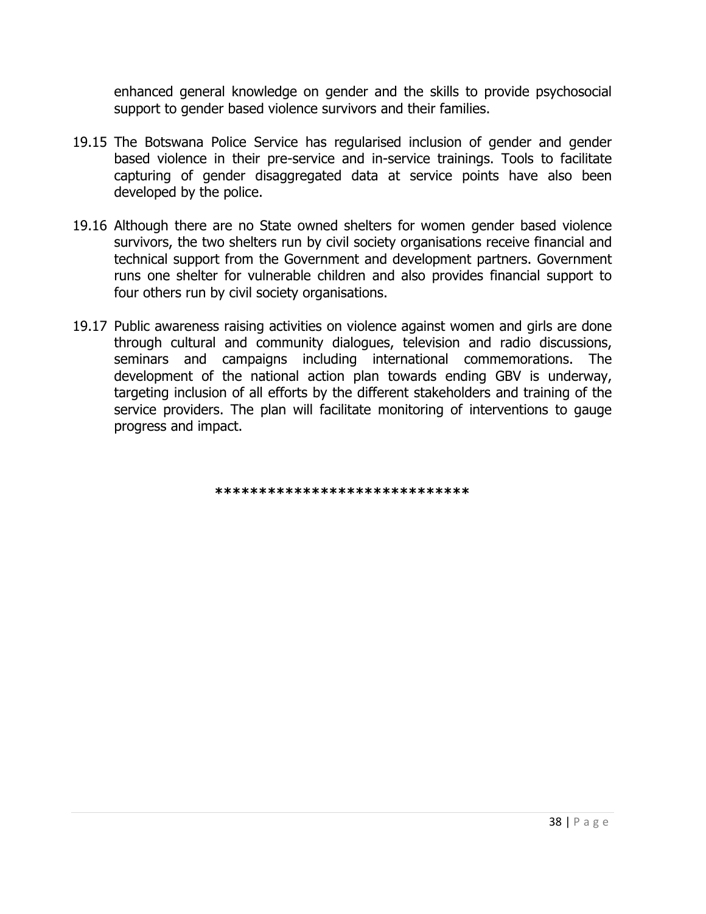enhanced general knowledge on gender and the skills to provide psychosocial support to gender based violence survivors and their families.

19.15 The Botswana Police Service has regularised inclusion of gender and gender based violence in their pre-service and in-service trainings. Tools to facilitate capturing of gender disaggregated data at service points have also been developed by the police.

19.16 Although there are no State owned shelters for women gender based violence survivors, the two shelters run by civil society organisations receive financial and technical support from the Government and development partners. Government runs one shelter for vulnerable children and also provides financial support to four others run by civil society organisations.

19.17 Public awareness raising activities on violence against women and girls are done through cultural and community dialogues, television and radio discussions, seminars and campaigns including international commemorations. The development of the national action plan towards ending GBV is underway, targeting inclusion of all efforts by the different stakeholders and training of the service providers. The plan will facilitate monitoring of interventions to gauge progress and impact.

*****************************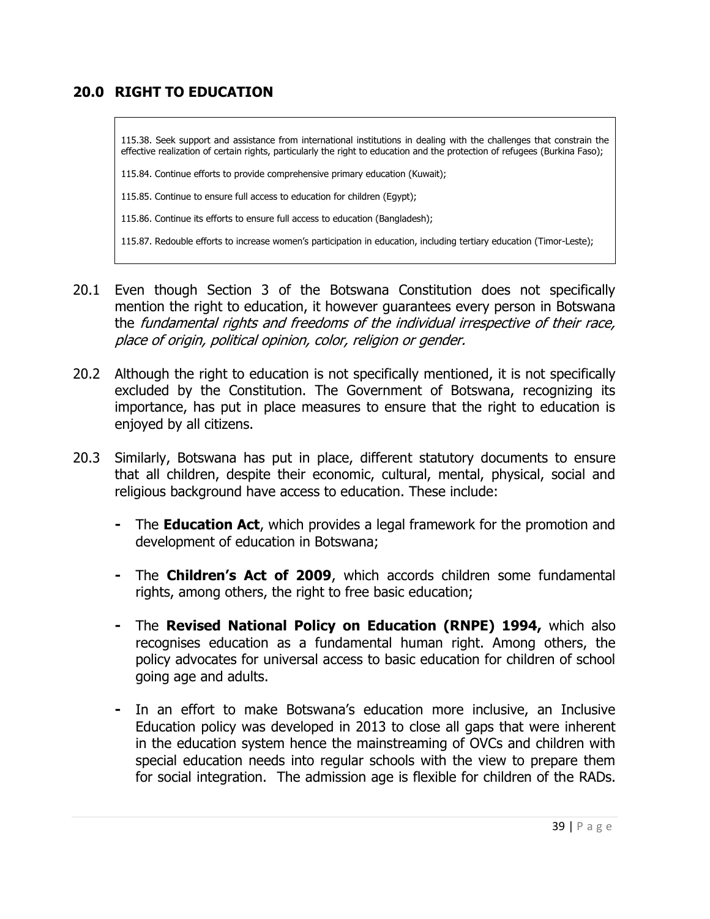## 20.0 RIGHT TO EDUCATION

> 115.38. Seek support and assistance from international institutions in dealing with the challenges that constrain the effective realization of certain rights, particularly the right to education and the protection of refugees (Burkina Faso);
>
> 115.84. Continue efforts to provide comprehensive primary education (Kuwait);
>
> 115.85. Continue to ensure full access to education for children (Egypt);
>
> 115.86. Continue its efforts to ensure full access to education (Bangladesh);
>
> 115.87. Redouble efforts to increase women's participation in education, including tertiary education (Timor-Leste);

20.1 Even though Section 3 of the Botswana Constitution does not specifically mention the right to education, it however guarantees every person in Botswana the *fundamental rights and freedoms of the individual irrespective of their race, place of origin, political opinion, color, religion or gender.*

20.2 Although the right to education is not specifically mentioned, it is not specifically excluded by the Constitution. The Government of Botswana, recognizing its importance, has put in place measures to ensure that the right to education is enjoyed by all citizens.

20.3 Similarly, Botswana has put in place, different statutory documents to ensure that all children, despite their economic, cultural, mental, physical, social and religious background have access to education. These include:

- The **Education Act**, which provides a legal framework for the promotion and development of education in Botswana;
- The **Children's Act of 2009**, which accords children some fundamental rights, among others, the right to free basic education;
- The **Revised National Policy on Education (RNPE) 1994,** which also recognises education as a fundamental human right. Among others, the policy advocates for universal access to basic education for children of school going age and adults.
- In an effort to make Botswana's education more inclusive, an Inclusive Education policy was developed in 2013 to close all gaps that were inherent in the education system hence the mainstreaming of OVCs and children with special education needs into regular schools with the view to prepare them for social integration. The admission age is flexible for children of the RADs.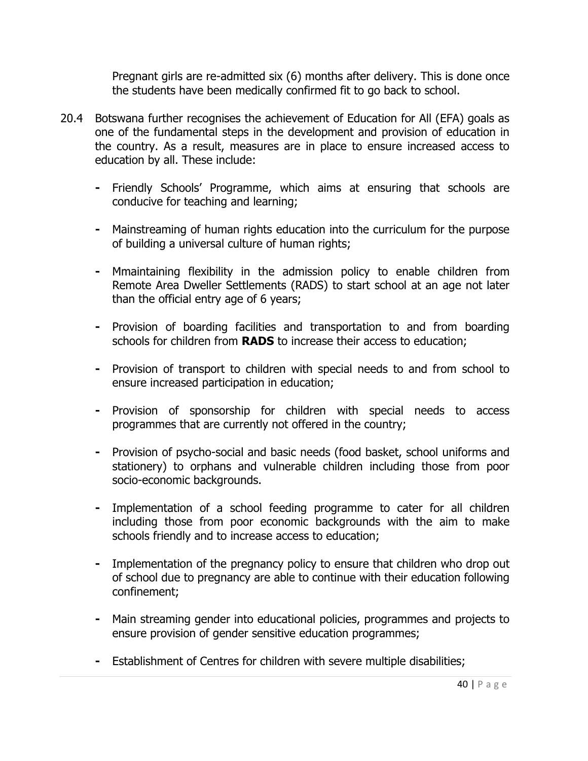Pregnant girls are re-admitted six (6) months after delivery. This is done once the students have been medically confirmed fit to go back to school.

20.4 Botswana further recognises the achievement of Education for All (EFA) goals as one of the fundamental steps in the development and provision of education in the country. As a result, measures are in place to ensure increased access to education by all. These include:

- Friendly Schools' Programme, which aims at ensuring that schools are conducive for teaching and learning;

- Mainstreaming of human rights education into the curriculum for the purpose of building a universal culture of human rights;

- Mmaintaining flexibility in the admission policy to enable children from Remote Area Dweller Settlements (RADS) to start school at an age not later than the official entry age of 6 years;

- Provision of boarding facilities and transportation to and from boarding schools for children from **RADS** to increase their access to education;

- Provision of transport to children with special needs to and from school to ensure increased participation in education;

- Provision of sponsorship for children with special needs to access programmes that are currently not offered in the country;

- Provision of psycho-social and basic needs (food basket, school uniforms and stationery) to orphans and vulnerable children including those from poor socio-economic backgrounds.

- Implementation of a school feeding programme to cater for all children including those from poor economic backgrounds with the aim to make schools friendly and to increase access to education;

- Implementation of the pregnancy policy to ensure that children who drop out of school due to pregnancy are able to continue with their education following confinement;

- Main streaming gender into educational policies, programmes and projects to ensure provision of gender sensitive education programmes;

- Establishment of Centres for children with severe multiple disabilities;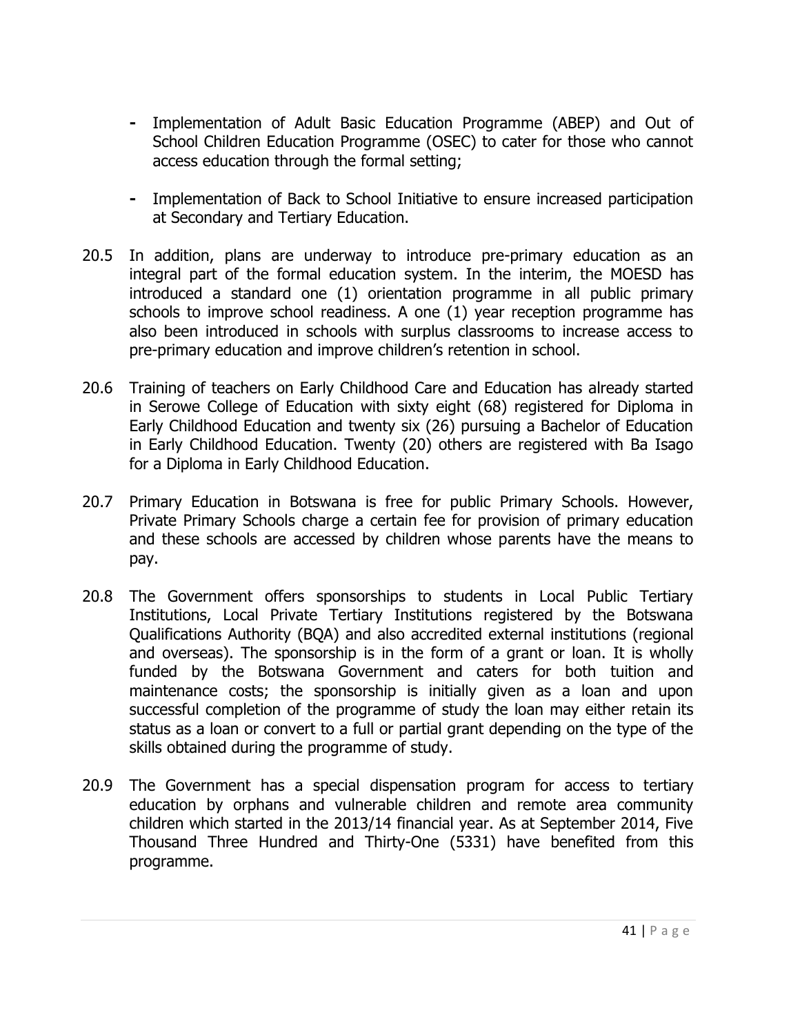- Implementation of Adult Basic Education Programme (ABEP) and Out of School Children Education Programme (OSEC) to cater for those who cannot access education through the formal setting;

- Implementation of Back to School Initiative to ensure increased participation at Secondary and Tertiary Education.

20.5 In addition, plans are underway to introduce pre-primary education as an integral part of the formal education system. In the interim, the MOESD has introduced a standard one (1) orientation programme in all public primary schools to improve school readiness. A one (1) year reception programme has also been introduced in schools with surplus classrooms to increase access to pre-primary education and improve children's retention in school.

20.6 Training of teachers on Early Childhood Care and Education has already started in Serowe College of Education with sixty eight (68) registered for Diploma in Early Childhood Education and twenty six (26) pursuing a Bachelor of Education in Early Childhood Education. Twenty (20) others are registered with Ba Isago for a Diploma in Early Childhood Education.

20.7 Primary Education in Botswana is free for public Primary Schools. However, Private Primary Schools charge a certain fee for provision of primary education and these schools are accessed by children whose parents have the means to pay.

20.8 The Government offers sponsorships to students in Local Public Tertiary Institutions, Local Private Tertiary Institutions registered by the Botswana Qualifications Authority (BQA) and also accredited external institutions (regional and overseas). The sponsorship is in the form of a grant or loan. It is wholly funded by the Botswana Government and caters for both tuition and maintenance costs; the sponsorship is initially given as a loan and upon successful completion of the programme of study the loan may either retain its status as a loan or convert to a full or partial grant depending on the type of the skills obtained during the programme of study.

20.9 The Government has a special dispensation program for access to tertiary education by orphans and vulnerable children and remote area community children which started in the 2013/14 financial year. As at September 2014, Five Thousand Three Hundred and Thirty-One (5331) have benefited from this programme.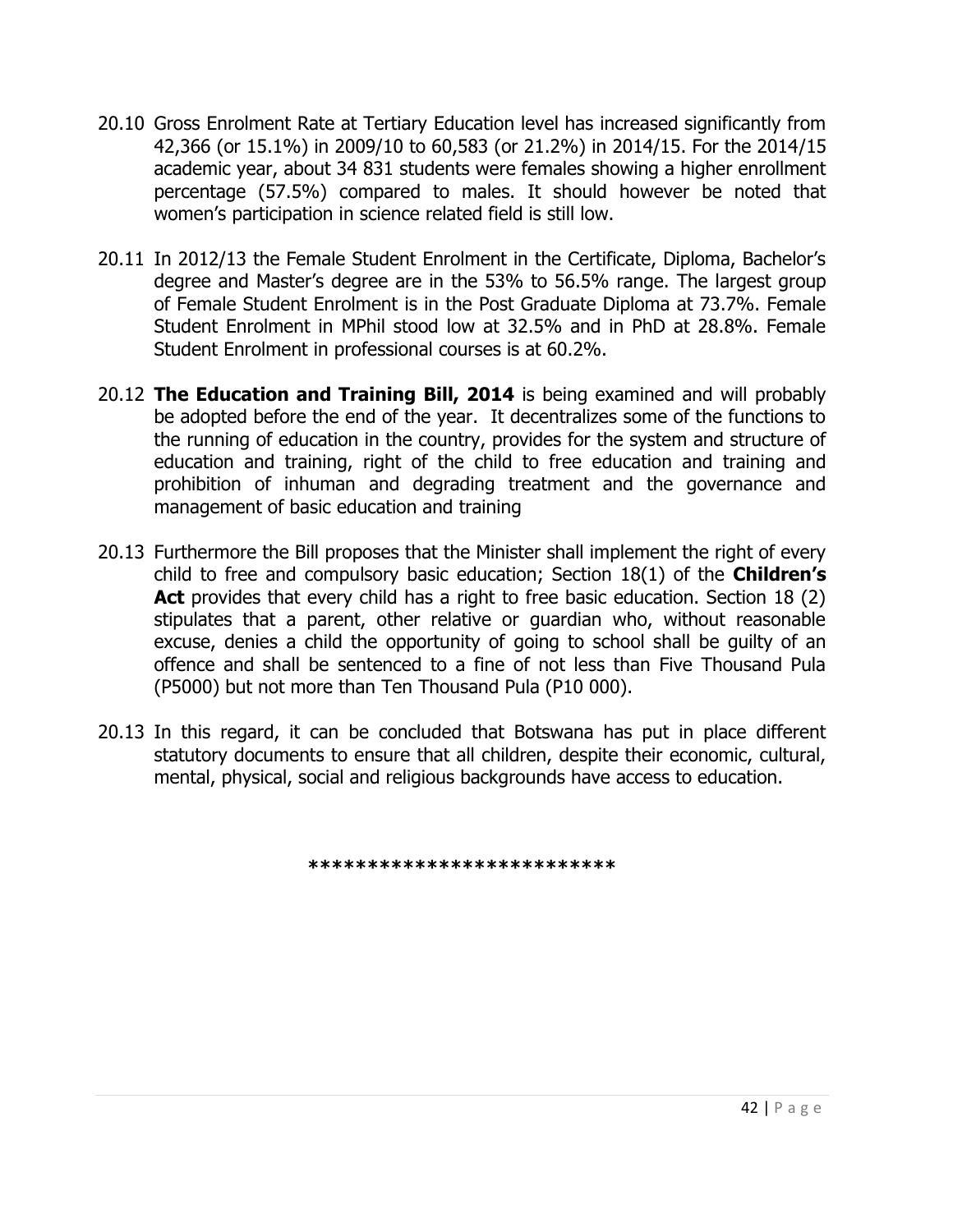20.10 Gross Enrolment Rate at Tertiary Education level has increased significantly from 42,366 (or 15.1%) in 2009/10 to 60,583 (or 21.2%) in 2014/15. For the 2014/15 academic year, about 34 831 students were females showing a higher enrollment percentage (57.5%) compared to males. It should however be noted that women's participation in science related field is still low.

20.11 In 2012/13 the Female Student Enrolment in the Certificate, Diploma, Bachelor's degree and Master's degree are in the 53% to 56.5% range. The largest group of Female Student Enrolment is in the Post Graduate Diploma at 73.7%. Female Student Enrolment in MPhil stood low at 32.5% and in PhD at 28.8%. Female Student Enrolment in professional courses is at 60.2%.

20.12 **The Education and Training Bill, 2014** is being examined and will probably be adopted before the end of the year. It decentralizes some of the functions to the running of education in the country, provides for the system and structure of education and training, right of the child to free education and training and prohibition of inhuman and degrading treatment and the governance and management of basic education and training

20.13 Furthermore the Bill proposes that the Minister shall implement the right of every child to free and compulsory basic education; Section 18(1) of the **Children's Act** provides that every child has a right to free basic education. Section 18 (2) stipulates that a parent, other relative or guardian who, without reasonable excuse, denies a child the opportunity of going to school shall be guilty of an offence and shall be sentenced to a fine of not less than Five Thousand Pula (P5000) but not more than Ten Thousand Pula (P10 000).

20.13 In this regard, it can be concluded that Botswana has put in place different statutory documents to ensure that all children, despite their economic, cultural, mental, physical, social and religious backgrounds have access to education.

**************************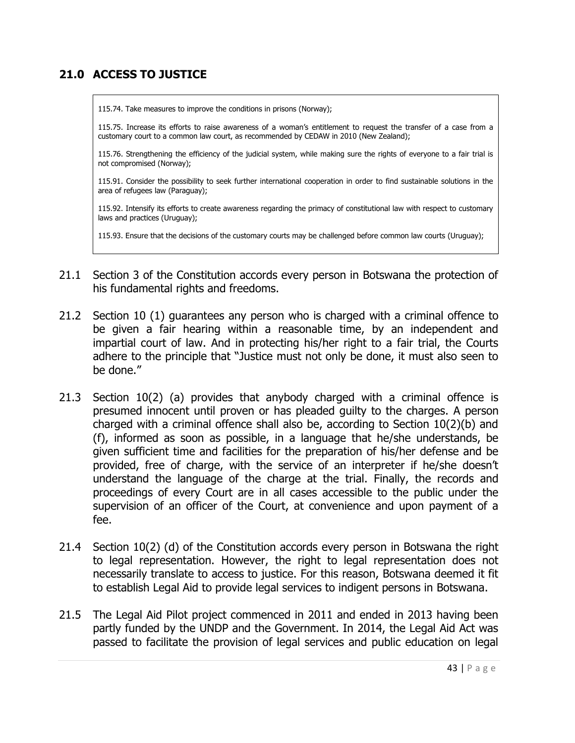## 21.0 ACCESS TO JUSTICE

> 115.74. Take measures to improve the conditions in prisons (Norway);
>
> 115.75. Increase its efforts to raise awareness of a woman's entitlement to request the transfer of a case from a customary court to a common law court, as recommended by CEDAW in 2010 (New Zealand);
>
> 115.76. Strengthening the efficiency of the judicial system, while making sure the rights of everyone to a fair trial is not compromised (Norway);
>
> 115.91. Consider the possibility to seek further international cooperation in order to find sustainable solutions in the area of refugees law (Paraguay);
>
> 115.92. Intensify its efforts to create awareness regarding the primacy of constitutional law with respect to customary laws and practices (Uruguay);
>
> 115.93. Ensure that the decisions of the customary courts may be challenged before common law courts (Uruguay);

21.1 Section 3 of the Constitution accords every person in Botswana the protection of his fundamental rights and freedoms.

21.2 Section 10 (1) guarantees any person who is charged with a criminal offence to be given a fair hearing within a reasonable time, by an independent and impartial court of law. And in protecting his/her right to a fair trial, the Courts adhere to the principle that "Justice must not only be done, it must also seen to be done."

21.3 Section 10(2) (a) provides that anybody charged with a criminal offence is presumed innocent until proven or has pleaded guilty to the charges. A person charged with a criminal offence shall also be, according to Section 10(2)(b) and (f), informed as soon as possible, in a language that he/she understands, be given sufficient time and facilities for the preparation of his/her defense and be provided, free of charge, with the service of an interpreter if he/she doesn't understand the language of the charge at the trial. Finally, the records and proceedings of every Court are in all cases accessible to the public under the supervision of an officer of the Court, at convenience and upon payment of a fee.

21.4 Section 10(2) (d) of the Constitution accords every person in Botswana the right to legal representation. However, the right to legal representation does not necessarily translate to access to justice. For this reason, Botswana deemed it fit to establish Legal Aid to provide legal services to indigent persons in Botswana.

21.5 The Legal Aid Pilot project commenced in 2011 and ended in 2013 having been partly funded by the UNDP and the Government. In 2014, the Legal Aid Act was passed to facilitate the provision of legal services and public education on legal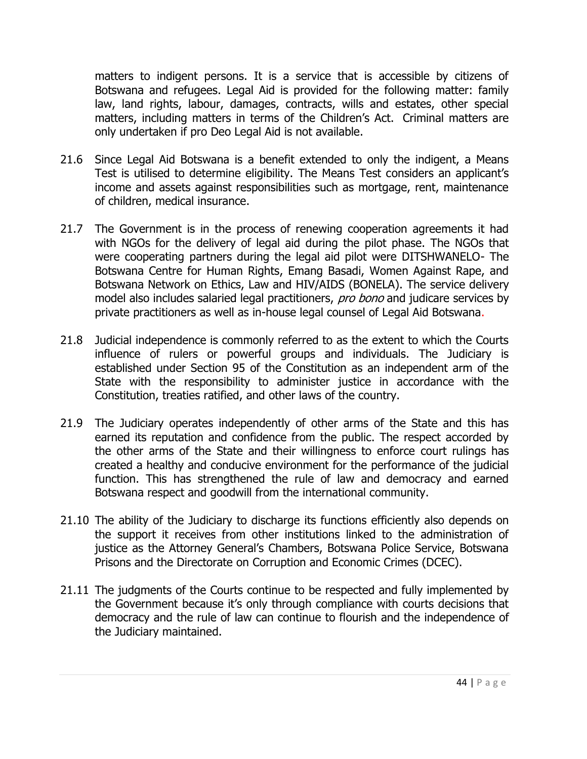matters to indigent persons. It is a service that is accessible by citizens of Botswana and refugees. Legal Aid is provided for the following matter: family law, land rights, labour, damages, contracts, wills and estates, other special matters, including matters in terms of the Children's Act. Criminal matters are only undertaken if pro Deo Legal Aid is not available.

21.6 Since Legal Aid Botswana is a benefit extended to only the indigent, a Means Test is utilised to determine eligibility. The Means Test considers an applicant's income and assets against responsibilities such as mortgage, rent, maintenance of children, medical insurance.

21.7 The Government is in the process of renewing cooperation agreements it had with NGOs for the delivery of legal aid during the pilot phase. The NGOs that were cooperating partners during the legal aid pilot were DITSHWANELO- The Botswana Centre for Human Rights, Emang Basadi, Women Against Rape, and Botswana Network on Ethics, Law and HIV/AIDS (BONELA). The service delivery model also includes salaried legal practitioners, *pro bono* and judicare services by private practitioners as well as in-house legal counsel of Legal Aid Botswana.

21.8 Judicial independence is commonly referred to as the extent to which the Courts influence of rulers or powerful groups and individuals. The Judiciary is established under Section 95 of the Constitution as an independent arm of the State with the responsibility to administer justice in accordance with the Constitution, treaties ratified, and other laws of the country.

21.9 The Judiciary operates independently of other arms of the State and this has earned its reputation and confidence from the public. The respect accorded by the other arms of the State and their willingness to enforce court rulings has created a healthy and conducive environment for the performance of the judicial function. This has strengthened the rule of law and democracy and earned Botswana respect and goodwill from the international community.

21.10 The ability of the Judiciary to discharge its functions efficiently also depends on the support it receives from other institutions linked to the administration of justice as the Attorney General's Chambers, Botswana Police Service, Botswana Prisons and the Directorate on Corruption and Economic Crimes (DCEC).

21.11 The judgments of the Courts continue to be respected and fully implemented by the Government because it's only through compliance with courts decisions that democracy and the rule of law can continue to flourish and the independence of the Judiciary maintained.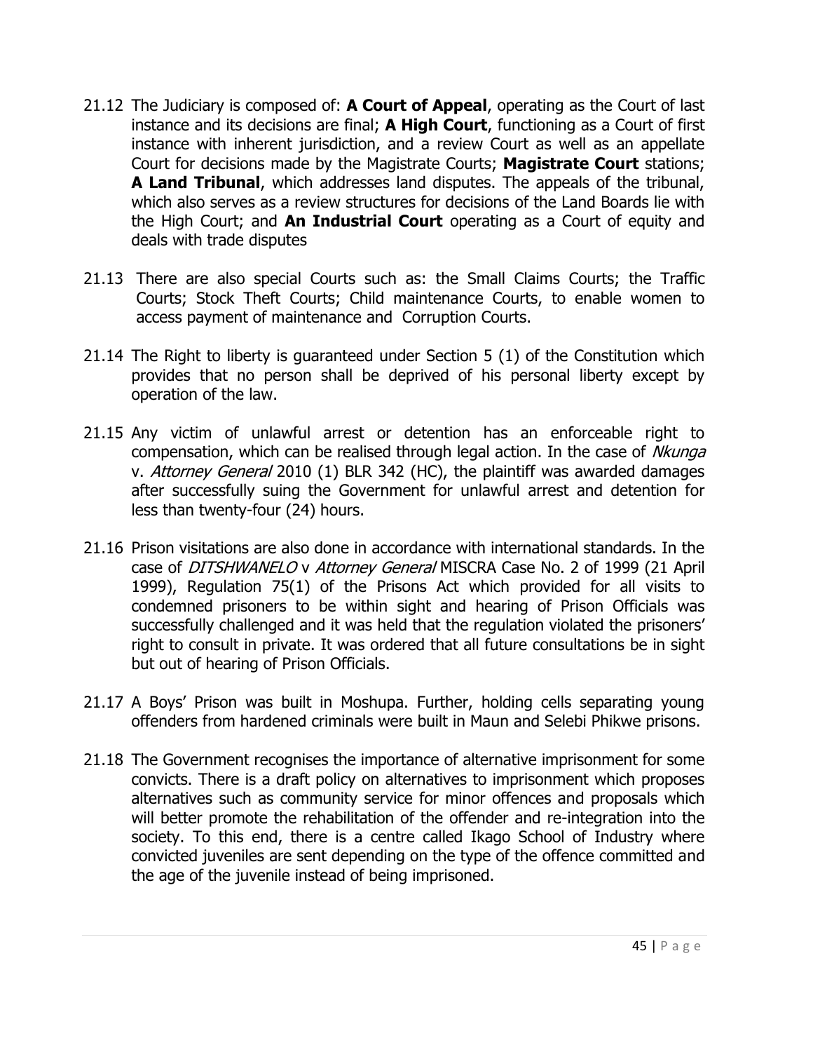21.12 The Judiciary is composed of: **A Court of Appeal**, operating as the Court of last instance and its decisions are final; **A High Court**, functioning as a Court of first instance with inherent jurisdiction, and a review Court as well as an appellate Court for decisions made by the Magistrate Courts; **Magistrate Court** stations; **A Land Tribunal**, which addresses land disputes. The appeals of the tribunal, which also serves as a review structures for decisions of the Land Boards lie with the High Court; and **An Industrial Court** operating as a Court of equity and deals with trade disputes

21.13 There are also special Courts such as: the Small Claims Courts; the Traffic Courts; Stock Theft Courts; Child maintenance Courts, to enable women to access payment of maintenance and Corruption Courts.

21.14 The Right to liberty is guaranteed under Section 5 (1) of the Constitution which provides that no person shall be deprived of his personal liberty except by operation of the law.

21.15 Any victim of unlawful arrest or detention has an enforceable right to compensation, which can be realised through legal action. In the case of *Nkunga* v. *Attorney General* 2010 (1) BLR 342 (HC), the plaintiff was awarded damages after successfully suing the Government for unlawful arrest and detention for less than twenty-four (24) hours.

21.16 Prison visitations are also done in accordance with international standards. In the case of *DITSHWANELO* v *Attorney General* MISCRA Case No. 2 of 1999 (21 April 1999), Regulation 75(1) of the Prisons Act which provided for all visits to condemned prisoners to be within sight and hearing of Prison Officials was successfully challenged and it was held that the regulation violated the prisoners' right to consult in private. It was ordered that all future consultations be in sight but out of hearing of Prison Officials.

21.17 A Boys' Prison was built in Moshupa. Further, holding cells separating young offenders from hardened criminals were built in Maun and Selebi Phikwe prisons.

21.18 The Government recognises the importance of alternative imprisonment for some convicts. There is a draft policy on alternatives to imprisonment which proposes alternatives such as community service for minor offences and proposals which will better promote the rehabilitation of the offender and re-integration into the society. To this end, there is a centre called Ikago School of Industry where convicted juveniles are sent depending on the type of the offence committed and the age of the juvenile instead of being imprisoned.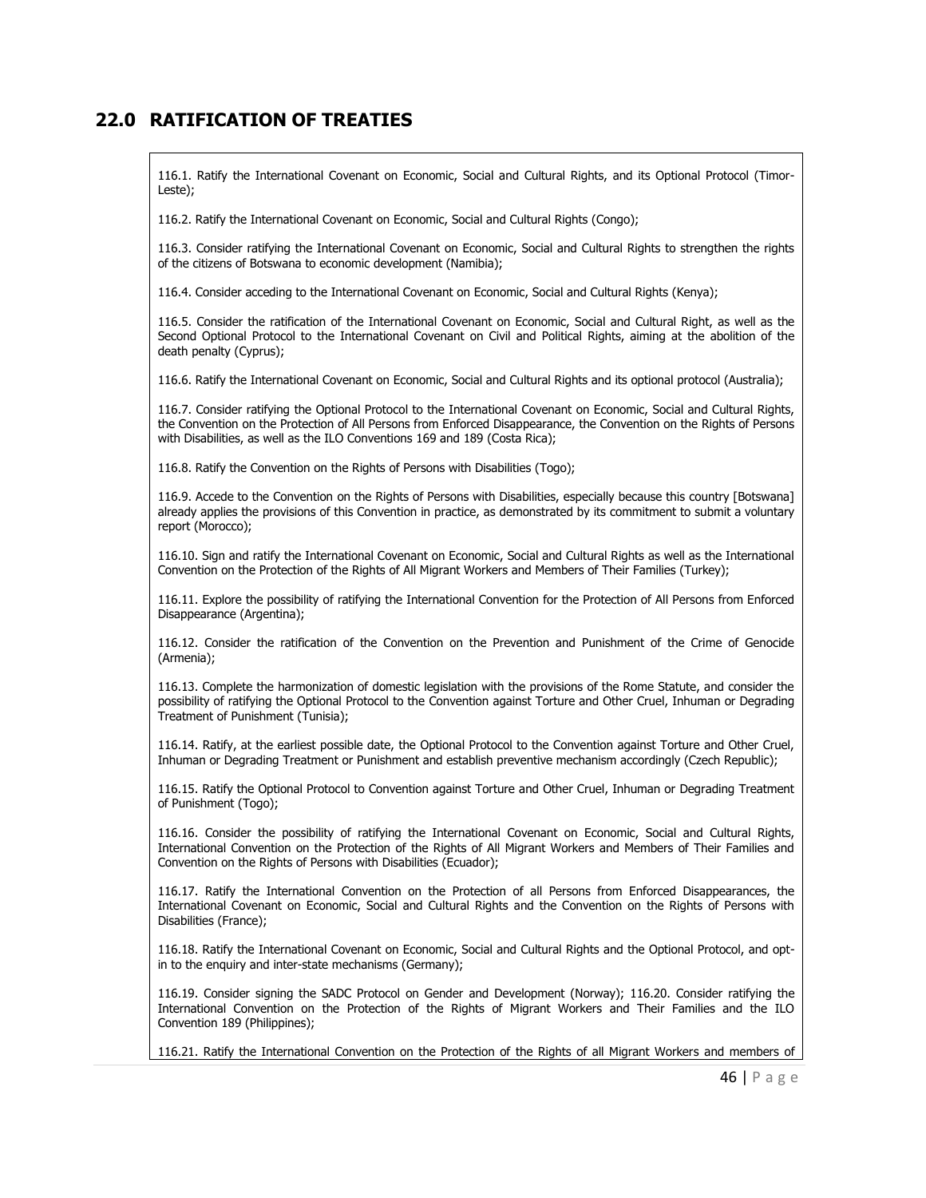## 22.0 RATIFICATION OF TREATIES

116.1. Ratify the International Covenant on Economic, Social and Cultural Rights, and its Optional Protocol (Timor-Leste);

116.2. Ratify the International Covenant on Economic, Social and Cultural Rights (Congo);

116.3. Consider ratifying the International Covenant on Economic, Social and Cultural Rights to strengthen the rights of the citizens of Botswana to economic development (Namibia);

116.4. Consider acceding to the International Covenant on Economic, Social and Cultural Rights (Kenya);

116.5. Consider the ratification of the International Covenant on Economic, Social and Cultural Right, as well as the Second Optional Protocol to the International Covenant on Civil and Political Rights, aiming at the abolition of the death penalty (Cyprus);

116.6. Ratify the International Covenant on Economic, Social and Cultural Rights and its optional protocol (Australia);

116.7. Consider ratifying the Optional Protocol to the International Covenant on Economic, Social and Cultural Rights, the Convention on the Protection of All Persons from Enforced Disappearance, the Convention on the Rights of Persons with Disabilities, as well as the ILO Conventions 169 and 189 (Costa Rica);

116.8. Ratify the Convention on the Rights of Persons with Disabilities (Togo);

116.9. Accede to the Convention on the Rights of Persons with Disabilities, especially because this country [Botswana] already applies the provisions of this Convention in practice, as demonstrated by its commitment to submit a voluntary report (Morocco);

116.10. Sign and ratify the International Covenant on Economic, Social and Cultural Rights as well as the International Convention on the Protection of the Rights of All Migrant Workers and Members of Their Families (Turkey);

116.11. Explore the possibility of ratifying the International Convention for the Protection of All Persons from Enforced Disappearance (Argentina);

116.12. Consider the ratification of the Convention on the Prevention and Punishment of the Crime of Genocide (Armenia);

116.13. Complete the harmonization of domestic legislation with the provisions of the Rome Statute, and consider the possibility of ratifying the Optional Protocol to the Convention against Torture and Other Cruel, Inhuman or Degrading Treatment of Punishment (Tunisia);

116.14. Ratify, at the earliest possible date, the Optional Protocol to the Convention against Torture and Other Cruel, Inhuman or Degrading Treatment or Punishment and establish preventive mechanism accordingly (Czech Republic);

116.15. Ratify the Optional Protocol to Convention against Torture and Other Cruel, Inhuman or Degrading Treatment of Punishment (Togo);

116.16. Consider the possibility of ratifying the International Covenant on Economic, Social and Cultural Rights, International Convention on the Protection of the Rights of All Migrant Workers and Members of Their Families and Convention on the Rights of Persons with Disabilities (Ecuador);

116.17. Ratify the International Convention on the Protection of all Persons from Enforced Disappearances, the International Covenant on Economic, Social and Cultural Rights and the Convention on the Rights of Persons with Disabilities (France);

116.18. Ratify the International Covenant on Economic, Social and Cultural Rights and the Optional Protocol, and opt-in to the enquiry and inter-state mechanisms (Germany);

116.19. Consider signing the SADC Protocol on Gender and Development (Norway); 116.20. Consider ratifying the International Convention on the Protection of the Rights of Migrant Workers and Their Families and the ILO Convention 189 (Philippines);

116.21. Ratify the International Convention on the Protection of the Rights of all Migrant Workers and members of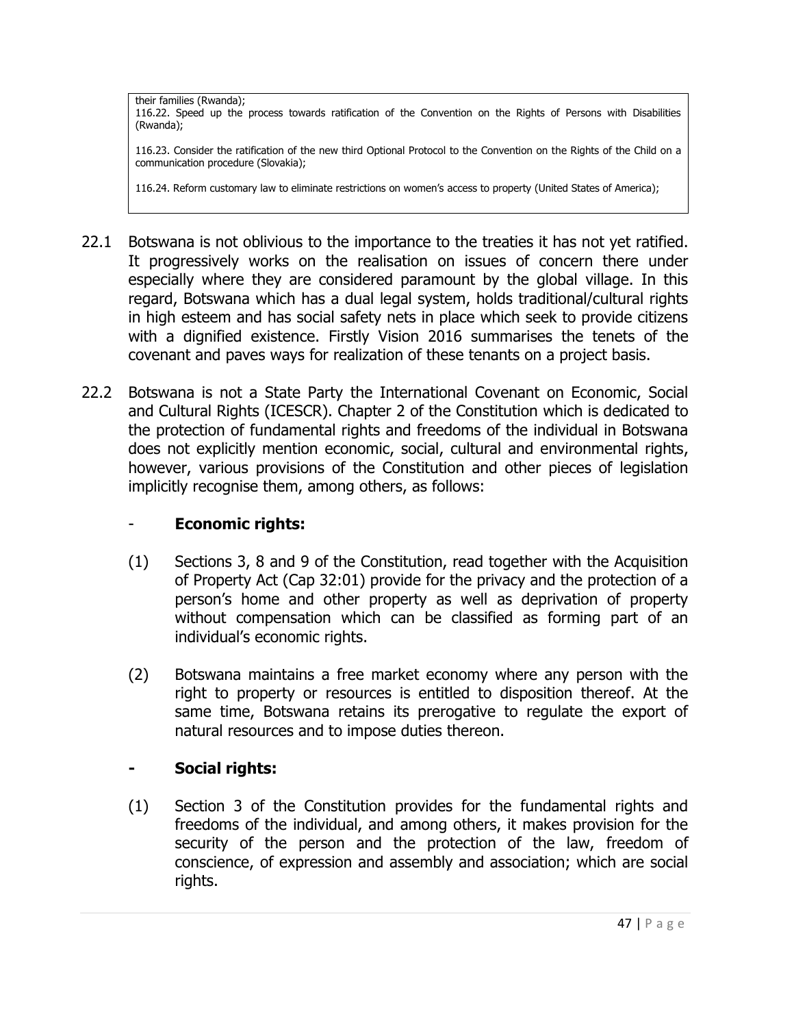> their families (Rwanda);
> 116.22. Speed up the process towards ratification of the Convention on the Rights of Persons with Disabilities (Rwanda);
>
> 116.23. Consider the ratification of the new third Optional Protocol to the Convention on the Rights of the Child on a communication procedure (Slovakia);
>
> 116.24. Reform customary law to eliminate restrictions on women's access to property (United States of America);

22.1 Botswana is not oblivious to the importance to the treaties it has not yet ratified. It progressively works on the realisation on issues of concern there under especially where they are considered paramount by the global village. In this regard, Botswana which has a dual legal system, holds traditional/cultural rights in high esteem and has social safety nets in place which seek to provide citizens with a dignified existence. Firstly Vision 2016 summarises the tenets of the covenant and paves ways for realization of these tenants on a project basis.

22.2 Botswana is not a State Party the International Covenant on Economic, Social and Cultural Rights (ICESCR). Chapter 2 of the Constitution which is dedicated to the protection of fundamental rights and freedoms of the individual in Botswana does not explicitly mention economic, social, cultural and environmental rights, however, various provisions of the Constitution and other pieces of legislation implicitly recognise them, among others, as follows:

- **Economic rights:**

(1) Sections 3, 8 and 9 of the Constitution, read together with the Acquisition of Property Act (Cap 32:01) provide for the privacy and the protection of a person's home and other property as well as deprivation of property without compensation which can be classified as forming part of an individual's economic rights.

(2) Botswana maintains a free market economy where any person with the right to property or resources is entitled to disposition thereof. At the same time, Botswana retains its prerogative to regulate the export of natural resources and to impose duties thereon.

- **Social rights:**

(1) Section 3 of the Constitution provides for the fundamental rights and freedoms of the individual, and among others, it makes provision for the security of the person and the protection of the law, freedom of conscience, of expression and assembly and association; which are social rights.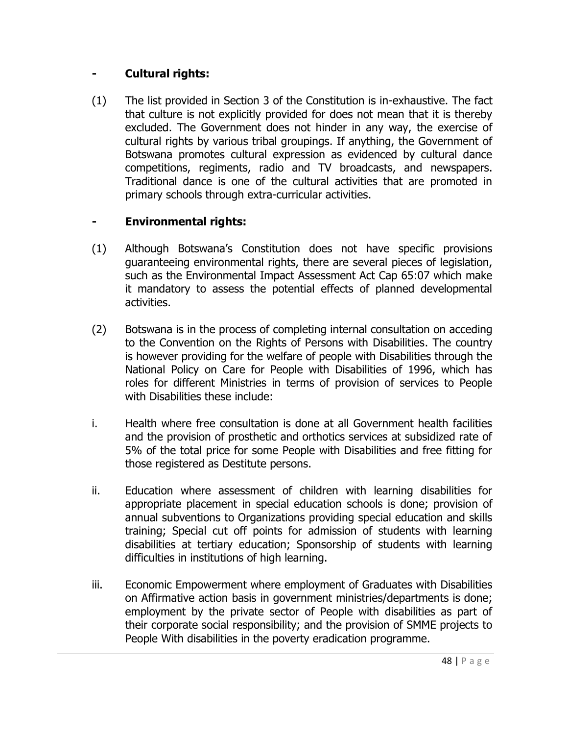- **Cultural rights:**

(1) The list provided in Section 3 of the Constitution is in-exhaustive. The fact that culture is not explicitly provided for does not mean that it is thereby excluded. The Government does not hinder in any way, the exercise of cultural rights by various tribal groupings. If anything, the Government of Botswana promotes cultural expression as evidenced by cultural dance competitions, regiments, radio and TV broadcasts, and newspapers. Traditional dance is one of the cultural activities that are promoted in primary schools through extra-curricular activities.

- **Environmental rights:**

(1) Although Botswana's Constitution does not have specific provisions guaranteeing environmental rights, there are several pieces of legislation, such as the Environmental Impact Assessment Act Cap 65:07 which make it mandatory to assess the potential effects of planned developmental activities.

(2) Botswana is in the process of completing internal consultation on acceding to the Convention on the Rights of Persons with Disabilities. The country is however providing for the welfare of people with Disabilities through the National Policy on Care for People with Disabilities of 1996, which has roles for different Ministries in terms of provision of services to People with Disabilities these include:

i. Health where free consultation is done at all Government health facilities and the provision of prosthetic and orthotics services at subsidized rate of 5% of the total price for some People with Disabilities and free fitting for those registered as Destitute persons.

ii. Education where assessment of children with learning disabilities for appropriate placement in special education schools is done; provision of annual subventions to Organizations providing special education and skills training; Special cut off points for admission of students with learning disabilities at tertiary education; Sponsorship of students with learning difficulties in institutions of high learning.

iii. Economic Empowerment where employment of Graduates with Disabilities on Affirmative action basis in government ministries/departments is done; employment by the private sector of People with disabilities as part of their corporate social responsibility; and the provision of SMME projects to People With disabilities in the poverty eradication programme.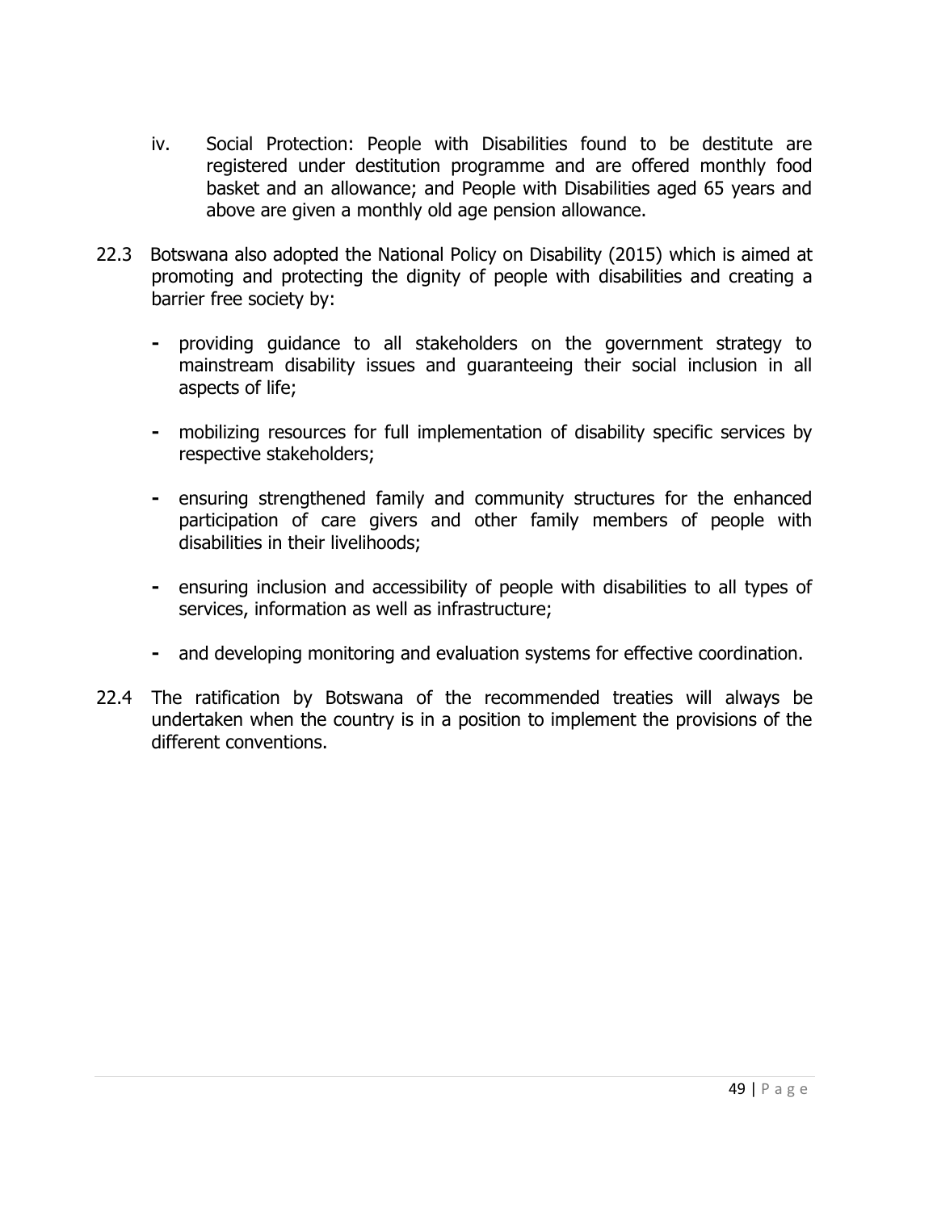iv. Social Protection: People with Disabilities found to be destitute are registered under destitution programme and are offered monthly food basket and an allowance; and People with Disabilities aged 65 years and above are given a monthly old age pension allowance.

22.3 Botswana also adopted the National Policy on Disability (2015) which is aimed at promoting and protecting the dignity of people with disabilities and creating a barrier free society by:

- providing guidance to all stakeholders on the government strategy to mainstream disability issues and guaranteeing their social inclusion in all aspects of life;

- mobilizing resources for full implementation of disability specific services by respective stakeholders;

- ensuring strengthened family and community structures for the enhanced participation of care givers and other family members of people with disabilities in their livelihoods;

- ensuring inclusion and accessibility of people with disabilities to all types of services, information as well as infrastructure;

- and developing monitoring and evaluation systems for effective coordination.

22.4 The ratification by Botswana of the recommended treaties will always be undertaken when the country is in a position to implement the provisions of the different conventions.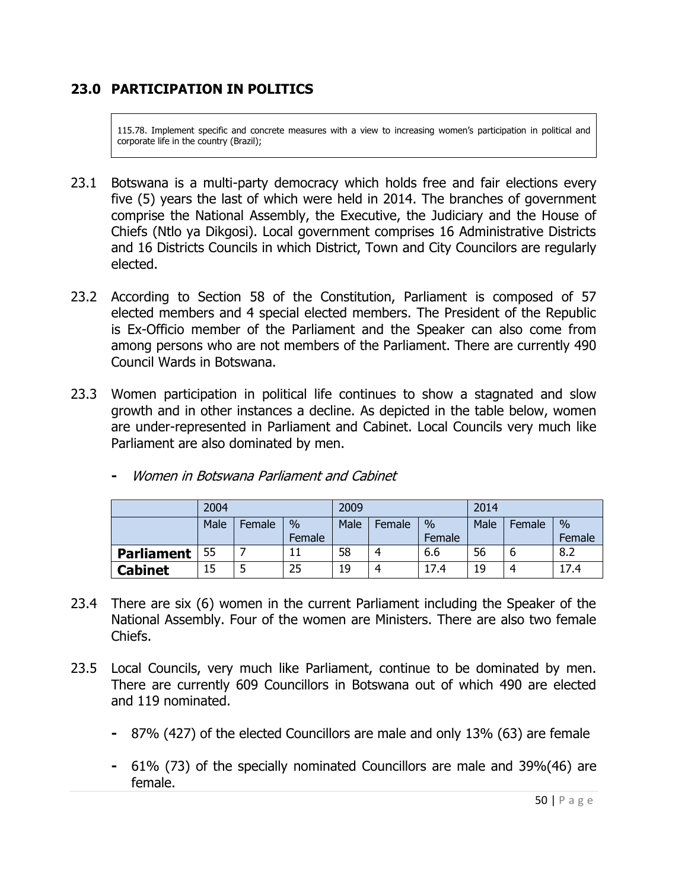## 23.0 PARTICIPATION IN POLITICS

> 115.78. Implement specific and concrete measures with a view to increasing women's participation in political and corporate life in the country (Brazil);

23.1 Botswana is a multi-party democracy which holds free and fair elections every five (5) years the last of which were held in 2014. The branches of government comprise the National Assembly, the Executive, the Judiciary and the House of Chiefs (Ntlo ya Dikgosi). Local government comprises 16 Administrative Districts and 16 Districts Councils in which District, Town and City Councilors are regularly elected.

23.2 According to Section 58 of the Constitution, Parliament is composed of 57 elected members and 4 special elected members. The President of the Republic is Ex-Officio member of the Parliament and the Speaker can also come from among persons who are not members of the Parliament. There are currently 490 Council Wards in Botswana.

23.3 Women participation in political life continues to show a stagnated and slow growth and in other instances a decline. As depicted in the table below, women are under-represented in Parliament and Cabinet. Local Councils very much like Parliament are also dominated by men.

- *Women in Botswana Parliament and Cabinet*

| | 2004 | | | 2009 | | | 2014 | | |
|---|---|---|---|---|---|---|---|---|---|
| | Male | Female | % Female | Male | Female | % Female | Male | Female | % Female |
| **Parliament** | 55 | 7 | 11 | 58 | 4 | 6.6 | 56 | 6 | 8.2 |
| **Cabinet** | 15 | 5 | 25 | 19 | 4 | 17.4 | 19 | 4 | 17.4 |

23.4 There are six (6) women in the current Parliament including the Speaker of the National Assembly. Four of the women are Ministers. There are also two female Chiefs.

23.5 Local Councils, very much like Parliament, continue to be dominated by men. There are currently 609 Councillors in Botswana out of which 490 are elected and 119 nominated.

- 87% (427) of the elected Councillors are male and only 13% (63) are female
- 61% (73) of the specially nominated Councillors are male and 39%(46) are female.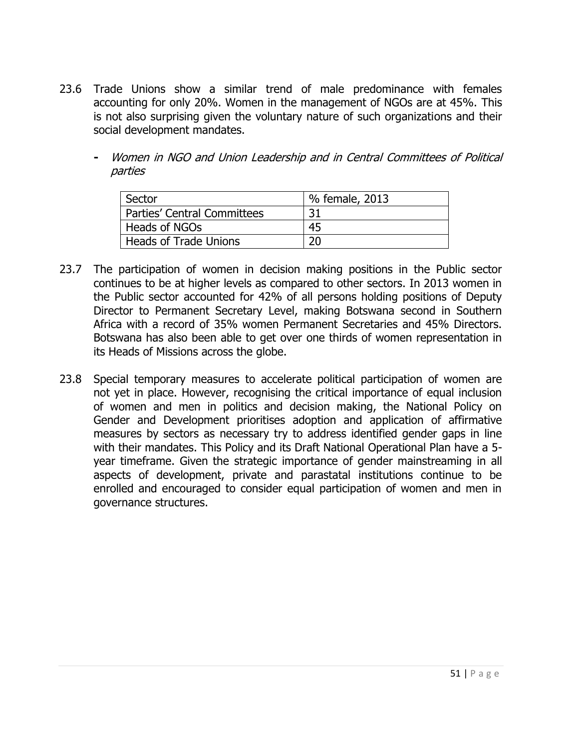23.6 Trade Unions show a similar trend of male predominance with females accounting for only 20%. Women in the management of NGOs are at 45%. This is not also surprising given the voluntary nature of such organizations and their social development mandates.

- *Women in NGO and Union Leadership and in Central Committees of Political parties*

| Sector | % female, 2013 |
| --- | --- |
| Parties' Central Committees | 31 |
| Heads of NGOs | 45 |
| Heads of Trade Unions | 20 |

23.7 The participation of women in decision making positions in the Public sector continues to be at higher levels as compared to other sectors. In 2013 women in the Public sector accounted for 42% of all persons holding positions of Deputy Director to Permanent Secretary Level, making Botswana second in Southern Africa with a record of 35% women Permanent Secretaries and 45% Directors. Botswana has also been able to get over one thirds of women representation in its Heads of Missions across the globe.

23.8 Special temporary measures to accelerate political participation of women are not yet in place. However, recognising the critical importance of equal inclusion of women and men in politics and decision making, the National Policy on Gender and Development prioritises adoption and application of affirmative measures by sectors as necessary try to address identified gender gaps in line with their mandates. This Policy and its Draft National Operational Plan have a 5-year timeframe. Given the strategic importance of gender mainstreaming in all aspects of development, private and parastatal institutions continue to be enrolled and encouraged to consider equal participation of women and men in governance structures.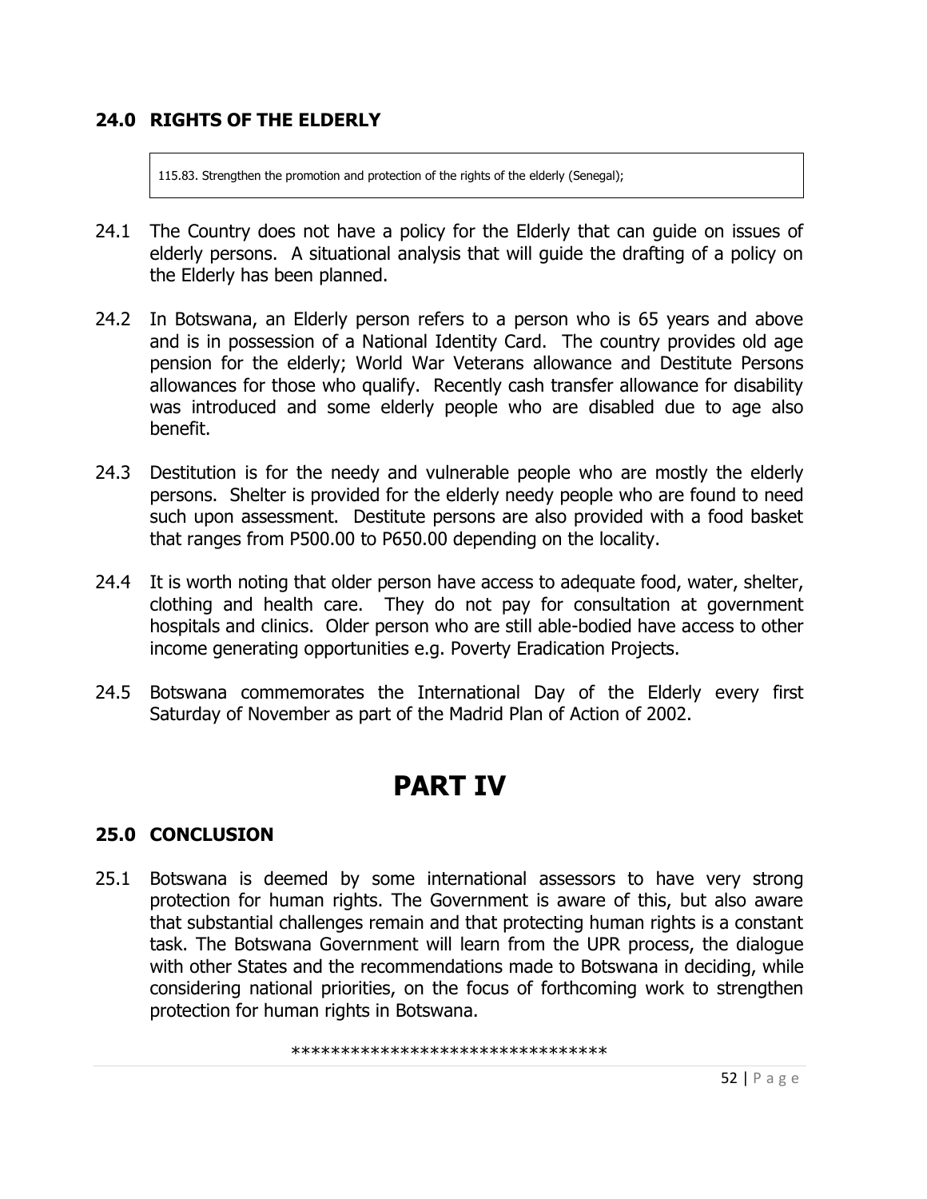## 24.0 RIGHTS OF THE ELDERLY

> 115.83. Strengthen the promotion and protection of the rights of the elderly (Senegal);

24.1 The Country does not have a policy for the Elderly that can guide on issues of elderly persons. A situational analysis that will guide the drafting of a policy on the Elderly has been planned.

24.2 In Botswana, an Elderly person refers to a person who is 65 years and above and is in possession of a National Identity Card. The country provides old age pension for the elderly; World War Veterans allowance and Destitute Persons allowances for those who qualify. Recently cash transfer allowance for disability was introduced and some elderly people who are disabled due to age also benefit.

24.3 Destitution is for the needy and vulnerable people who are mostly the elderly persons. Shelter is provided for the elderly needy people who are found to need such upon assessment. Destitute persons are also provided with a food basket that ranges from P500.00 to P650.00 depending on the locality.

24.4 It is worth noting that older person have access to adequate food, water, shelter, clothing and health care. They do not pay for consultation at government hospitals and clinics. Older person who are still able-bodied have access to other income generating opportunities e.g. Poverty Eradication Projects.

24.5 Botswana commemorates the International Day of the Elderly every first Saturday of November as part of the Madrid Plan of Action of 2002.

# PART IV

## 25.0 CONCLUSION

25.1 Botswana is deemed by some international assessors to have very strong protection for human rights. The Government is aware of this, but also aware that substantial challenges remain and that protecting human rights is a constant task. The Botswana Government will learn from the UPR process, the dialogue with other States and the recommendations made to Botswana in deciding, while considering national priorities, on the focus of forthcoming work to strengthen protection for human rights in Botswana.

********************************